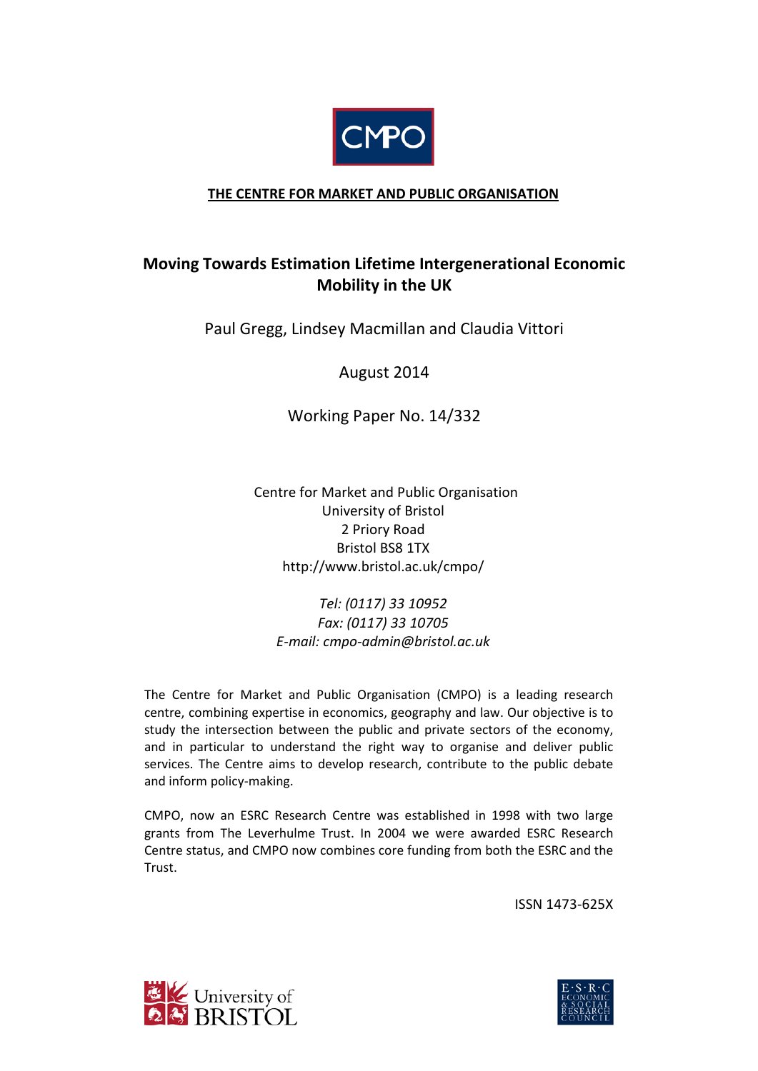CMPO

**THE CENTRE FOR MARKET AND PUBLIC ORGANISATION**

# Moving Towards Estimation Lifetime Intergenerational Economic Mobility in the UK

Paul Gregg, Lindsey Macmillan and Claudia Vittori

August 2014

Working Paper No. 14/332

Centre for Market and Public Organisation
University of Bristol
2 Priory Road
Bristol BS8 1TX
http://www.bristol.ac.uk/cmpo/

*Tel: (0117) 33 10952*
*Fax: (0117) 33 10705*
*E-mail: cmpo-admin@bristol.ac.uk*

The Centre for Market and Public Organisation (CMPO) is a leading research centre, combining expertise in economics, geography and law. Our objective is to study the intersection between the public and private sectors of the economy, and in particular to understand the right way to organise and deliver public services. The Centre aims to develop research, contribute to the public debate and inform policy-making.

CMPO, now an ESRC Research Centre was established in 1998 with two large grants from The Leverhulme Trust. In 2004 we were awarded ESRC Research Centre status, and CMPO now combines core funding from both the ESRC and the Trust.

ISSN 1473-625X

University of Bristol

E·S·R·C ECONOMIC & SOCIAL RESEARCH COUNCIL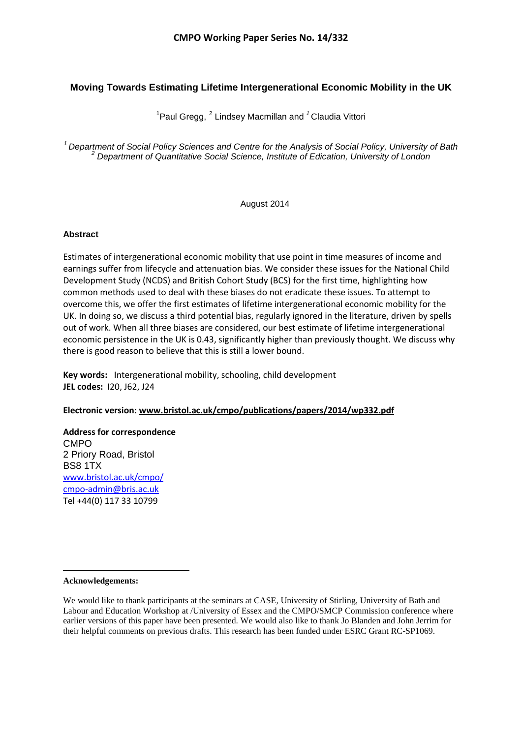## CMPO Working Paper Series No. 14/332

### Moving Towards Estimating Lifetime Intergenerational Economic Mobility in the UK

[1]Paul Gregg, [2] Lindsey Macmillan and [1] Claudia Vittori

[1] *Department of Social Policy Sciences and Centre for the Analysis of Social Policy, University of Bath*
[2] *Department of Quantitative Social Science, Institute of Edication, University of London*

August 2014

#### Abstract

Estimates of intergenerational economic mobility that use point in time measures of income and earnings suffer from lifecycle and attenuation bias. We consider these issues for the National Child Development Study (NCDS) and British Cohort Study (BCS) for the first time, highlighting how common methods used to deal with these biases do not eradicate these issues. To attempt to overcome this, we offer the first estimates of lifetime intergenerational economic mobility for the UK. In doing so, we discuss a third potential bias, regularly ignored in the literature, driven by spells out of work. When all three biases are considered, our best estimate of lifetime intergenerational economic persistence in the UK is 0.43, significantly higher than previously thought. We discuss why there is good reason to believe that this is still a lower bound.

**Key words:** Intergenerational mobility, schooling, child development
**JEL codes:** I20, J62, J24

**Electronic version: www.bristol.ac.uk/cmpo/publications/papers/2014/wp332.pdf**

**Address for correspondence**
CMPO
2 Priory Road, Bristol
BS8 1TX
www.bristol.ac.uk/cmpo/
cmpo-admin@bris.ac.uk
Tel +44(0) 117 33 10799

---

**Acknowledgements:**

We would like to thank participants at the seminars at CASE, University of Stirling, University of Bath and Labour and Education Workshop at /University of Essex and the CMPO/SMCP Commission conference where earlier versions of this paper have been presented. We would also like to thank Jo Blanden and John Jerrim for their helpful comments on previous drafts. This research has been funded under ESRC Grant RC-SP1069.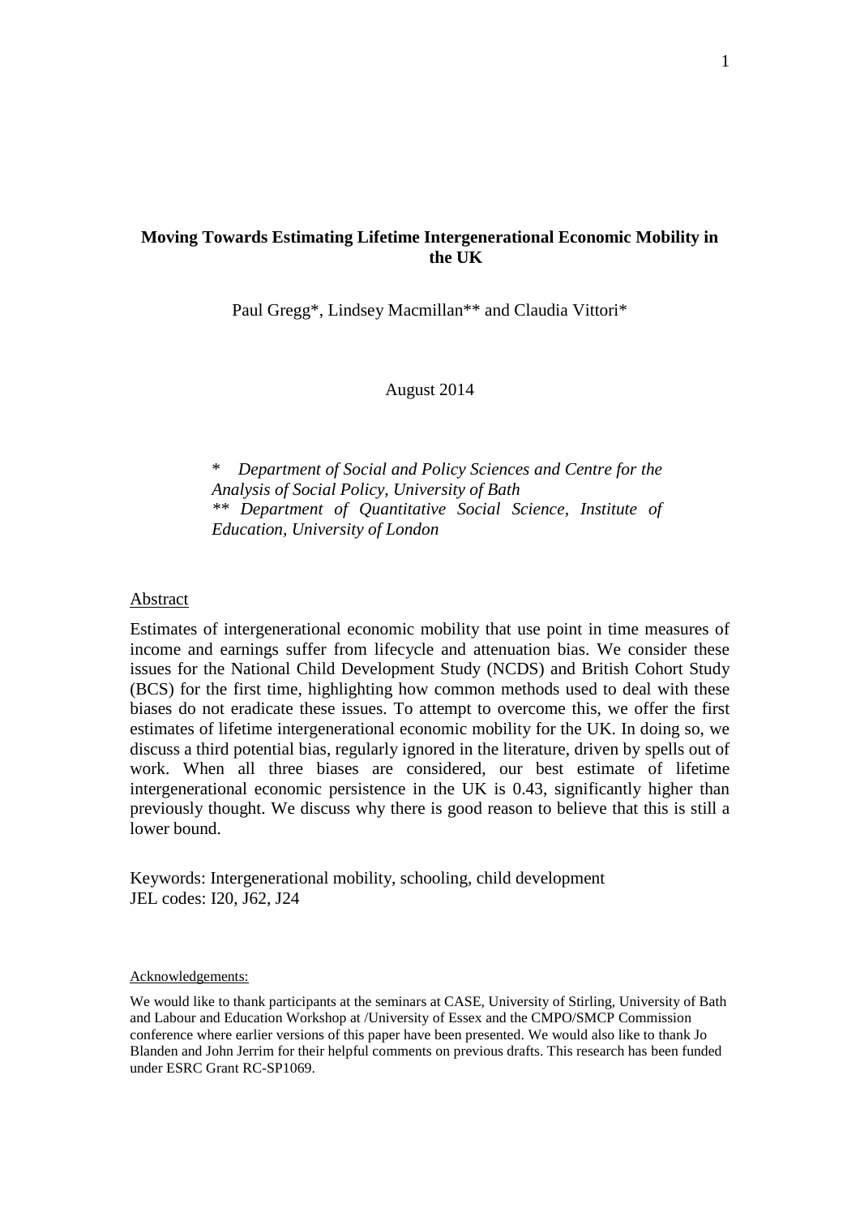# Moving Towards Estimating Lifetime Intergenerational Economic Mobility in the UK

Paul Gregg*, Lindsey Macmillan** and Claudia Vittori*

August 2014

\* *Department of Social and Policy Sciences and Centre for the Analysis of Social Policy, University of Bath*
\*\* *Department of Quantitative Social Science, Institute of Education, University of London*

## Abstract

Estimates of intergenerational economic mobility that use point in time measures of income and earnings suffer from lifecycle and attenuation bias. We consider these issues for the National Child Development Study (NCDS) and British Cohort Study (BCS) for the first time, highlighting how common methods used to deal with these biases do not eradicate these issues. To attempt to overcome this, we offer the first estimates of lifetime intergenerational economic mobility for the UK. In doing so, we discuss a third potential bias, regularly ignored in the literature, driven by spells out of work. When all three biases are considered, our best estimate of lifetime intergenerational economic persistence in the UK is 0.43, significantly higher than previously thought. We discuss why there is good reason to believe that this is still a lower bound.

Keywords: Intergenerational mobility, schooling, child development
JEL codes: I20, J62, J24

Acknowledgements:

We would like to thank participants at the seminars at CASE, University of Stirling, University of Bath and Labour and Education Workshop at /University of Essex and the CMPO/SMCP Commission conference where earlier versions of this paper have been presented. We would also like to thank Jo Blanden and John Jerrim for their helpful comments on previous drafts. This research has been funded under ESRC Grant RC-SP1069.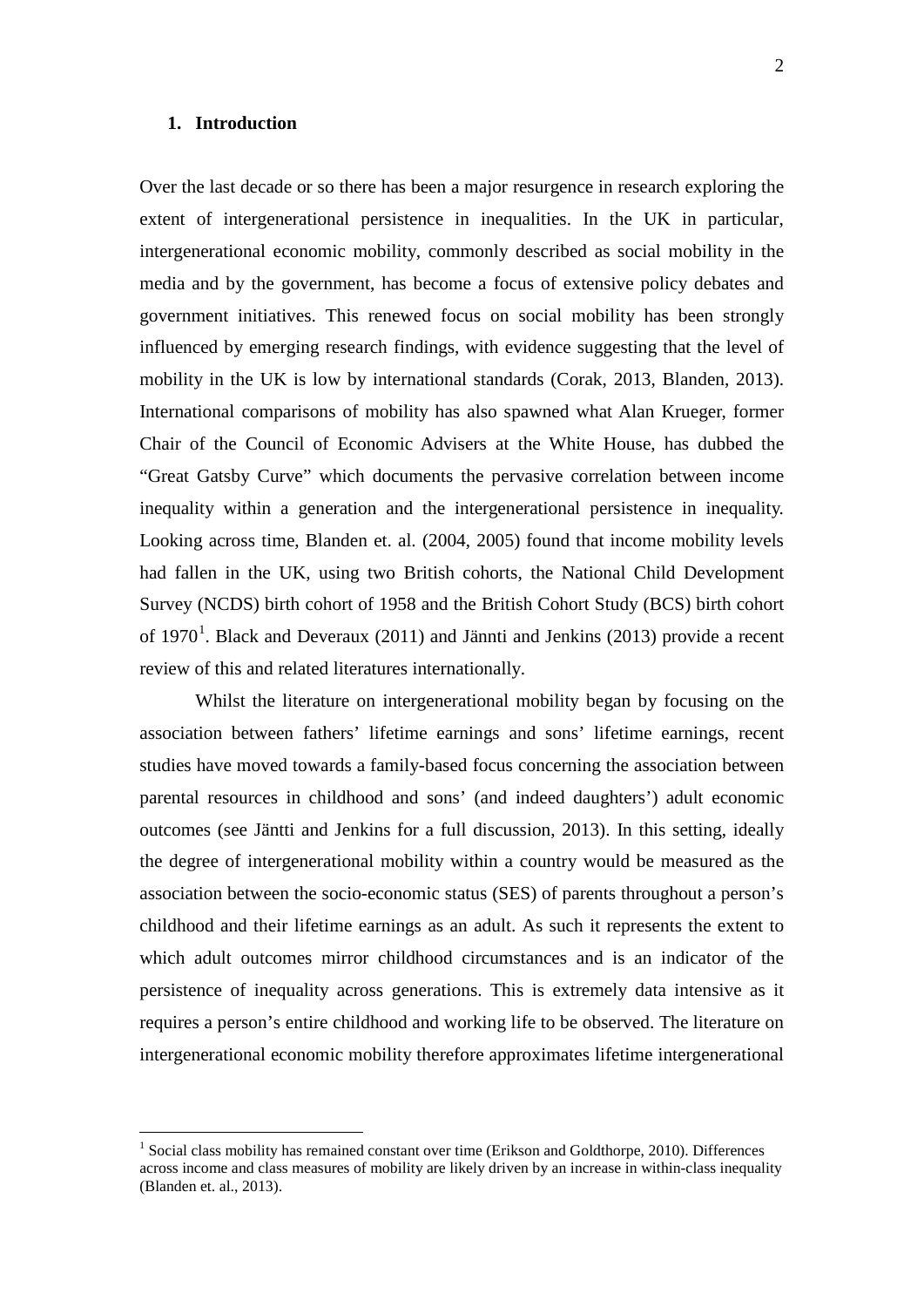## 1. Introduction

Over the last decade or so there has been a major resurgence in research exploring the extent of intergenerational persistence in inequalities. In the UK in particular, intergenerational economic mobility, commonly described as social mobility in the media and by the government, has become a focus of extensive policy debates and government initiatives. This renewed focus on social mobility has been strongly influenced by emerging research findings, with evidence suggesting that the level of mobility in the UK is low by international standards (Corak, 2013, Blanden, 2013). International comparisons of mobility has also spawned what Alan Krueger, former Chair of the Council of Economic Advisers at the White House, has dubbed the "Great Gatsby Curve" which documents the pervasive correlation between income inequality within a generation and the intergenerational persistence in inequality. Looking across time, Blanden et. al. (2004, 2005) found that income mobility levels had fallen in the UK, using two British cohorts, the National Child Development Survey (NCDS) birth cohort of 1958 and the British Cohort Study (BCS) birth cohort of 1970[1]. Black and Deveraux (2011) and Jännti and Jenkins (2013) provide a recent review of this and related literatures internationally.

Whilst the literature on intergenerational mobility began by focusing on the association between fathers' lifetime earnings and sons' lifetime earnings, recent studies have moved towards a family-based focus concerning the association between parental resources in childhood and sons' (and indeed daughters') adult economic outcomes (see Jäntti and Jenkins for a full discussion, 2013). In this setting, ideally the degree of intergenerational mobility within a country would be measured as the association between the socio-economic status (SES) of parents throughout a person's childhood and their lifetime earnings as an adult. As such it represents the extent to which adult outcomes mirror childhood circumstances and is an indicator of the persistence of inequality across generations. This is extremely data intensive as it requires a person's entire childhood and working life to be observed. The literature on intergenerational economic mobility therefore approximates lifetime intergenerational

[1] Social class mobility has remained constant over time (Erikson and Goldthorpe, 2010). Differences across income and class measures of mobility are likely driven by an increase in within-class inequality (Blanden et. al., 2013).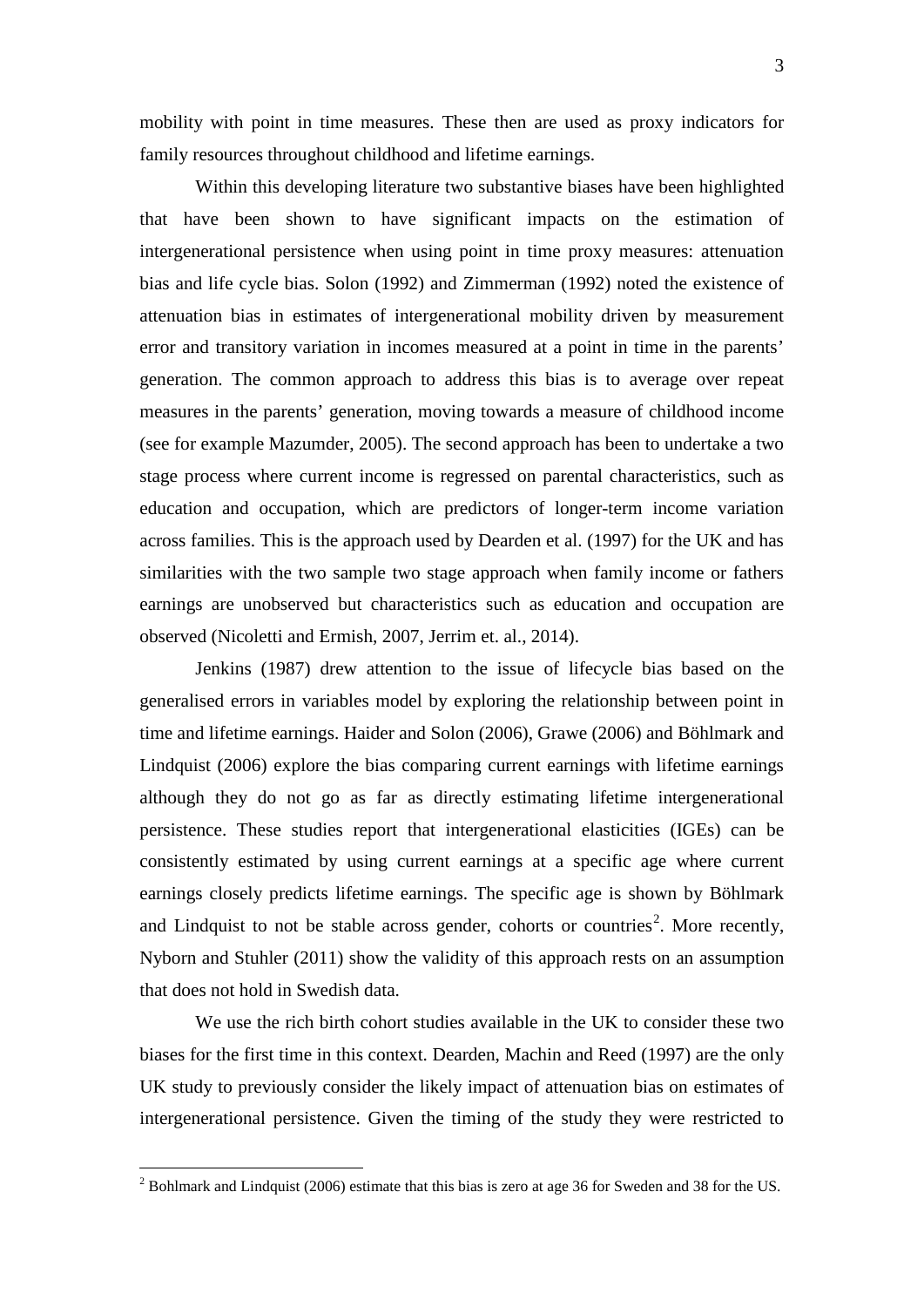mobility with point in time measures. These then are used as proxy indicators for family resources throughout childhood and lifetime earnings.

Within this developing literature two substantive biases have been highlighted that have been shown to have significant impacts on the estimation of intergenerational persistence when using point in time proxy measures: attenuation bias and life cycle bias. Solon (1992) and Zimmerman (1992) noted the existence of attenuation bias in estimates of intergenerational mobility driven by measurement error and transitory variation in incomes measured at a point in time in the parents' generation. The common approach to address this bias is to average over repeat measures in the parents' generation, moving towards a measure of childhood income (see for example Mazumder, 2005). The second approach has been to undertake a two stage process where current income is regressed on parental characteristics, such as education and occupation, which are predictors of longer-term income variation across families. This is the approach used by Dearden et al. (1997) for the UK and has similarities with the two sample two stage approach when family income or fathers earnings are unobserved but characteristics such as education and occupation are observed (Nicoletti and Ermish, 2007, Jerrim et. al., 2014).

Jenkins (1987) drew attention to the issue of lifecycle bias based on the generalised errors in variables model by exploring the relationship between point in time and lifetime earnings. Haider and Solon (2006), Grawe (2006) and Böhlmark and Lindquist (2006) explore the bias comparing current earnings with lifetime earnings although they do not go as far as directly estimating lifetime intergenerational persistence. These studies report that intergenerational elasticities (IGEs) can be consistently estimated by using current earnings at a specific age where current earnings closely predicts lifetime earnings. The specific age is shown by Böhlmark and Lindquist to not be stable across gender, cohorts or countries[2]. More recently, Nyborn and Stuhler (2011) show the validity of this approach rests on an assumption that does not hold in Swedish data.

We use the rich birth cohort studies available in the UK to consider these two biases for the first time in this context. Dearden, Machin and Reed (1997) are the only UK study to previously consider the likely impact of attenuation bias on estimates of intergenerational persistence. Given the timing of the study they were restricted to

[2] Bohlmark and Lindquist (2006) estimate that this bias is zero at age 36 for Sweden and 38 for the US.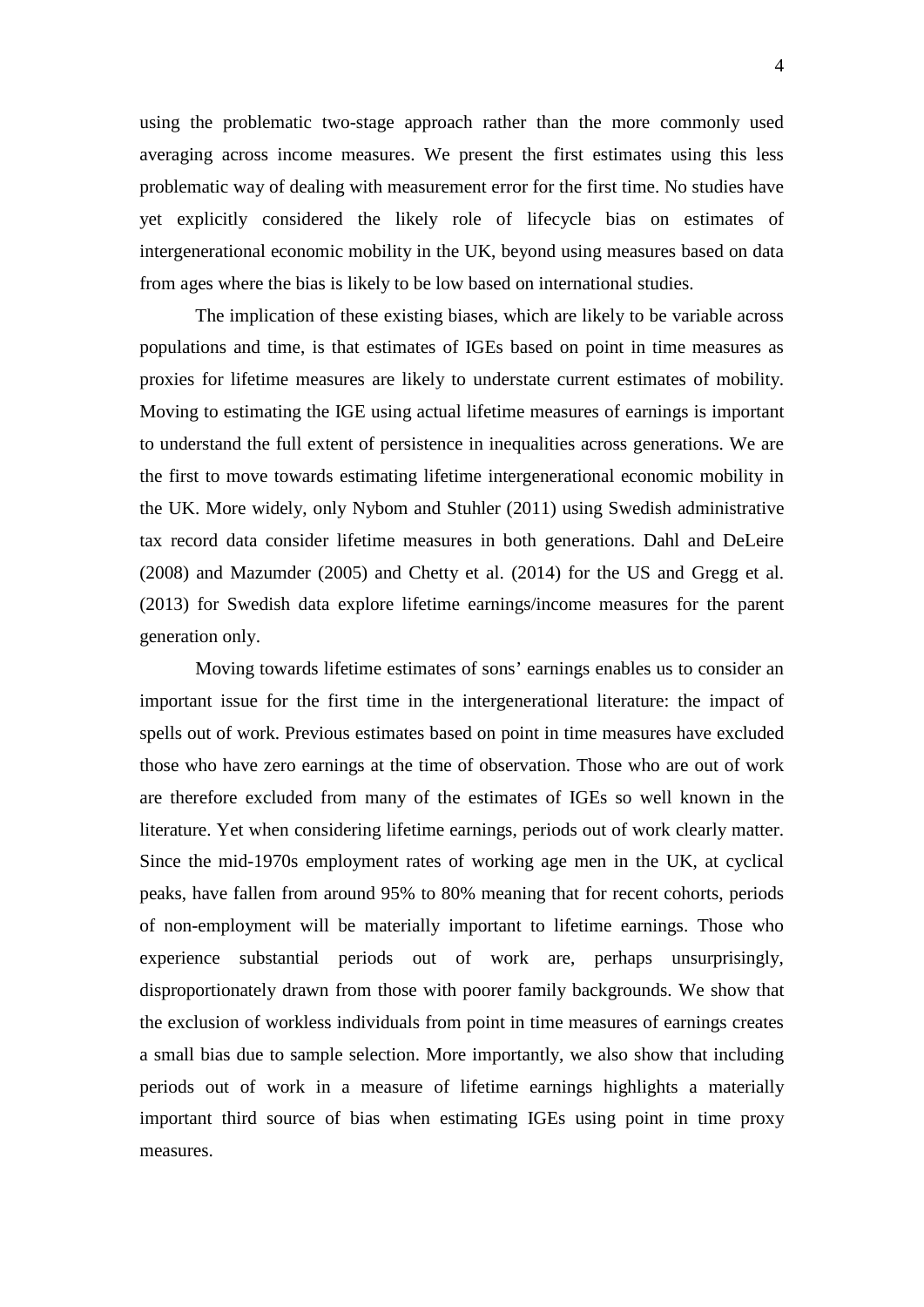using the problematic two-stage approach rather than the more commonly used averaging across income measures. We present the first estimates using this less problematic way of dealing with measurement error for the first time. No studies have yet explicitly considered the likely role of lifecycle bias on estimates of intergenerational economic mobility in the UK, beyond using measures based on data from ages where the bias is likely to be low based on international studies.

The implication of these existing biases, which are likely to be variable across populations and time, is that estimates of IGEs based on point in time measures as proxies for lifetime measures are likely to understate current estimates of mobility. Moving to estimating the IGE using actual lifetime measures of earnings is important to understand the full extent of persistence in inequalities across generations. We are the first to move towards estimating lifetime intergenerational economic mobility in the UK. More widely, only Nybom and Stuhler (2011) using Swedish administrative tax record data consider lifetime measures in both generations. Dahl and DeLeire (2008) and Mazumder (2005) and Chetty et al. (2014) for the US and Gregg et al. (2013) for Swedish data explore lifetime earnings/income measures for the parent generation only.

Moving towards lifetime estimates of sons' earnings enables us to consider an important issue for the first time in the intergenerational literature: the impact of spells out of work. Previous estimates based on point in time measures have excluded those who have zero earnings at the time of observation. Those who are out of work are therefore excluded from many of the estimates of IGEs so well known in the literature. Yet when considering lifetime earnings, periods out of work clearly matter. Since the mid-1970s employment rates of working age men in the UK, at cyclical peaks, have fallen from around 95% to 80% meaning that for recent cohorts, periods of non-employment will be materially important to lifetime earnings. Those who experience substantial periods out of work are, perhaps unsurprisingly, disproportionately drawn from those with poorer family backgrounds. We show that the exclusion of workless individuals from point in time measures of earnings creates a small bias due to sample selection. More importantly, we also show that including periods out of work in a measure of lifetime earnings highlights a materially important third source of bias when estimating IGEs using point in time proxy measures.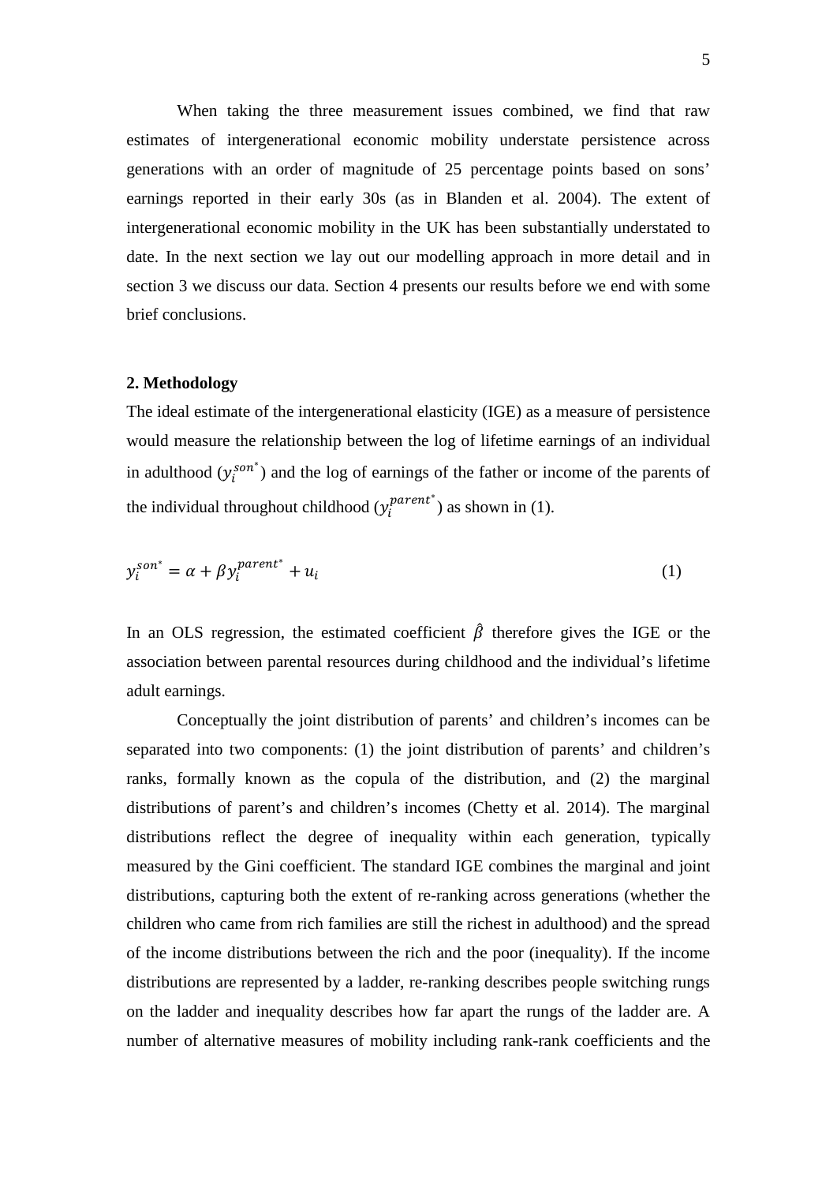When taking the three measurement issues combined, we find that raw estimates of intergenerational economic mobility understate persistence across generations with an order of magnitude of 25 percentage points based on sons' earnings reported in their early 30s (as in Blanden et al. 2004). The extent of intergenerational economic mobility in the UK has been substantially understated to date. In the next section we lay out our modelling approach in more detail and in section 3 we discuss our data. Section 4 presents our results before we end with some brief conclusions.

## 2. Methodology

The ideal estimate of the intergenerational elasticity (IGE) as a measure of persistence would measure the relationship between the log of lifetime earnings of an individual in adulthood ($y_i^{son^*}$) and the log of earnings of the father or income of the parents of the individual throughout childhood ($y_i^{parent^*}$) as shown in (1).

$$y_i^{son^*} = \alpha + \beta y_i^{parent^*} + u_i \tag{1}$$

In an OLS regression, the estimated coefficient $\hat{\beta}$ therefore gives the IGE or the association between parental resources during childhood and the individual's lifetime adult earnings.

Conceptually the joint distribution of parents' and children's incomes can be separated into two components: (1) the joint distribution of parents' and children's ranks, formally known as the copula of the distribution, and (2) the marginal distributions of parent's and children's incomes (Chetty et al. 2014). The marginal distributions reflect the degree of inequality within each generation, typically measured by the Gini coefficient. The standard IGE combines the marginal and joint distributions, capturing both the extent of re-ranking across generations (whether the children who came from rich families are still the richest in adulthood) and the spread of the income distributions between the rich and the poor (inequality). If the income distributions are represented by a ladder, re-ranking describes people switching rungs on the ladder and inequality describes how far apart the rungs of the ladder are. A number of alternative measures of mobility including rank-rank coefficients and the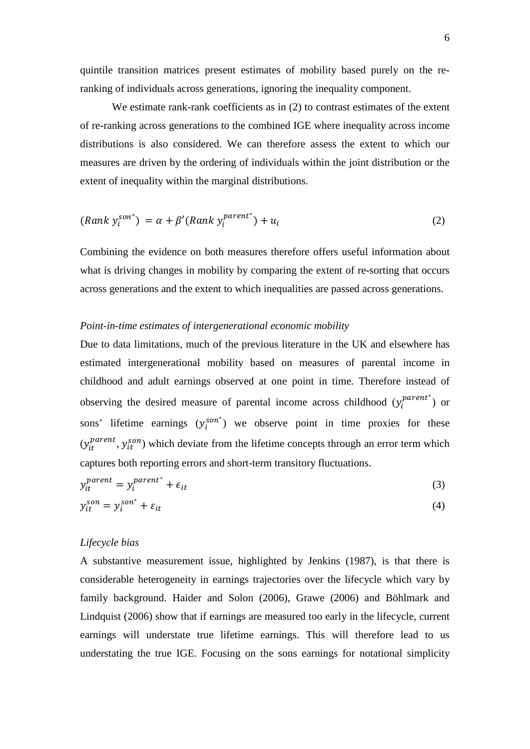quintile transition matrices present estimates of mobility based purely on the re-ranking of individuals across generations, ignoring the inequality component.

We estimate rank-rank coefficients as in (2) to contrast estimates of the extent of re-ranking across generations to the combined IGE where inequality across income distributions is also considered. We can therefore assess the extent to which our measures are driven by the ordering of individuals within the joint distribution or the extent of inequality within the marginal distributions.

$$(Rank\ y_i^{son^*}) = \alpha + \beta'(Rank\ y_i^{parent^*}) + u_i \tag{2}$$

Combining the evidence on both measures therefore offers useful information about what is driving changes in mobility by comparing the extent of re-sorting that occurs across generations and the extent to which inequalities are passed across generations.

*Point-in-time estimates of intergenerational economic mobility*

Due to data limitations, much of the previous literature in the UK and elsewhere has estimated intergenerational mobility based on measures of parental income in childhood and adult earnings observed at one point in time. Therefore instead of observing the desired measure of parental income across childhood ($y_i^{parent^*}$) or sons' lifetime earnings ($y_i^{son^*}$) we observe point in time proxies for these ($y_{it}^{parent}, y_{it}^{son}$) which deviate from the lifetime concepts through an error term which captures both reporting errors and short-term transitory fluctuations.

$$y_{it}^{parent} = y_i^{parent^*} + \epsilon_{it} \tag{3}$$

$$y_{it}^{son} = y_i^{son^*} + \varepsilon_{it} \tag{4}$$

*Lifecycle bias*

A substantive measurement issue, highlighted by Jenkins (1987), is that there is considerable heterogeneity in earnings trajectories over the lifecycle which vary by family background. Haider and Solon (2006), Grawe (2006) and Böhlmark and Lindquist (2006) show that if earnings are measured too early in the lifecycle, current earnings will understate true lifetime earnings. This will therefore lead to us understating the true IGE. Focusing on the sons earnings for notational simplicity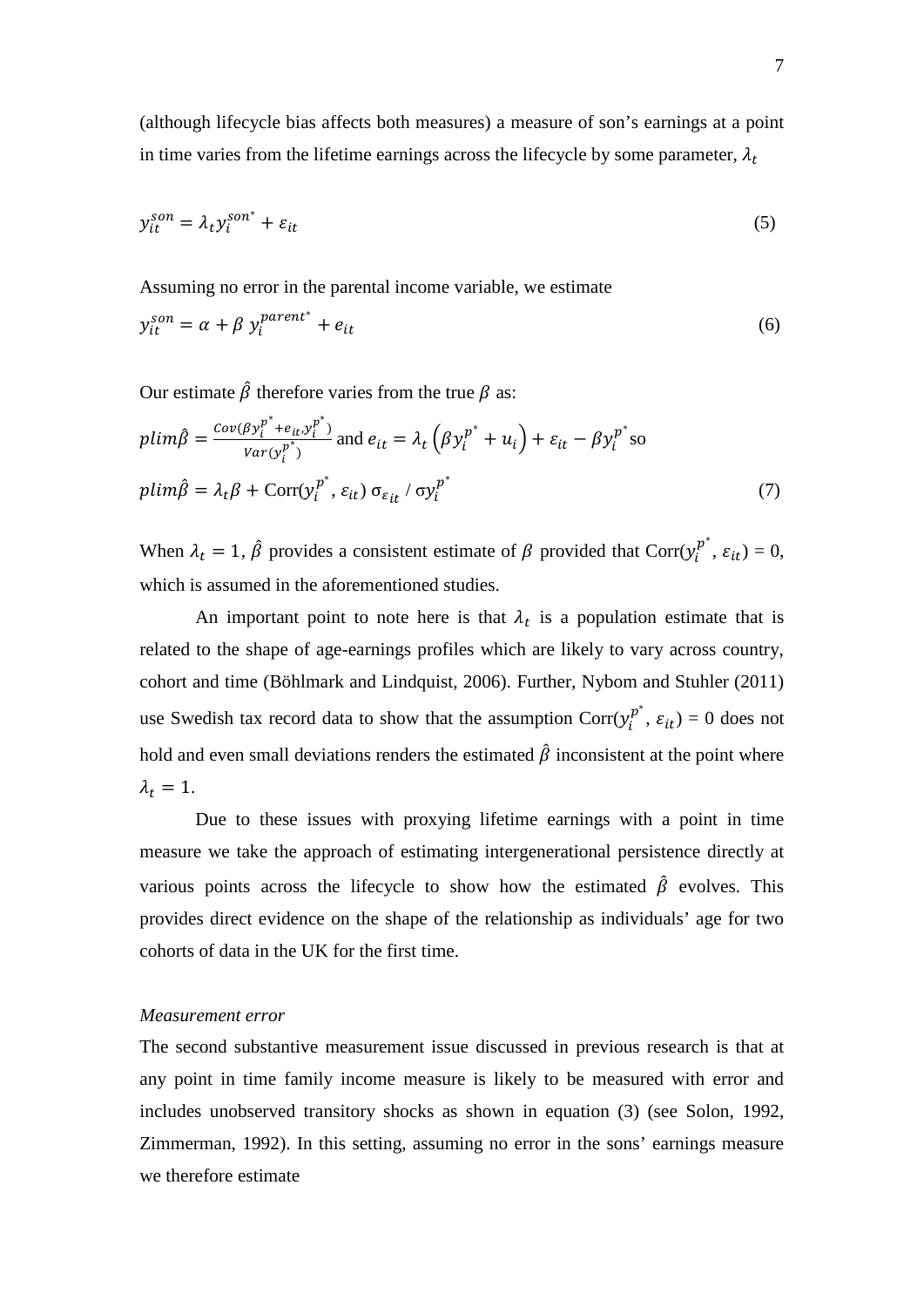(although lifecycle bias affects both measures) a measure of son's earnings at a point in time varies from the lifetime earnings across the lifecycle by some parameter, $\lambda_t$

$$y_{it}^{son} = \lambda_t y_i^{son^*} + \varepsilon_{it} \tag{5}$$

Assuming no error in the parental income variable, we estimate

$$y_{it}^{son} = \alpha + \beta \, y_i^{parent^*} + e_{it} \tag{6}$$

Our estimate $\hat{\beta}$ therefore varies from the true $\beta$ as:

$$plim\hat{\beta} = \frac{Cov(\beta y_i^{p^*} + e_{it}, y_i^{p^*})}{Var(y_i^{p^*})} \text{ and } e_{it} = \lambda_t \left(\beta y_i^{p^*} + u_i\right) + \varepsilon_{it} - \beta y_i^{p^*} \text{ so}$$

$$plim\hat{\beta} = \lambda_t \beta + \text{Corr}(y_i^{p^*}, \varepsilon_{it}) \, \sigma_{\varepsilon_{it}} / \sigma y_i^{p^*} \tag{7}$$

When $\lambda_t = 1$, $\hat{\beta}$ provides a consistent estimate of $\beta$ provided that Corr($y_i^{p^*}$, $\varepsilon_{it}$) = 0, which is assumed in the aforementioned studies.

An important point to note here is that $\lambda_t$ is a population estimate that is related to the shape of age-earnings profiles which are likely to vary across country, cohort and time (Böhlmark and Lindquist, 2006). Further, Nybom and Stuhler (2011) use Swedish tax record data to show that the assumption Corr($y_i^{p^*}$, $\varepsilon_{it}$) = 0 does not hold and even small deviations renders the estimated $\hat{\beta}$ inconsistent at the point where $\lambda_t = 1$.

Due to these issues with proxying lifetime earnings with a point in time measure we take the approach of estimating intergenerational persistence directly at various points across the lifecycle to show how the estimated $\hat{\beta}$ evolves. This provides direct evidence on the shape of the relationship as individuals' age for two cohorts of data in the UK for the first time.

*Measurement error*

The second substantive measurement issue discussed in previous research is that at any point in time family income measure is likely to be measured with error and includes unobserved transitory shocks as shown in equation (3) (see Solon, 1992, Zimmerman, 1992). In this setting, assuming no error in the sons' earnings measure we therefore estimate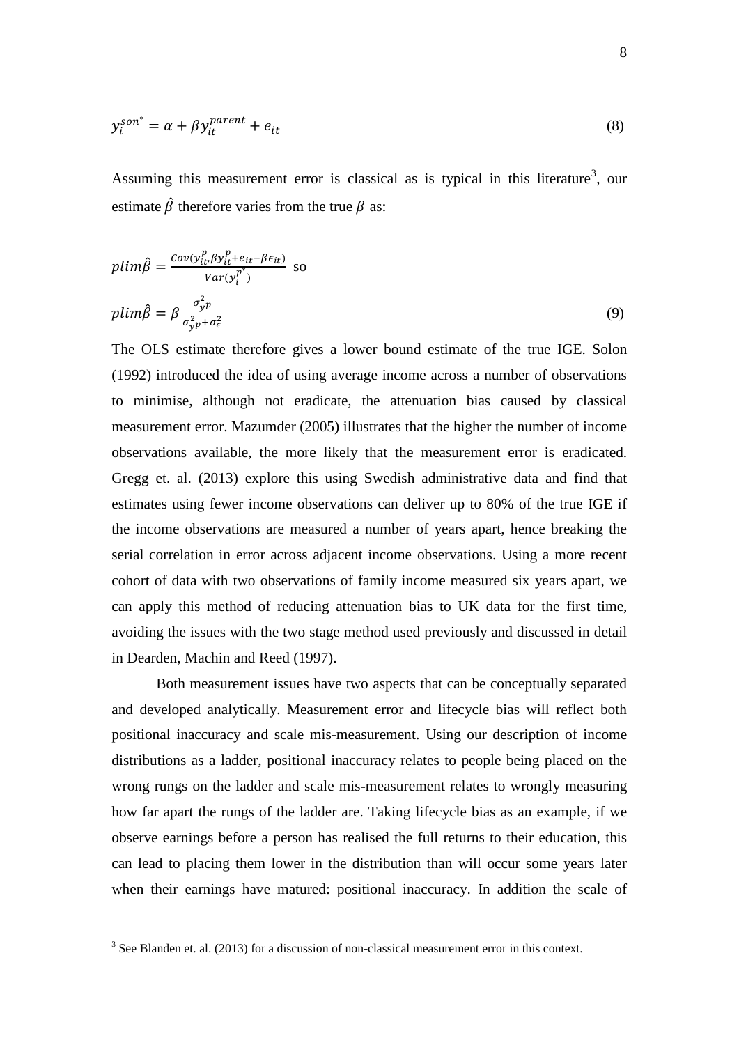$$y_i^{son^*} = \alpha + \beta y_{it}^{parent} + e_{it} \tag{8}$$

Assuming this measurement error is classical as is typical in this literature[3], our estimate $\hat{\beta}$ therefore varies from the true $\beta$ as:

$$plim\hat{\beta} = \frac{Cov(y_{it}^{p}, \beta y_{it}^{p} + e_{it} - \beta\epsilon_{it})}{Var(y_i^{p^*})} \text{ so}$$

$$plim\hat{\beta} = \beta \frac{\sigma_{y^p}^2}{\sigma_{y^p}^2 + \sigma_\epsilon^2} \tag{9}$$

The OLS estimate therefore gives a lower bound estimate of the true IGE. Solon (1992) introduced the idea of using average income across a number of observations to minimise, although not eradicate, the attenuation bias caused by classical measurement error. Mazumder (2005) illustrates that the higher the number of income observations available, the more likely that the measurement error is eradicated. Gregg et. al. (2013) explore this using Swedish administrative data and find that estimates using fewer income observations can deliver up to 80% of the true IGE if the income observations are measured a number of years apart, hence breaking the serial correlation in error across adjacent income observations. Using a more recent cohort of data with two observations of family income measured six years apart, we can apply this method of reducing attenuation bias to UK data for the first time, avoiding the issues with the two stage method used previously and discussed in detail in Dearden, Machin and Reed (1997).

Both measurement issues have two aspects that can be conceptually separated and developed analytically. Measurement error and lifecycle bias will reflect both positional inaccuracy and scale mis-measurement. Using our description of income distributions as a ladder, positional inaccuracy relates to people being placed on the wrong rungs on the ladder and scale mis-measurement relates to wrongly measuring how far apart the rungs of the ladder are. Taking lifecycle bias as an example, if we observe earnings before a person has realised the full returns to their education, this can lead to placing them lower in the distribution than will occur some years later when their earnings have matured: positional inaccuracy. In addition the scale of

[3] See Blanden et. al. (2013) for a discussion of non-classical measurement error in this context.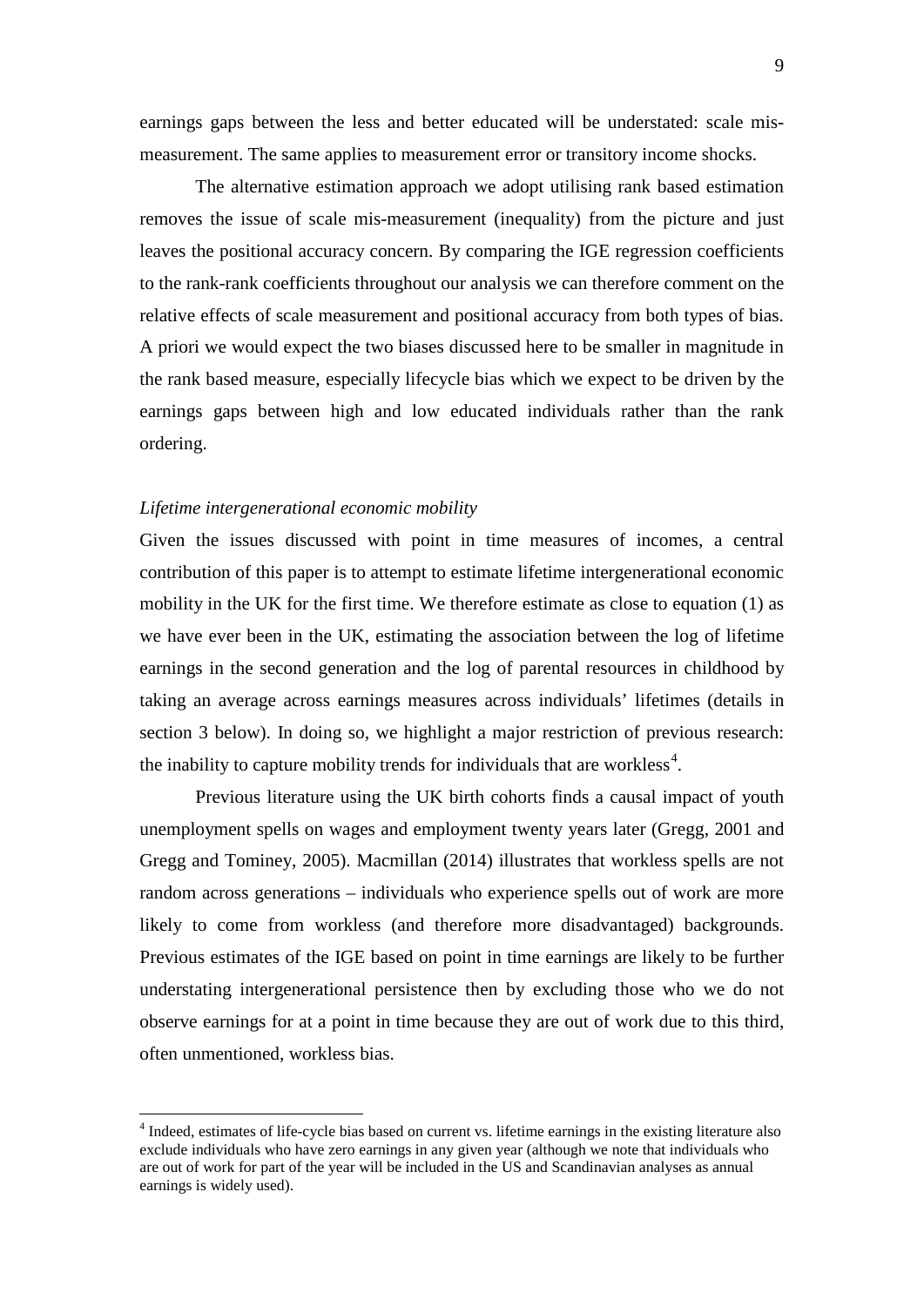earnings gaps between the less and better educated will be understated: scale mis-measurement. The same applies to measurement error or transitory income shocks.

The alternative estimation approach we adopt utilising rank based estimation removes the issue of scale mis-measurement (inequality) from the picture and just leaves the positional accuracy concern. By comparing the IGE regression coefficients to the rank-rank coefficients throughout our analysis we can therefore comment on the relative effects of scale measurement and positional accuracy from both types of bias. A priori we would expect the two biases discussed here to be smaller in magnitude in the rank based measure, especially lifecycle bias which we expect to be driven by the earnings gaps between high and low educated individuals rather than the rank ordering.

*Lifetime intergenerational economic mobility*

Given the issues discussed with point in time measures of incomes, a central contribution of this paper is to attempt to estimate lifetime intergenerational economic mobility in the UK for the first time. We therefore estimate as close to equation (1) as we have ever been in the UK, estimating the association between the log of lifetime earnings in the second generation and the log of parental resources in childhood by taking an average across earnings measures across individuals' lifetimes (details in section 3 below). In doing so, we highlight a major restriction of previous research: the inability to capture mobility trends for individuals that are workless[4].

Previous literature using the UK birth cohorts finds a causal impact of youth unemployment spells on wages and employment twenty years later (Gregg, 2001 and Gregg and Tominey, 2005). Macmillan (2014) illustrates that workless spells are not random across generations – individuals who experience spells out of work are more likely to come from workless (and therefore more disadvantaged) backgrounds. Previous estimates of the IGE based on point in time earnings are likely to be further understating intergenerational persistence then by excluding those who we do not observe earnings for at a point in time because they are out of work due to this third, often unmentioned, workless bias.

[4] Indeed, estimates of life-cycle bias based on current vs. lifetime earnings in the existing literature also exclude individuals who have zero earnings in any given year (although we note that individuals who are out of work for part of the year will be included in the US and Scandinavian analyses as annual earnings is widely used).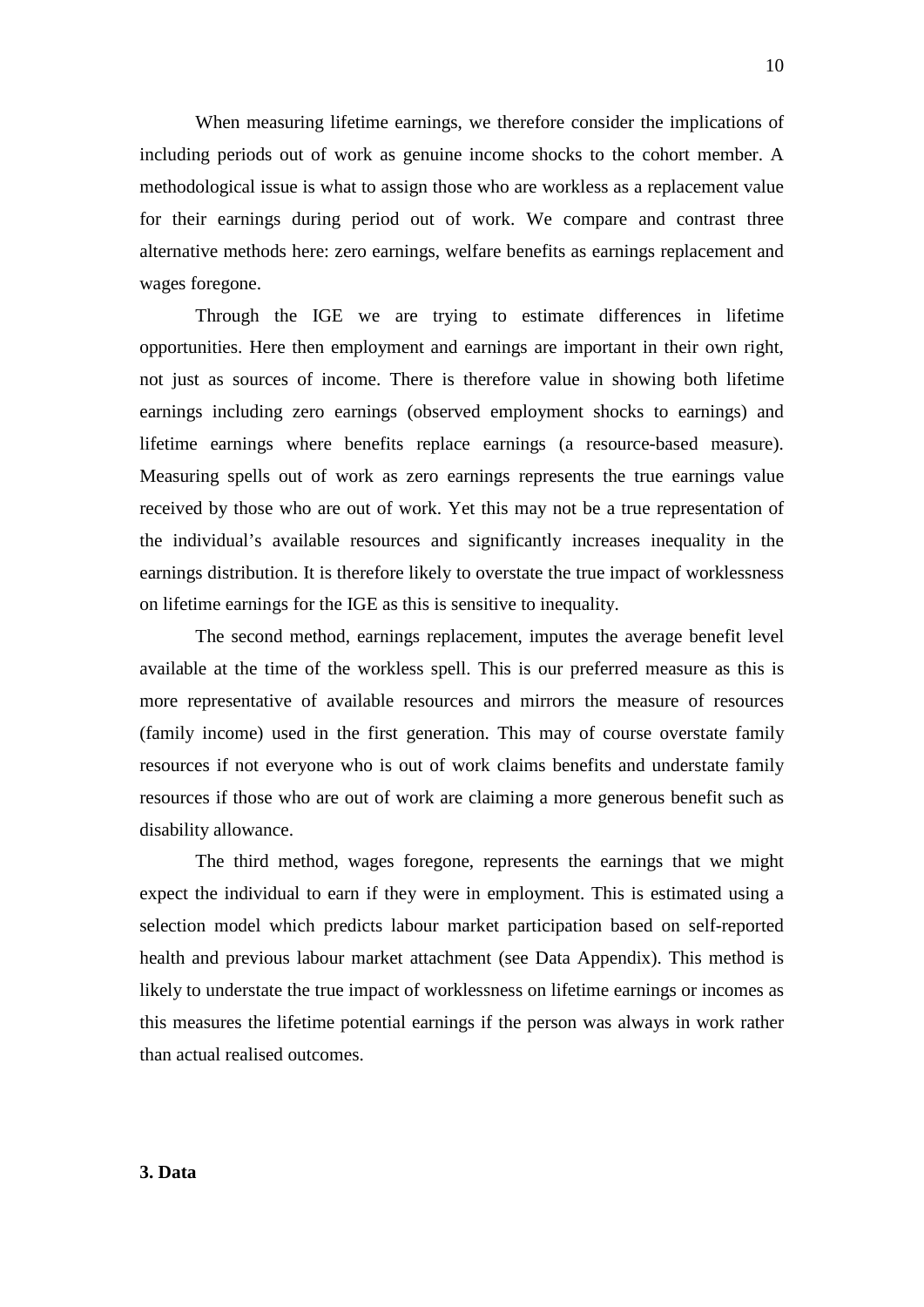When measuring lifetime earnings, we therefore consider the implications of including periods out of work as genuine income shocks to the cohort member. A methodological issue is what to assign those who are workless as a replacement value for their earnings during period out of work. We compare and contrast three alternative methods here: zero earnings, welfare benefits as earnings replacement and wages foregone.

Through the IGE we are trying to estimate differences in lifetime opportunities. Here then employment and earnings are important in their own right, not just as sources of income. There is therefore value in showing both lifetime earnings including zero earnings (observed employment shocks to earnings) and lifetime earnings where benefits replace earnings (a resource-based measure). Measuring spells out of work as zero earnings represents the true earnings value received by those who are out of work. Yet this may not be a true representation of the individual's available resources and significantly increases inequality in the earnings distribution. It is therefore likely to overstate the true impact of worklessness on lifetime earnings for the IGE as this is sensitive to inequality.

The second method, earnings replacement, imputes the average benefit level available at the time of the workless spell. This is our preferred measure as this is more representative of available resources and mirrors the measure of resources (family income) used in the first generation. This may of course overstate family resources if not everyone who is out of work claims benefits and understate family resources if those who are out of work are claiming a more generous benefit such as disability allowance.

The third method, wages foregone, represents the earnings that we might expect the individual to earn if they were in employment. This is estimated using a selection model which predicts labour market participation based on self-reported health and previous labour market attachment (see Data Appendix). This method is likely to understate the true impact of worklessness on lifetime earnings or incomes as this measures the lifetime potential earnings if the person was always in work rather than actual realised outcomes.

## 3. Data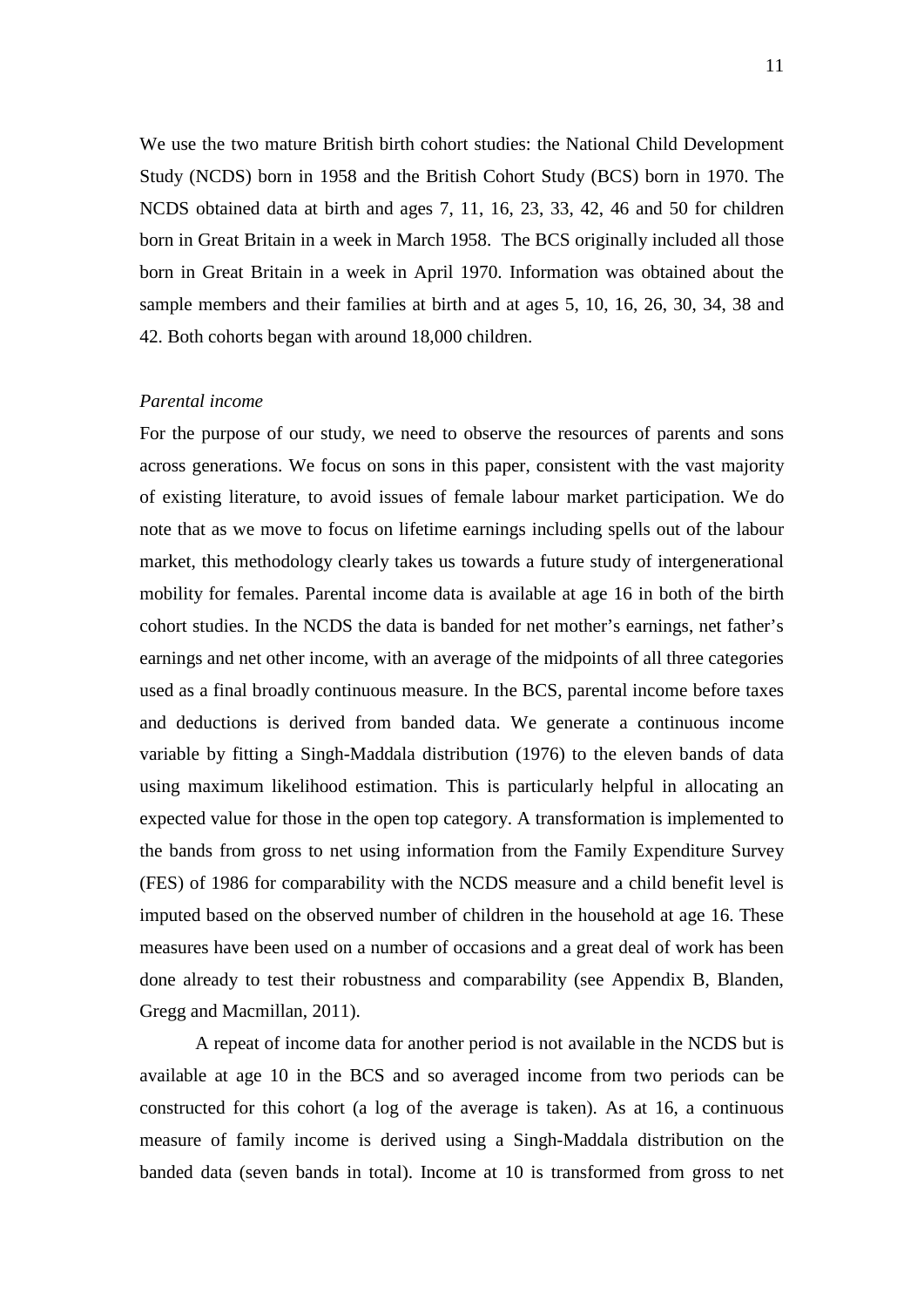We use the two mature British birth cohort studies: the National Child Development Study (NCDS) born in 1958 and the British Cohort Study (BCS) born in 1970. The NCDS obtained data at birth and ages 7, 11, 16, 23, 33, 42, 46 and 50 for children born in Great Britain in a week in March 1958. The BCS originally included all those born in Great Britain in a week in April 1970. Information was obtained about the sample members and their families at birth and at ages 5, 10, 16, 26, 30, 34, 38 and 42. Both cohorts began with around 18,000 children.

*Parental income*

For the purpose of our study, we need to observe the resources of parents and sons across generations. We focus on sons in this paper, consistent with the vast majority of existing literature, to avoid issues of female labour market participation. We do note that as we move to focus on lifetime earnings including spells out of the labour market, this methodology clearly takes us towards a future study of intergenerational mobility for females. Parental income data is available at age 16 in both of the birth cohort studies. In the NCDS the data is banded for net mother's earnings, net father's earnings and net other income, with an average of the midpoints of all three categories used as a final broadly continuous measure. In the BCS, parental income before taxes and deductions is derived from banded data. We generate a continuous income variable by fitting a Singh-Maddala distribution (1976) to the eleven bands of data using maximum likelihood estimation. This is particularly helpful in allocating an expected value for those in the open top category. A transformation is implemented to the bands from gross to net using information from the Family Expenditure Survey (FES) of 1986 for comparability with the NCDS measure and a child benefit level is imputed based on the observed number of children in the household at age 16. These measures have been used on a number of occasions and a great deal of work has been done already to test their robustness and comparability (see Appendix B, Blanden, Gregg and Macmillan, 2011).

A repeat of income data for another period is not available in the NCDS but is available at age 10 in the BCS and so averaged income from two periods can be constructed for this cohort (a log of the average is taken). As at 16, a continuous measure of family income is derived using a Singh-Maddala distribution on the banded data (seven bands in total). Income at 10 is transformed from gross to net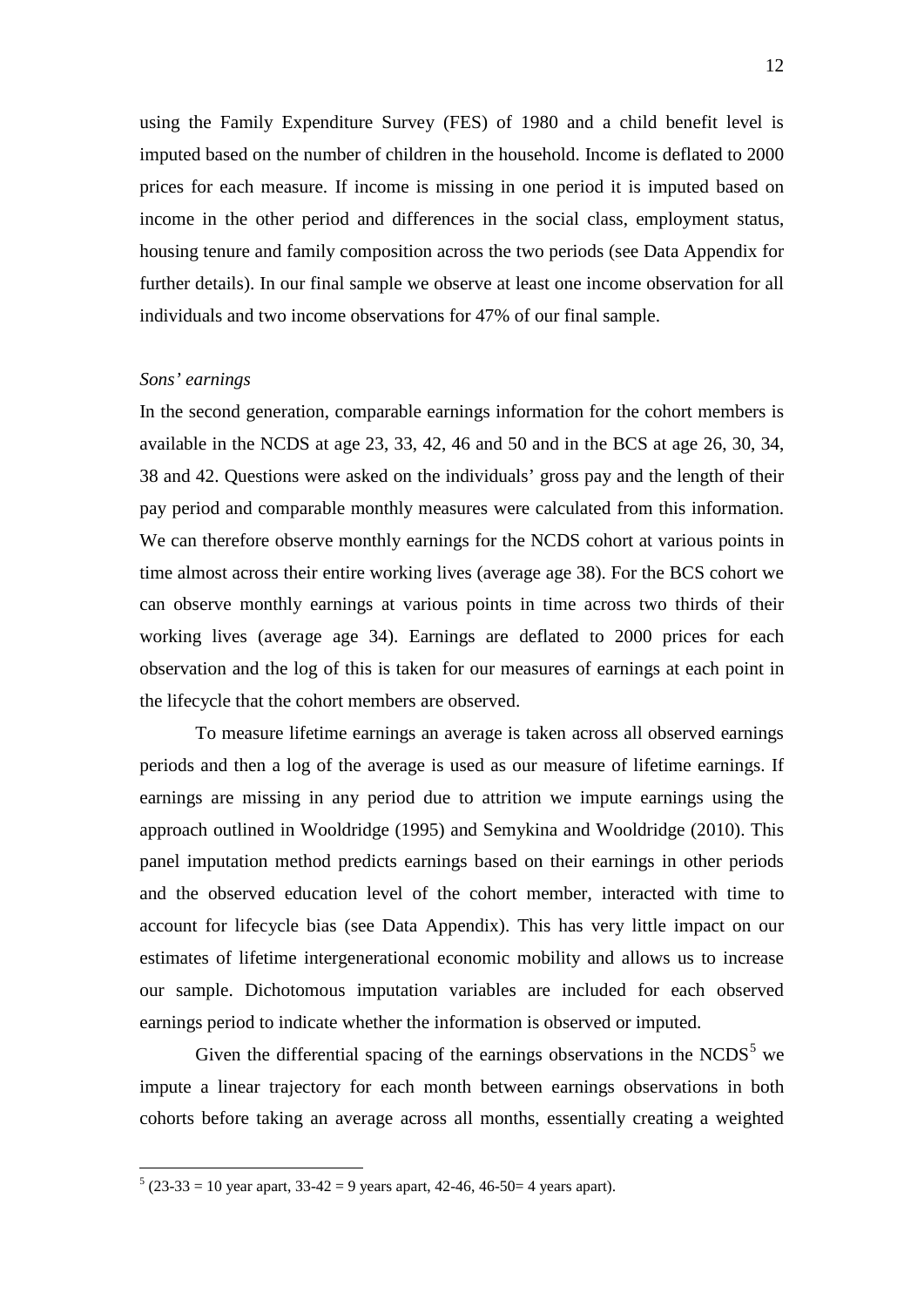using the Family Expenditure Survey (FES) of 1980 and a child benefit level is imputed based on the number of children in the household. Income is deflated to 2000 prices for each measure. If income is missing in one period it is imputed based on income in the other period and differences in the social class, employment status, housing tenure and family composition across the two periods (see Data Appendix for further details). In our final sample we observe at least one income observation for all individuals and two income observations for 47% of our final sample.

*Sons' earnings*

In the second generation, comparable earnings information for the cohort members is available in the NCDS at age 23, 33, 42, 46 and 50 and in the BCS at age 26, 30, 34, 38 and 42. Questions were asked on the individuals' gross pay and the length of their pay period and comparable monthly measures were calculated from this information. We can therefore observe monthly earnings for the NCDS cohort at various points in time almost across their entire working lives (average age 38). For the BCS cohort we can observe monthly earnings at various points in time across two thirds of their working lives (average age 34). Earnings are deflated to 2000 prices for each observation and the log of this is taken for our measures of earnings at each point in the lifecycle that the cohort members are observed.

To measure lifetime earnings an average is taken across all observed earnings periods and then a log of the average is used as our measure of lifetime earnings. If earnings are missing in any period due to attrition we impute earnings using the approach outlined in Wooldridge (1995) and Semykina and Wooldridge (2010). This panel imputation method predicts earnings based on their earnings in other periods and the observed education level of the cohort member, interacted with time to account for lifecycle bias (see Data Appendix). This has very little impact on our estimates of lifetime intergenerational economic mobility and allows us to increase our sample. Dichotomous imputation variables are included for each observed earnings period to indicate whether the information is observed or imputed.

Given the differential spacing of the earnings observations in the NCDS[5] we impute a linear trajectory for each month between earnings observations in both cohorts before taking an average across all months, essentially creating a weighted

[5] (23-33 = 10 year apart, 33-42 = 9 years apart, 42-46, 46-50= 4 years apart).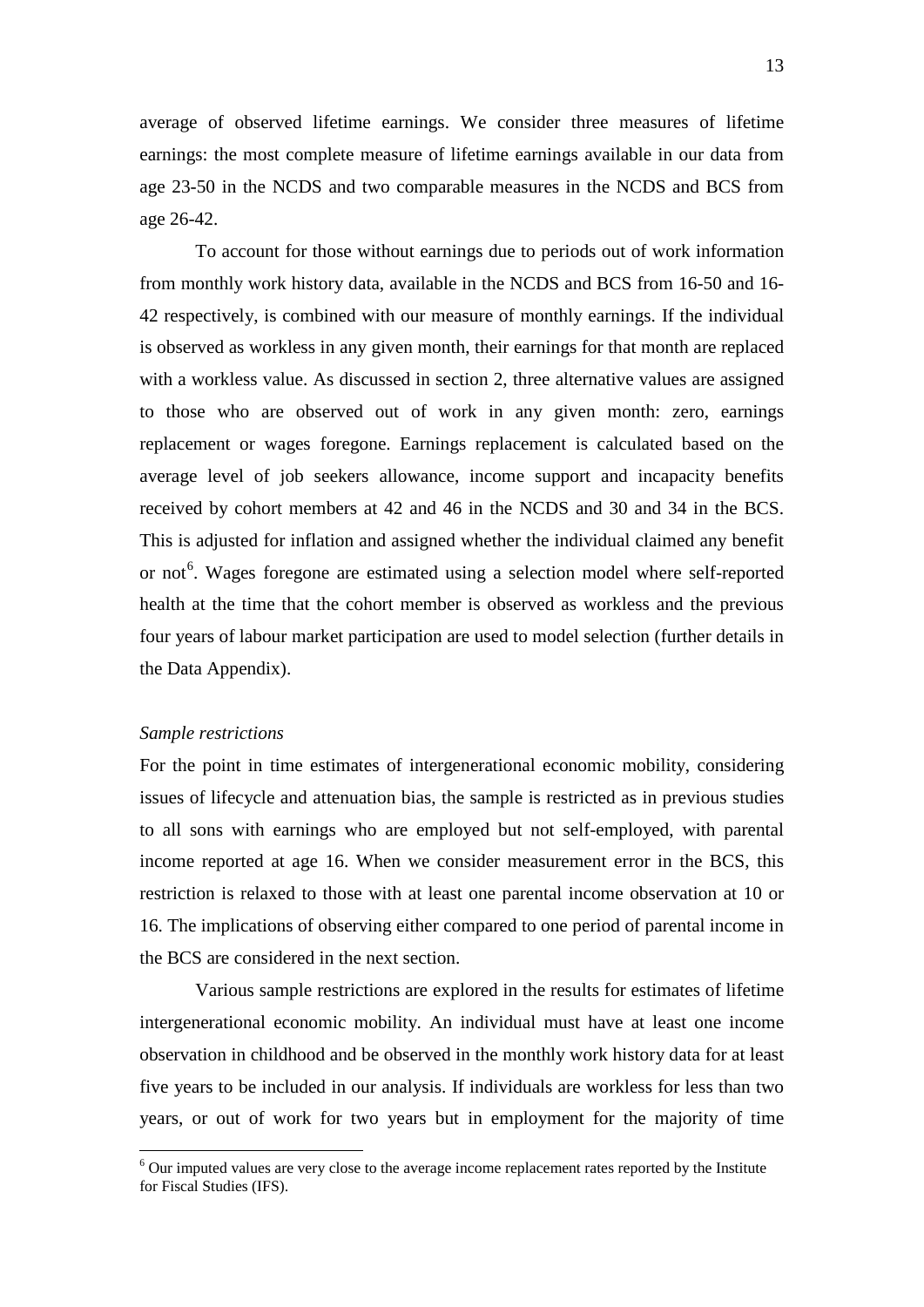average of observed lifetime earnings. We consider three measures of lifetime earnings: the most complete measure of lifetime earnings available in our data from age 23-50 in the NCDS and two comparable measures in the NCDS and BCS from age 26-42.

To account for those without earnings due to periods out of work information from monthly work history data, available in the NCDS and BCS from 16-50 and 16-42 respectively, is combined with our measure of monthly earnings. If the individual is observed as workless in any given month, their earnings for that month are replaced with a workless value. As discussed in section 2, three alternative values are assigned to those who are observed out of work in any given month: zero, earnings replacement or wages foregone. Earnings replacement is calculated based on the average level of job seekers allowance, income support and incapacity benefits received by cohort members at 42 and 46 in the NCDS and 30 and 34 in the BCS. This is adjusted for inflation and assigned whether the individual claimed any benefit or not[6]. Wages foregone are estimated using a selection model where self-reported health at the time that the cohort member is observed as workless and the previous four years of labour market participation are used to model selection (further details in the Data Appendix).

*Sample restrictions*

For the point in time estimates of intergenerational economic mobility, considering issues of lifecycle and attenuation bias, the sample is restricted as in previous studies to all sons with earnings who are employed but not self-employed, with parental income reported at age 16. When we consider measurement error in the BCS, this restriction is relaxed to those with at least one parental income observation at 10 or 16. The implications of observing either compared to one period of parental income in the BCS are considered in the next section.

Various sample restrictions are explored in the results for estimates of lifetime intergenerational economic mobility. An individual must have at least one income observation in childhood and be observed in the monthly work history data for at least five years to be included in our analysis. If individuals are workless for less than two years, or out of work for two years but in employment for the majority of time

[6] Our imputed values are very close to the average income replacement rates reported by the Institute for Fiscal Studies (IFS).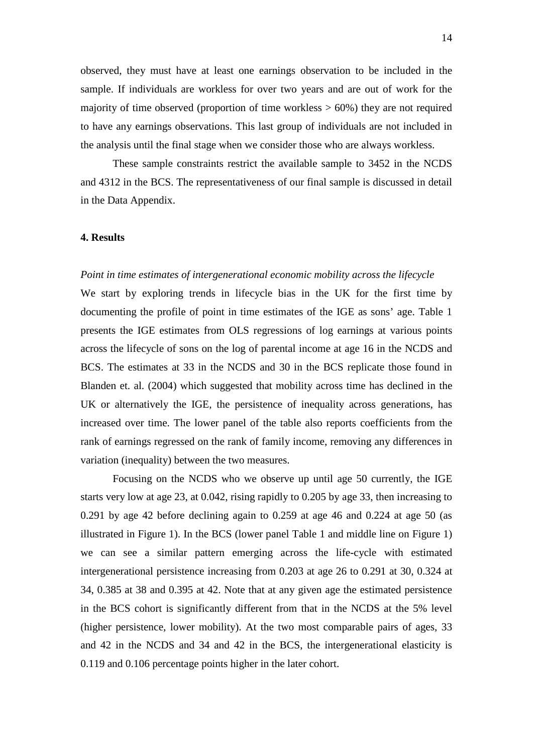observed, they must have at least one earnings observation to be included in the sample. If individuals are workless for over two years and are out of work for the majority of time observed (proportion of time workless > 60%) they are not required to have any earnings observations. This last group of individuals are not included in the analysis until the final stage when we consider those who are always workless.

These sample constraints restrict the available sample to 3452 in the NCDS and 4312 in the BCS. The representativeness of our final sample is discussed in detail in the Data Appendix.

## 4. Results

*Point in time estimates of intergenerational economic mobility across the lifecycle*

We start by exploring trends in lifecycle bias in the UK for the first time by documenting the profile of point in time estimates of the IGE as sons' age. Table 1 presents the IGE estimates from OLS regressions of log earnings at various points across the lifecycle of sons on the log of parental income at age 16 in the NCDS and BCS. The estimates at 33 in the NCDS and 30 in the BCS replicate those found in Blanden et. al. (2004) which suggested that mobility across time has declined in the UK or alternatively the IGE, the persistence of inequality across generations, has increased over time. The lower panel of the table also reports coefficients from the rank of earnings regressed on the rank of family income, removing any differences in variation (inequality) between the two measures.

Focusing on the NCDS who we observe up until age 50 currently, the IGE starts very low at age 23, at 0.042, rising rapidly to 0.205 by age 33, then increasing to 0.291 by age 42 before declining again to 0.259 at age 46 and 0.224 at age 50 (as illustrated in Figure 1). In the BCS (lower panel Table 1 and middle line on Figure 1) we can see a similar pattern emerging across the life-cycle with estimated intergenerational persistence increasing from 0.203 at age 26 to 0.291 at 30, 0.324 at 34, 0.385 at 38 and 0.395 at 42. Note that at any given age the estimated persistence in the BCS cohort is significantly different from that in the NCDS at the 5% level (higher persistence, lower mobility). At the two most comparable pairs of ages, 33 and 42 in the NCDS and 34 and 42 in the BCS, the intergenerational elasticity is 0.119 and 0.106 percentage points higher in the later cohort.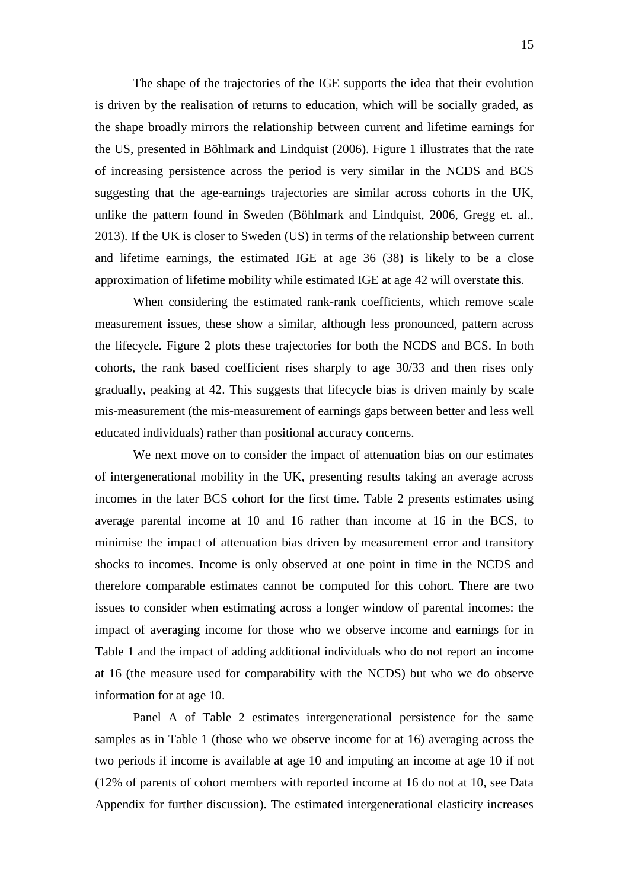The shape of the trajectories of the IGE supports the idea that their evolution is driven by the realisation of returns to education, which will be socially graded, as the shape broadly mirrors the relationship between current and lifetime earnings for the US, presented in Böhlmark and Lindquist (2006). Figure 1 illustrates that the rate of increasing persistence across the period is very similar in the NCDS and BCS suggesting that the age-earnings trajectories are similar across cohorts in the UK, unlike the pattern found in Sweden (Böhlmark and Lindquist, 2006, Gregg et. al., 2013). If the UK is closer to Sweden (US) in terms of the relationship between current and lifetime earnings, the estimated IGE at age 36 (38) is likely to be a close approximation of lifetime mobility while estimated IGE at age 42 will overstate this.

When considering the estimated rank-rank coefficients, which remove scale measurement issues, these show a similar, although less pronounced, pattern across the lifecycle. Figure 2 plots these trajectories for both the NCDS and BCS. In both cohorts, the rank based coefficient rises sharply to age 30/33 and then rises only gradually, peaking at 42. This suggests that lifecycle bias is driven mainly by scale mis-measurement (the mis-measurement of earnings gaps between better and less well educated individuals) rather than positional accuracy concerns.

We next move on to consider the impact of attenuation bias on our estimates of intergenerational mobility in the UK, presenting results taking an average across incomes in the later BCS cohort for the first time. Table 2 presents estimates using average parental income at 10 and 16 rather than income at 16 in the BCS, to minimise the impact of attenuation bias driven by measurement error and transitory shocks to incomes. Income is only observed at one point in time in the NCDS and therefore comparable estimates cannot be computed for this cohort. There are two issues to consider when estimating across a longer window of parental incomes: the impact of averaging income for those who we observe income and earnings for in Table 1 and the impact of adding additional individuals who do not report an income at 16 (the measure used for comparability with the NCDS) but who we do observe information for at age 10.

Panel A of Table 2 estimates intergenerational persistence for the same samples as in Table 1 (those who we observe income for at 16) averaging across the two periods if income is available at age 10 and imputing an income at age 10 if not (12% of parents of cohort members with reported income at 16 do not at 10, see Data Appendix for further discussion). The estimated intergenerational elasticity increases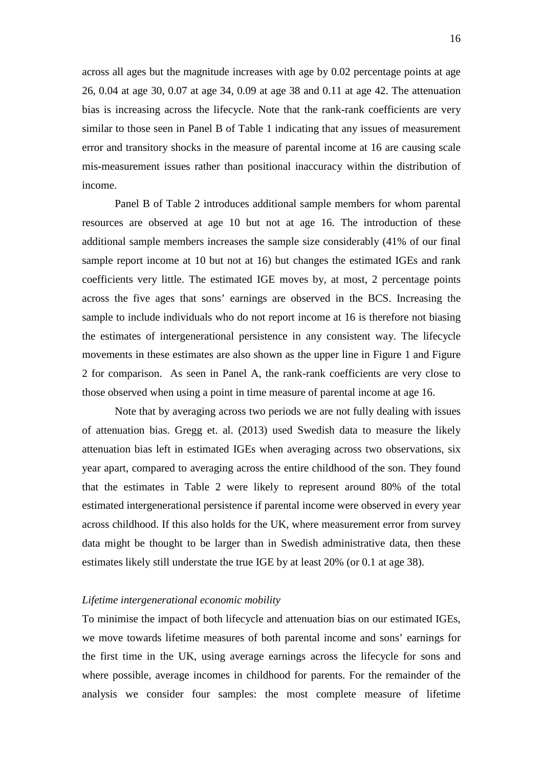across all ages but the magnitude increases with age by 0.02 percentage points at age 26, 0.04 at age 30, 0.07 at age 34, 0.09 at age 38 and 0.11 at age 42. The attenuation bias is increasing across the lifecycle. Note that the rank-rank coefficients are very similar to those seen in Panel B of Table 1 indicating that any issues of measurement error and transitory shocks in the measure of parental income at 16 are causing scale mis-measurement issues rather than positional inaccuracy within the distribution of income.

Panel B of Table 2 introduces additional sample members for whom parental resources are observed at age 10 but not at age 16. The introduction of these additional sample members increases the sample size considerably (41% of our final sample report income at 10 but not at 16) but changes the estimated IGEs and rank coefficients very little. The estimated IGE moves by, at most, 2 percentage points across the five ages that sons' earnings are observed in the BCS. Increasing the sample to include individuals who do not report income at 16 is therefore not biasing the estimates of intergenerational persistence in any consistent way. The lifecycle movements in these estimates are also shown as the upper line in Figure 1 and Figure 2 for comparison. As seen in Panel A, the rank-rank coefficients are very close to those observed when using a point in time measure of parental income at age 16.

Note that by averaging across two periods we are not fully dealing with issues of attenuation bias. Gregg et. al. (2013) used Swedish data to measure the likely attenuation bias left in estimated IGEs when averaging across two observations, six year apart, compared to averaging across the entire childhood of the son. They found that the estimates in Table 2 were likely to represent around 80% of the total estimated intergenerational persistence if parental income were observed in every year across childhood. If this also holds for the UK, where measurement error from survey data might be thought to be larger than in Swedish administrative data, then these estimates likely still understate the true IGE by at least 20% (or 0.1 at age 38).

*Lifetime intergenerational economic mobility*

To minimise the impact of both lifecycle and attenuation bias on our estimated IGEs, we move towards lifetime measures of both parental income and sons' earnings for the first time in the UK, using average earnings across the lifecycle for sons and where possible, average incomes in childhood for parents. For the remainder of the analysis we consider four samples: the most complete measure of lifetime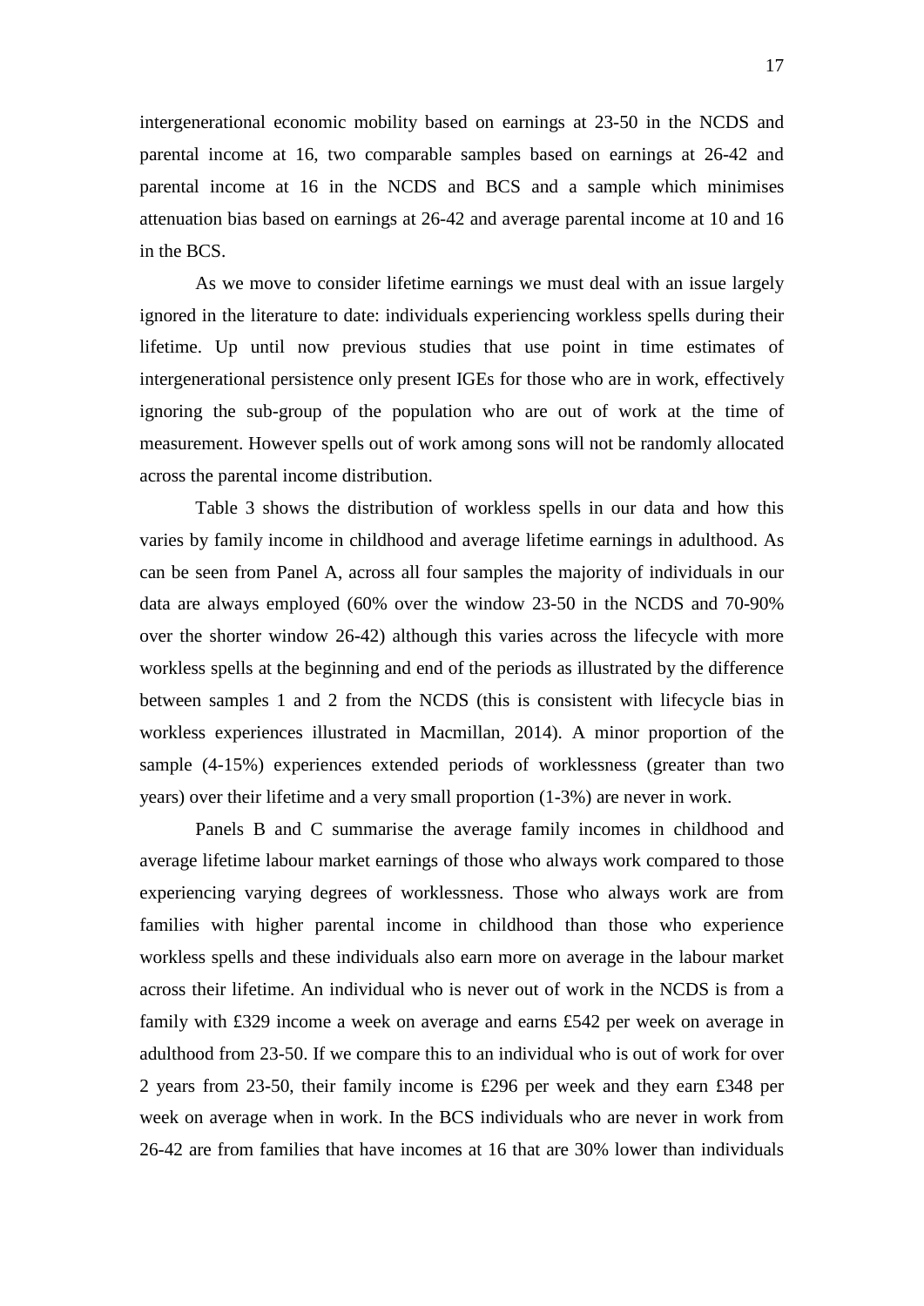intergenerational economic mobility based on earnings at 23-50 in the NCDS and parental income at 16, two comparable samples based on earnings at 26-42 and parental income at 16 in the NCDS and BCS and a sample which minimises attenuation bias based on earnings at 26-42 and average parental income at 10 and 16 in the BCS.

As we move to consider lifetime earnings we must deal with an issue largely ignored in the literature to date: individuals experiencing workless spells during their lifetime. Up until now previous studies that use point in time estimates of intergenerational persistence only present IGEs for those who are in work, effectively ignoring the sub-group of the population who are out of work at the time of measurement. However spells out of work among sons will not be randomly allocated across the parental income distribution.

Table 3 shows the distribution of workless spells in our data and how this varies by family income in childhood and average lifetime earnings in adulthood. As can be seen from Panel A, across all four samples the majority of individuals in our data are always employed (60% over the window 23-50 in the NCDS and 70-90% over the shorter window 26-42) although this varies across the lifecycle with more workless spells at the beginning and end of the periods as illustrated by the difference between samples 1 and 2 from the NCDS (this is consistent with lifecycle bias in workless experiences illustrated in Macmillan, 2014). A minor proportion of the sample (4-15%) experiences extended periods of worklessness (greater than two years) over their lifetime and a very small proportion (1-3%) are never in work.

Panels B and C summarise the average family incomes in childhood and average lifetime labour market earnings of those who always work compared to those experiencing varying degrees of worklessness. Those who always work are from families with higher parental income in childhood than those who experience workless spells and these individuals also earn more on average in the labour market across their lifetime. An individual who is never out of work in the NCDS is from a family with £329 income a week on average and earns £542 per week on average in adulthood from 23-50. If we compare this to an individual who is out of work for over 2 years from 23-50, their family income is £296 per week and they earn £348 per week on average when in work. In the BCS individuals who are never in work from 26-42 are from families that have incomes at 16 that are 30% lower than individuals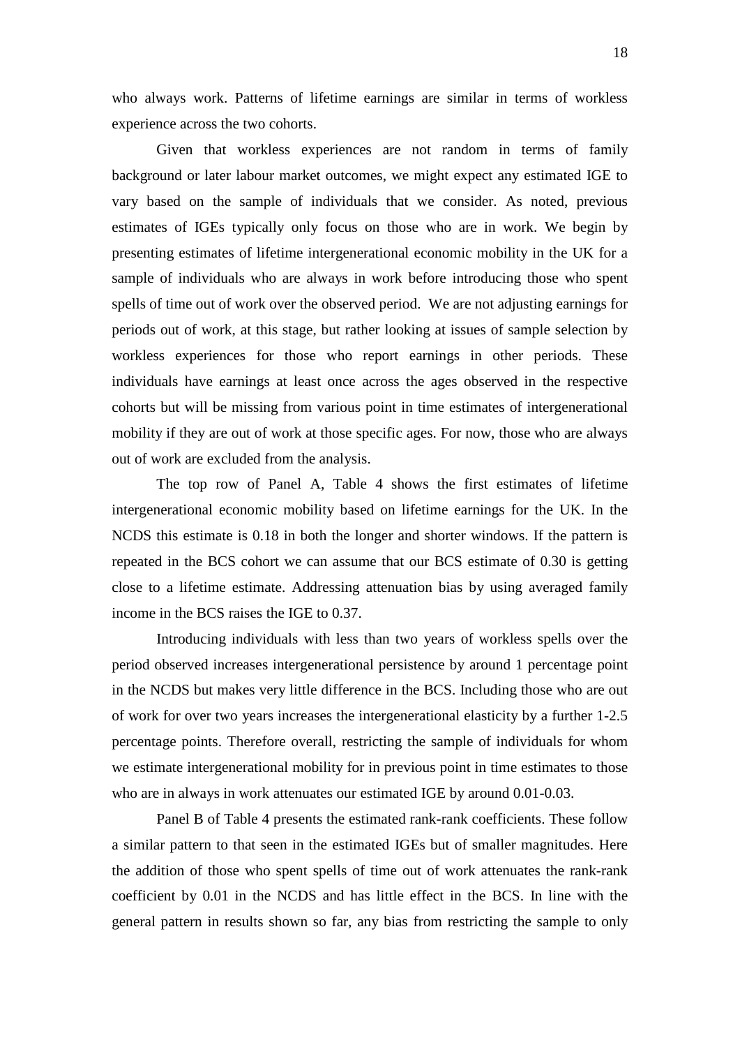who always work. Patterns of lifetime earnings are similar in terms of workless experience across the two cohorts.

Given that workless experiences are not random in terms of family background or later labour market outcomes, we might expect any estimated IGE to vary based on the sample of individuals that we consider. As noted, previous estimates of IGEs typically only focus on those who are in work. We begin by presenting estimates of lifetime intergenerational economic mobility in the UK for a sample of individuals who are always in work before introducing those who spent spells of time out of work over the observed period. We are not adjusting earnings for periods out of work, at this stage, but rather looking at issues of sample selection by workless experiences for those who report earnings in other periods. These individuals have earnings at least once across the ages observed in the respective cohorts but will be missing from various point in time estimates of intergenerational mobility if they are out of work at those specific ages. For now, those who are always out of work are excluded from the analysis.

The top row of Panel A, Table 4 shows the first estimates of lifetime intergenerational economic mobility based on lifetime earnings for the UK. In the NCDS this estimate is 0.18 in both the longer and shorter windows. If the pattern is repeated in the BCS cohort we can assume that our BCS estimate of 0.30 is getting close to a lifetime estimate. Addressing attenuation bias by using averaged family income in the BCS raises the IGE to 0.37.

Introducing individuals with less than two years of workless spells over the period observed increases intergenerational persistence by around 1 percentage point in the NCDS but makes very little difference in the BCS. Including those who are out of work for over two years increases the intergenerational elasticity by a further 1-2.5 percentage points. Therefore overall, restricting the sample of individuals for whom we estimate intergenerational mobility for in previous point in time estimates to those who are in always in work attenuates our estimated IGE by around 0.01-0.03.

Panel B of Table 4 presents the estimated rank-rank coefficients. These follow a similar pattern to that seen in the estimated IGEs but of smaller magnitudes. Here the addition of those who spent spells of time out of work attenuates the rank-rank coefficient by 0.01 in the NCDS and has little effect in the BCS. In line with the general pattern in results shown so far, any bias from restricting the sample to only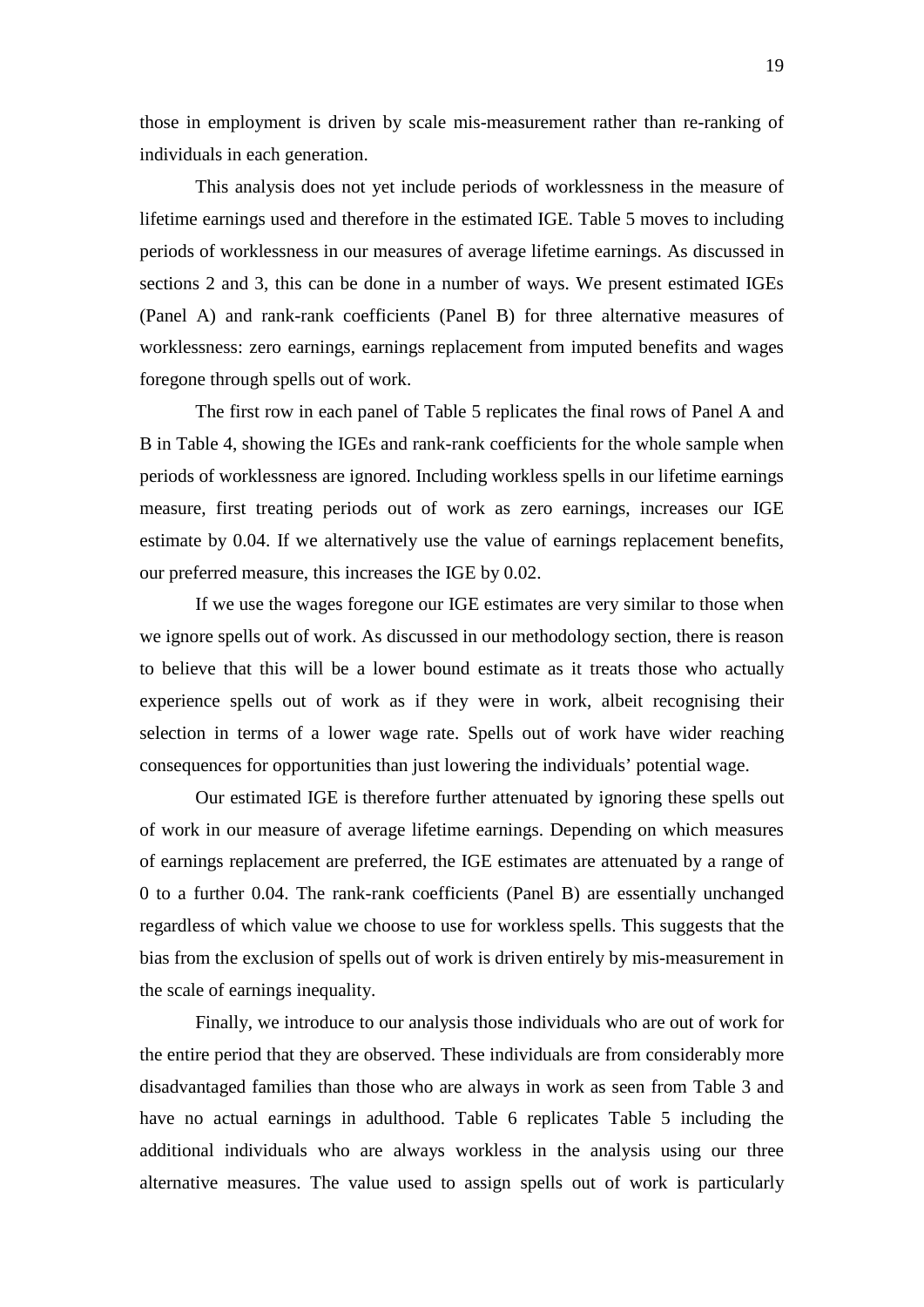those in employment is driven by scale mis-measurement rather than re-ranking of individuals in each generation.

This analysis does not yet include periods of worklessness in the measure of lifetime earnings used and therefore in the estimated IGE. Table 5 moves to including periods of worklessness in our measures of average lifetime earnings. As discussed in sections 2 and 3, this can be done in a number of ways. We present estimated IGEs (Panel A) and rank-rank coefficients (Panel B) for three alternative measures of worklessness: zero earnings, earnings replacement from imputed benefits and wages foregone through spells out of work.

The first row in each panel of Table 5 replicates the final rows of Panel A and B in Table 4, showing the IGEs and rank-rank coefficients for the whole sample when periods of worklessness are ignored. Including workless spells in our lifetime earnings measure, first treating periods out of work as zero earnings, increases our IGE estimate by 0.04. If we alternatively use the value of earnings replacement benefits, our preferred measure, this increases the IGE by 0.02.

If we use the wages foregone our IGE estimates are very similar to those when we ignore spells out of work. As discussed in our methodology section, there is reason to believe that this will be a lower bound estimate as it treats those who actually experience spells out of work as if they were in work, albeit recognising their selection in terms of a lower wage rate. Spells out of work have wider reaching consequences for opportunities than just lowering the individuals' potential wage.

Our estimated IGE is therefore further attenuated by ignoring these spells out of work in our measure of average lifetime earnings. Depending on which measures of earnings replacement are preferred, the IGE estimates are attenuated by a range of 0 to a further 0.04. The rank-rank coefficients (Panel B) are essentially unchanged regardless of which value we choose to use for workless spells. This suggests that the bias from the exclusion of spells out of work is driven entirely by mis-measurement in the scale of earnings inequality.

Finally, we introduce to our analysis those individuals who are out of work for the entire period that they are observed. These individuals are from considerably more disadvantaged families than those who are always in work as seen from Table 3 and have no actual earnings in adulthood. Table 6 replicates Table 5 including the additional individuals who are always workless in the analysis using our three alternative measures. The value used to assign spells out of work is particularly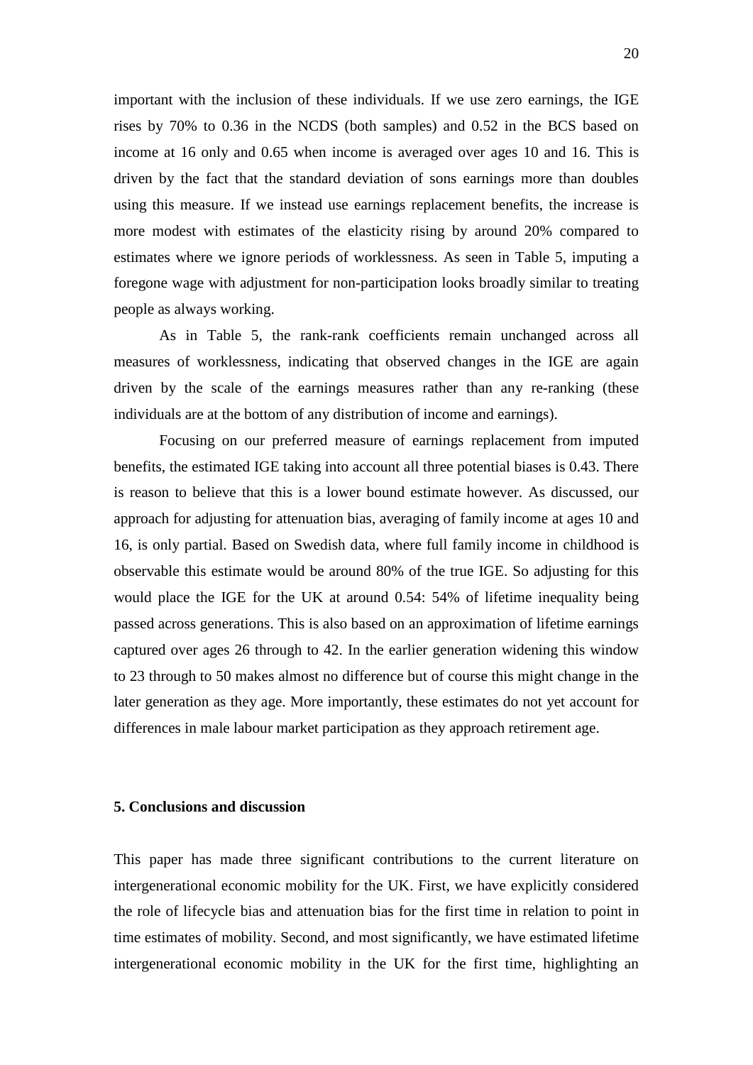important with the inclusion of these individuals. If we use zero earnings, the IGE rises by 70% to 0.36 in the NCDS (both samples) and 0.52 in the BCS based on income at 16 only and 0.65 when income is averaged over ages 10 and 16. This is driven by the fact that the standard deviation of sons earnings more than doubles using this measure. If we instead use earnings replacement benefits, the increase is more modest with estimates of the elasticity rising by around 20% compared to estimates where we ignore periods of worklessness. As seen in Table 5, imputing a foregone wage with adjustment for non-participation looks broadly similar to treating people as always working.

As in Table 5, the rank-rank coefficients remain unchanged across all measures of worklessness, indicating that observed changes in the IGE are again driven by the scale of the earnings measures rather than any re-ranking (these individuals are at the bottom of any distribution of income and earnings).

Focusing on our preferred measure of earnings replacement from imputed benefits, the estimated IGE taking into account all three potential biases is 0.43. There is reason to believe that this is a lower bound estimate however. As discussed, our approach for adjusting for attenuation bias, averaging of family income at ages 10 and 16, is only partial. Based on Swedish data, where full family income in childhood is observable this estimate would be around 80% of the true IGE. So adjusting for this would place the IGE for the UK at around 0.54: 54% of lifetime inequality being passed across generations. This is also based on an approximation of lifetime earnings captured over ages 26 through to 42. In the earlier generation widening this window to 23 through to 50 makes almost no difference but of course this might change in the later generation as they age. More importantly, these estimates do not yet account for differences in male labour market participation as they approach retirement age.

## 5. Conclusions and discussion

This paper has made three significant contributions to the current literature on intergenerational economic mobility for the UK. First, we have explicitly considered the role of lifecycle bias and attenuation bias for the first time in relation to point in time estimates of mobility. Second, and most significantly, we have estimated lifetime intergenerational economic mobility in the UK for the first time, highlighting an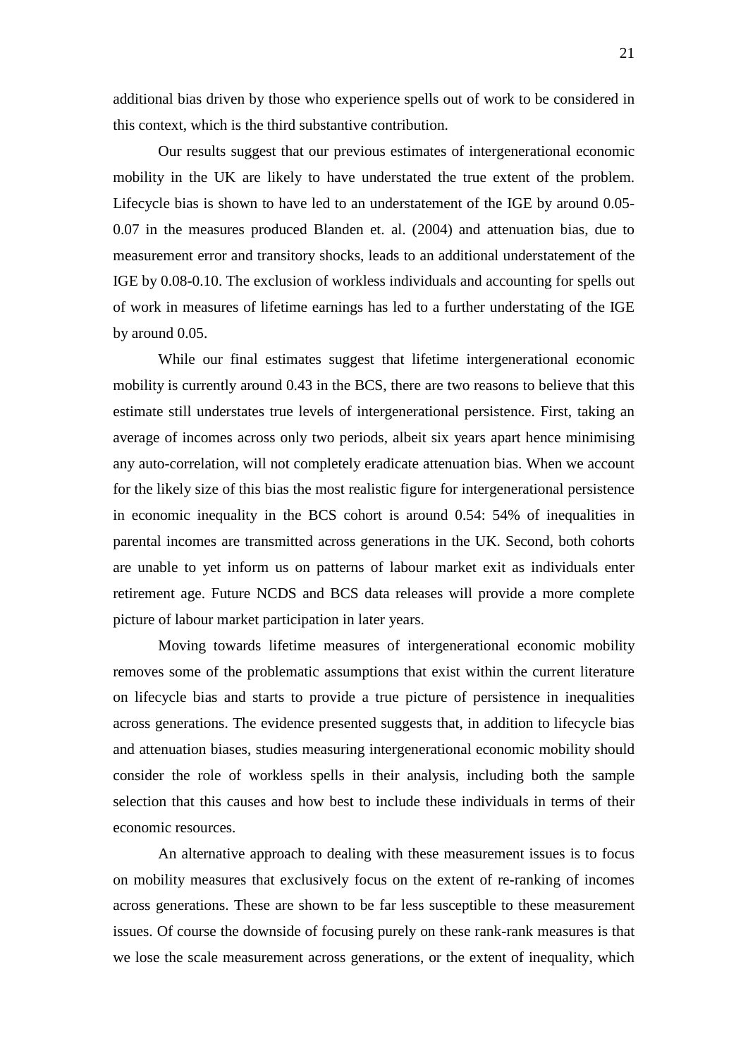additional bias driven by those who experience spells out of work to be considered in this context, which is the third substantive contribution.

Our results suggest that our previous estimates of intergenerational economic mobility in the UK are likely to have understated the true extent of the problem. Lifecycle bias is shown to have led to an understatement of the IGE by around 0.05-0.07 in the measures produced Blanden et. al. (2004) and attenuation bias, due to measurement error and transitory shocks, leads to an additional understatement of the IGE by 0.08-0.10. The exclusion of workless individuals and accounting for spells out of work in measures of lifetime earnings has led to a further understating of the IGE by around 0.05.

While our final estimates suggest that lifetime intergenerational economic mobility is currently around 0.43 in the BCS, there are two reasons to believe that this estimate still understates true levels of intergenerational persistence. First, taking an average of incomes across only two periods, albeit six years apart hence minimising any auto-correlation, will not completely eradicate attenuation bias. When we account for the likely size of this bias the most realistic figure for intergenerational persistence in economic inequality in the BCS cohort is around 0.54: 54% of inequalities in parental incomes are transmitted across generations in the UK. Second, both cohorts are unable to yet inform us on patterns of labour market exit as individuals enter retirement age. Future NCDS and BCS data releases will provide a more complete picture of labour market participation in later years.

Moving towards lifetime measures of intergenerational economic mobility removes some of the problematic assumptions that exist within the current literature on lifecycle bias and starts to provide a true picture of persistence in inequalities across generations. The evidence presented suggests that, in addition to lifecycle bias and attenuation biases, studies measuring intergenerational economic mobility should consider the role of workless spells in their analysis, including both the sample selection that this causes and how best to include these individuals in terms of their economic resources.

An alternative approach to dealing with these measurement issues is to focus on mobility measures that exclusively focus on the extent of re-ranking of incomes across generations. These are shown to be far less susceptible to these measurement issues. Of course the downside of focusing purely on these rank-rank measures is that we lose the scale measurement across generations, or the extent of inequality, which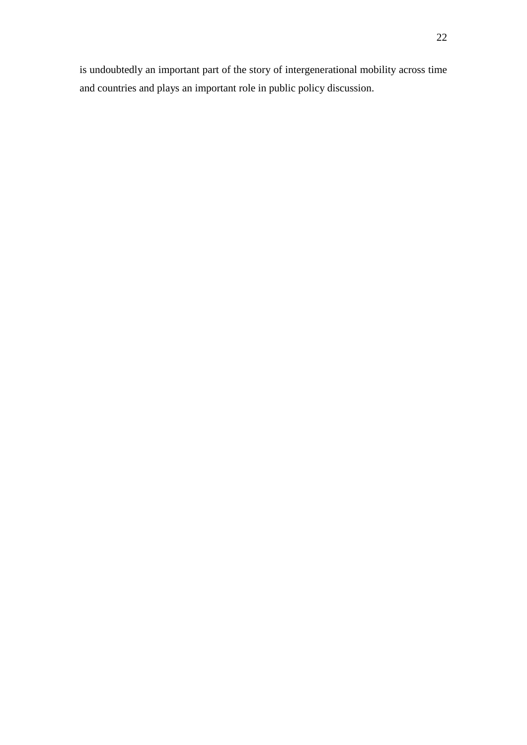is undoubtedly an important part of the story of intergenerational mobility across time and countries and plays an important role in public policy discussion.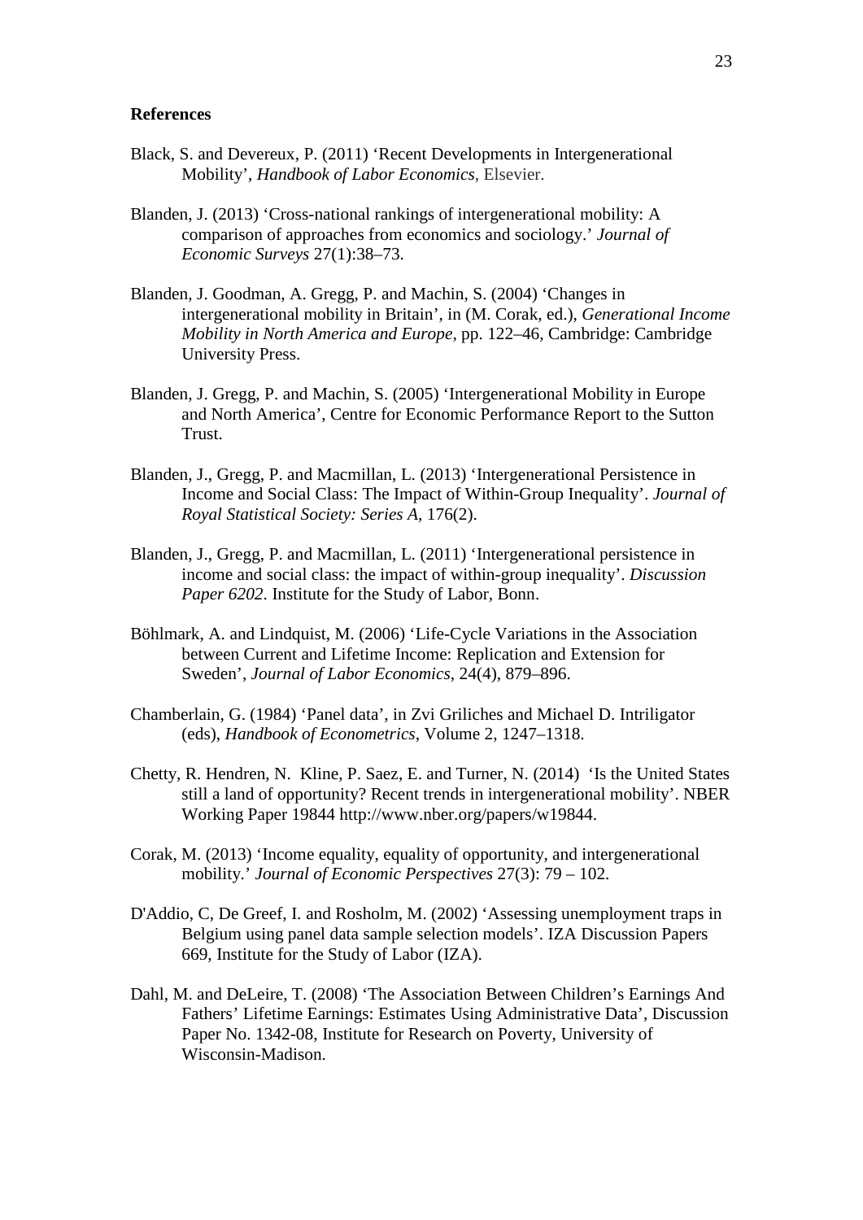**References**

Black, S. and Devereux, P. (2011) 'Recent Developments in Intergenerational Mobility', *Handbook of Labor Economics*, Elsevier.

Blanden, J. (2013) 'Cross-national rankings of intergenerational mobility: A comparison of approaches from economics and sociology.' *Journal of Economic Surveys* 27(1):38–73.

Blanden, J. Goodman, A. Gregg, P. and Machin, S. (2004) 'Changes in intergenerational mobility in Britain', in (M. Corak, ed.), *Generational Income Mobility in North America and Europe*, pp. 122–46, Cambridge: Cambridge University Press.

Blanden, J. Gregg, P. and Machin, S. (2005) 'Intergenerational Mobility in Europe and North America', Centre for Economic Performance Report to the Sutton Trust.

Blanden, J., Gregg, P. and Macmillan, L. (2013) 'Intergenerational Persistence in Income and Social Class: The Impact of Within-Group Inequality'. *Journal of Royal Statistical Society: Series A*, 176(2).

Blanden, J., Gregg, P. and Macmillan, L. (2011) 'Intergenerational persistence in income and social class: the impact of within-group inequality'. *Discussion Paper 6202*. Institute for the Study of Labor, Bonn.

Böhlmark, A. and Lindquist, M. (2006) 'Life-Cycle Variations in the Association between Current and Lifetime Income: Replication and Extension for Sweden', *Journal of Labor Economics*, 24(4), 879–896.

Chamberlain, G. (1984) 'Panel data', in Zvi Griliches and Michael D. Intriligator (eds), *Handbook of Econometrics*, Volume 2, 1247–1318.

Chetty, R. Hendren, N. Kline, P. Saez, E. and Turner, N. (2014) 'Is the United States still a land of opportunity? Recent trends in intergenerational mobility'. NBER Working Paper 19844 http://www.nber.org/papers/w19844.

Corak, M. (2013) 'Income equality, equality of opportunity, and intergenerational mobility.' *Journal of Economic Perspectives* 27(3): 79 – 102.

D'Addio, C, De Greef, I. and Rosholm, M. (2002) 'Assessing unemployment traps in Belgium using panel data sample selection models'. IZA Discussion Papers 669, Institute for the Study of Labor (IZA).

Dahl, M. and DeLeire, T. (2008) 'The Association Between Children's Earnings And Fathers' Lifetime Earnings: Estimates Using Administrative Data', Discussion Paper No. 1342-08, Institute for Research on Poverty, University of Wisconsin-Madison.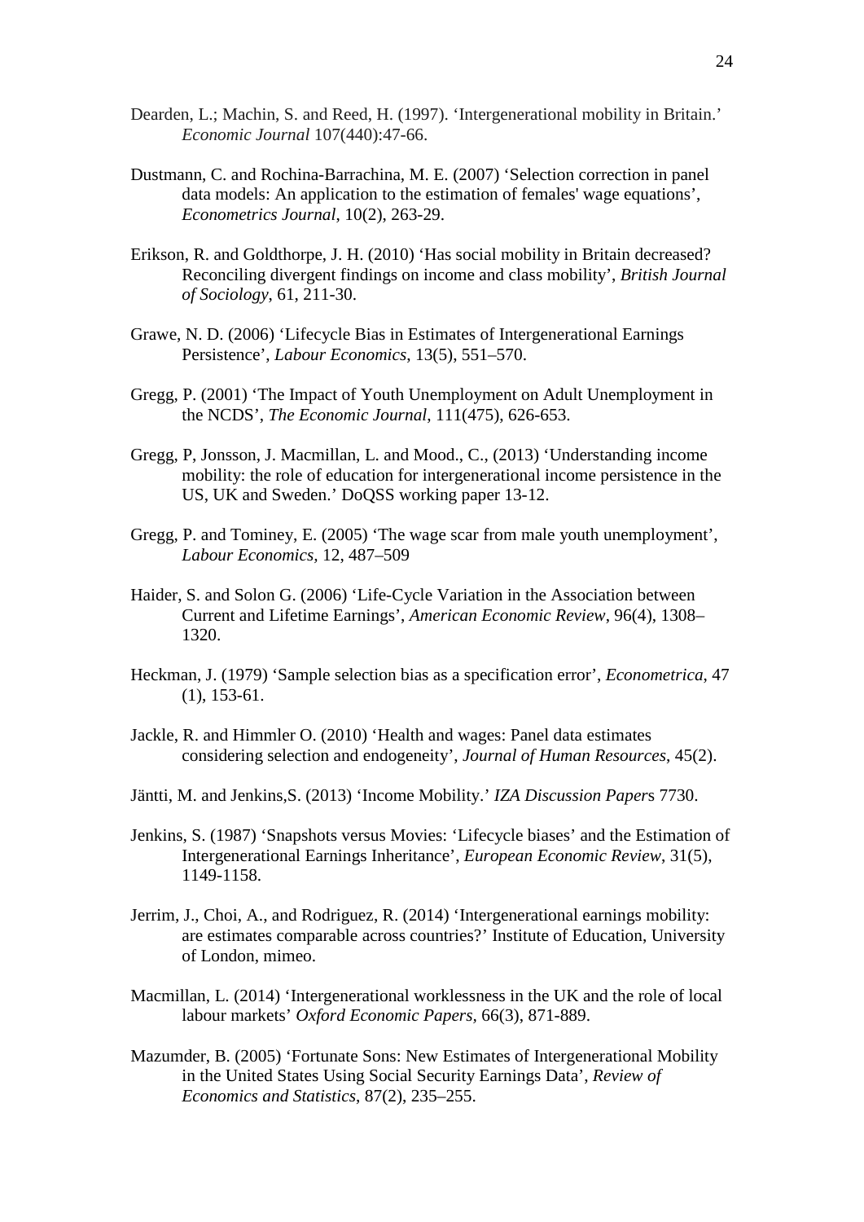Dearden, L.; Machin, S. and Reed, H. (1997). 'Intergenerational mobility in Britain.' *Economic Journal* 107(440):47-66.

Dustmann, C. and Rochina-Barrachina, M. E. (2007) 'Selection correction in panel data models: An application to the estimation of females' wage equations', *Econometrics Journal*, 10(2), 263-29.

Erikson, R. and Goldthorpe, J. H. (2010) 'Has social mobility in Britain decreased? Reconciling divergent findings on income and class mobility', *British Journal of Sociology*, 61, 211-30.

Grawe, N. D. (2006) 'Lifecycle Bias in Estimates of Intergenerational Earnings Persistence', *Labour Economics*, 13(5), 551–570.

Gregg, P. (2001) 'The Impact of Youth Unemployment on Adult Unemployment in the NCDS', *The Economic Journal*, 111(475), 626-653.

Gregg, P, Jonsson, J. Macmillan, L. and Mood., C., (2013) 'Understanding income mobility: the role of education for intergenerational income persistence in the US, UK and Sweden.' DoQSS working paper 13-12.

Gregg, P. and Tominey, E. (2005) 'The wage scar from male youth unemployment', *Labour Economics*, 12, 487–509

Haider, S. and Solon G. (2006) 'Life-Cycle Variation in the Association between Current and Lifetime Earnings', *American Economic Review*, 96(4), 1308–1320.

Heckman, J. (1979) 'Sample selection bias as a specification error', *Econometrica*, 47 (1), 153-61.

Jackle, R. and Himmler O. (2010) 'Health and wages: Panel data estimates considering selection and endogeneity', *Journal of Human Resources*, 45(2).

Jäntti, M. and Jenkins,S. (2013) 'Income Mobility.' *IZA Discussion Paper*s 7730.

Jenkins, S. (1987) 'Snapshots versus Movies: 'Lifecycle biases' and the Estimation of Intergenerational Earnings Inheritance', *European Economic Review*, 31(5), 1149-1158.

Jerrim, J., Choi, A., and Rodriguez, R. (2014) 'Intergenerational earnings mobility: are estimates comparable across countries?' Institute of Education, University of London, mimeo.

Macmillan, L. (2014) 'Intergenerational worklessness in the UK and the role of local labour markets' *Oxford Economic Papers*, 66(3), 871-889.

Mazumder, B. (2005) 'Fortunate Sons: New Estimates of Intergenerational Mobility in the United States Using Social Security Earnings Data', *Review of Economics and Statistics*, 87(2), 235–255.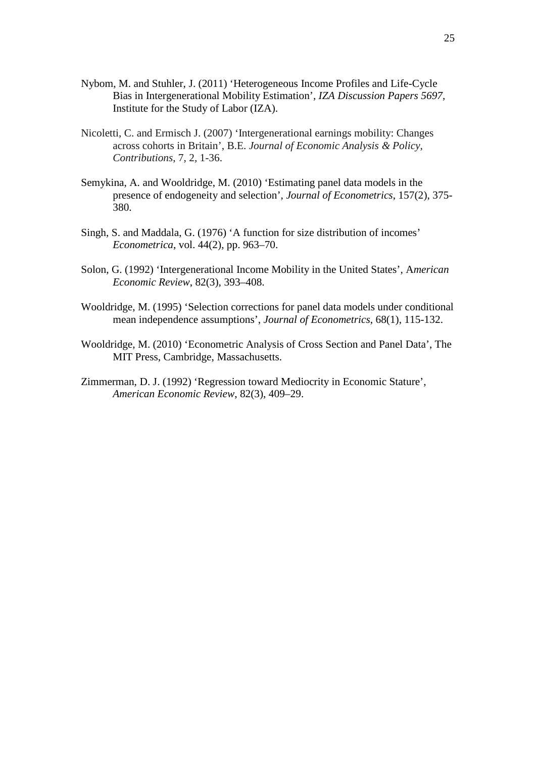Nybom, M. and Stuhler, J. (2011) 'Heterogeneous Income Profiles and Life-Cycle Bias in Intergenerational Mobility Estimation', *IZA Discussion Papers 5697*, Institute for the Study of Labor (IZA).

Nicoletti, C. and Ermisch J. (2007) 'Intergenerational earnings mobility: Changes across cohorts in Britain', B.E. *Journal of Economic Analysis & Policy*, *Contributions*, 7, 2, 1-36.

Semykina, A. and Wooldridge, M. (2010) 'Estimating panel data models in the presence of endogeneity and selection', *Journal of Econometrics*, 157(2), 375-380.

Singh, S. and Maddala, G. (1976) 'A function for size distribution of incomes' *Econometrica*, vol. 44(2), pp. 963–70.

Solon, G. (1992) 'Intergenerational Income Mobility in the United States', A*merican Economic Review*, 82(3), 393–408.

Wooldridge, M. (1995) 'Selection corrections for panel data models under conditional mean independence assumptions', *Journal of Econometrics*, 68(1), 115-132.

Wooldridge, M. (2010) 'Econometric Analysis of Cross Section and Panel Data', The MIT Press, Cambridge, Massachusetts.

Zimmerman, D. J. (1992) 'Regression toward Mediocrity in Economic Stature', *American Economic Review*, 82(3), 409–29.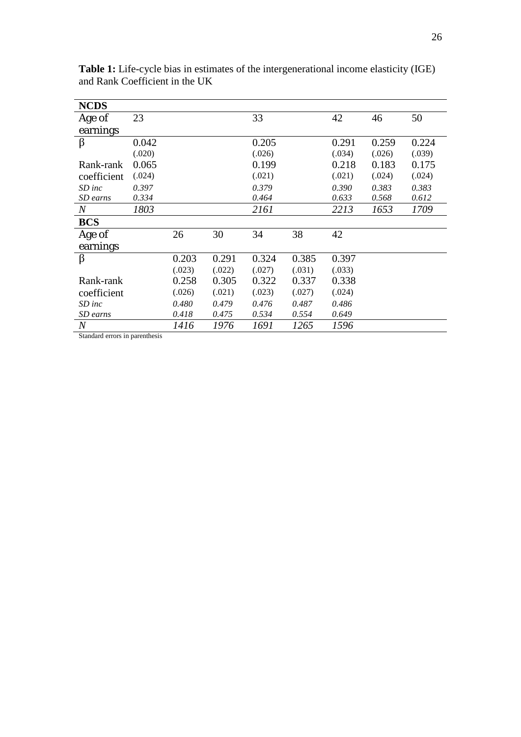**Table 1:** Life-cycle bias in estimates of the intergenerational income elasticity (IGE) and Rank Coefficient in the UK

| **NCDS** | | | | | | | | |
|---|---|---|---|---|---|---|---|---|
| Age of earnings | 23 | | | 33 | | 42 | 46 | 50 |
| β | 0.042 | | | 0.205 | | 0.291 | 0.259 | 0.224 |
| | (.020) | | | (.026) | | (.034) | (.026) | (.039) |
| Rank-rank coefficient | 0.065 | | | 0.199 | | 0.218 | 0.183 | 0.175 |
| | (.024) | | | (.021) | | (.021) | (.024) | (.024) |
| *SD inc* | *0.397* | | | *0.379* | | *0.390* | *0.383* | *0.383* |
| *SD earns* | *0.334* | | | *0.464* | | *0.633* | *0.568* | *0.612* |
| *N* | *1803* | | | *2161* | | *2213* | *1653* | *1709* |
| **BCS** | | | | | | | | |
| Age of earnings | | 26 | 30 | 34 | 38 | 42 | | |
| β | | 0.203 | 0.291 | 0.324 | 0.385 | 0.397 | | |
| | | (.023) | (.022) | (.027) | (.031) | (.033) | | |
| Rank-rank coefficient | | 0.258 | 0.305 | 0.322 | 0.337 | 0.338 | | |
| | | (.026) | (.021) | (.023) | (.027) | (.024) | | |
| *SD inc* | | *0.480* | *0.479* | *0.476* | *0.487* | *0.486* | | |
| *SD earns* | | *0.418* | *0.475* | *0.534* | *0.554* | *0.649* | | |
| *N* | | *1416* | *1976* | *1691* | *1265* | *1596* | | |

Standard errors in parenthesis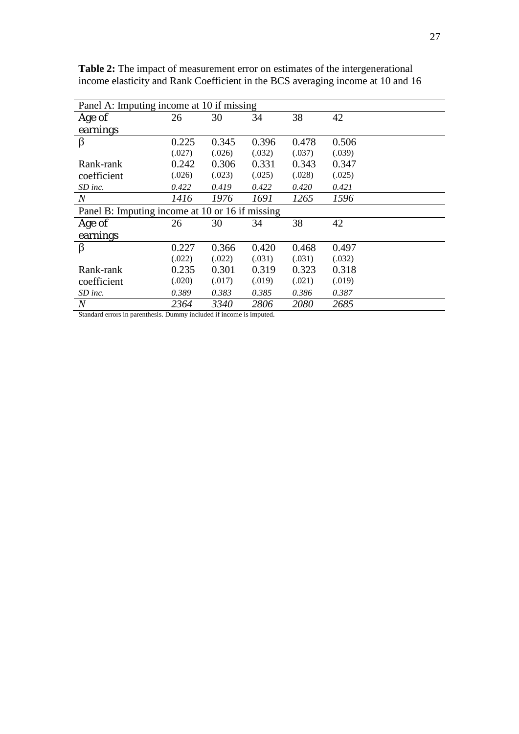**Table 2:** The impact of measurement error on estimates of the intergenerational income elasticity and Rank Coefficient in the BCS averaging income at 10 and 16

| Panel A: Imputing income at 10 if missing | | | | | |
|---|---|---|---|---|---|
| Age of earnings | 26 | 30 | 34 | 38 | 42 |
| β | 0.225 | 0.345 | 0.396 | 0.478 | 0.506 |
| | (.027) | (.026) | (.032) | (.037) | (.039) |
| Rank-rank coefficient | 0.242 | 0.306 | 0.331 | 0.343 | 0.347 |
| | (.026) | (.023) | (.025) | (.028) | (.025) |
| *SD inc.* | *0.422* | *0.419* | *0.422* | *0.420* | *0.421* |
| *N* | *1416* | *1976* | *1691* | *1265* | *1596* |
| **Panel B: Imputing income at 10 or 16 if missing** | | | | | |
| Age of earnings | 26 | 30 | 34 | 38 | 42 |
| β | 0.227 | 0.366 | 0.420 | 0.468 | 0.497 |
| | (.022) | (.022) | (.031) | (.031) | (.032) |
| Rank-rank coefficient | 0.235 | 0.301 | 0.319 | 0.323 | 0.318 |
| | (.020) | (.017) | (.019) | (.021) | (.019) |
| *SD inc.* | *0.389* | *0.383* | *0.385* | *0.386* | *0.387* |
| *N* | *2364* | *3340* | *2806* | *2080* | *2685* |

Standard errors in parenthesis. Dummy included if income is imputed.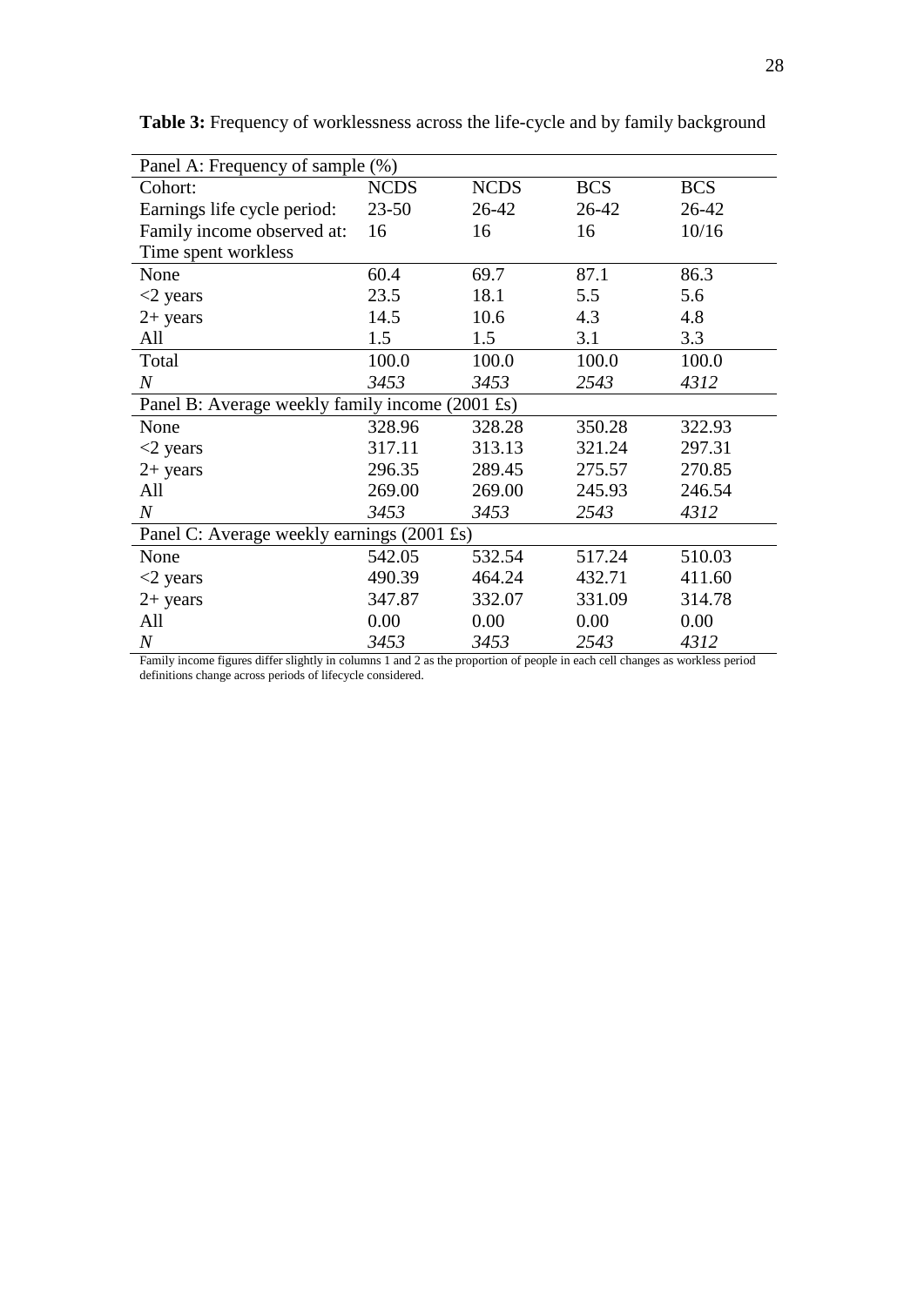**Table 3:** Frequency of worklessness across the life-cycle and by family background

| Panel A: Frequency of sample (%) | | | | |
|---|---|---|---|---|
| Cohort: | NCDS | NCDS | BCS | BCS |
| Earnings life cycle period: | 23-50 | 26-42 | 26-42 | 26-42 |
| Family income observed at: | 16 | 16 | 16 | 10/16 |
| Time spent workless | | | | |
| None | 60.4 | 69.7 | 87.1 | 86.3 |
| <2 years | 23.5 | 18.1 | 5.5 | 5.6 |
| 2+ years | 14.5 | 10.6 | 4.3 | 4.8 |
| All | 1.5 | 1.5 | 3.1 | 3.3 |
| Total | 100.0 | 100.0 | 100.0 | 100.0 |
| *N* | *3453* | *3453* | *2543* | *4312* |
| **Panel B: Average weekly family income (2001 £s)** | | | | |
| None | 328.96 | 328.28 | 350.28 | 322.93 |
| <2 years | 317.11 | 313.13 | 321.24 | 297.31 |
| 2+ years | 296.35 | 289.45 | 275.57 | 270.85 |
| All | 269.00 | 269.00 | 245.93 | 246.54 |
| *N* | *3453* | *3453* | *2543* | *4312* |
| **Panel C: Average weekly earnings (2001 £s)** | | | | |
| None | 542.05 | 532.54 | 517.24 | 510.03 |
| <2 years | 490.39 | 464.24 | 432.71 | 411.60 |
| 2+ years | 347.87 | 332.07 | 331.09 | 314.78 |
| All | 0.00 | 0.00 | 0.00 | 0.00 |
| *N* | *3453* | *3453* | *2543* | *4312* |

Family income figures differ slightly in columns 1 and 2 as the proportion of people in each cell changes as workless period definitions change across periods of lifecycle considered.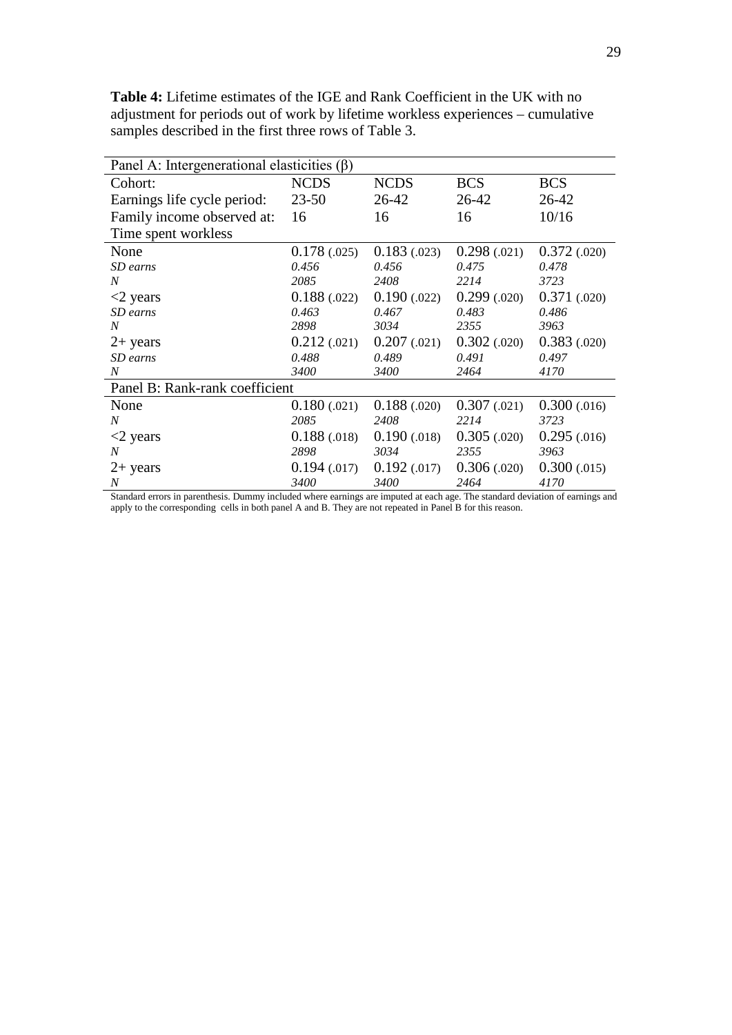**Table 4:** Lifetime estimates of the IGE and Rank Coefficient in the UK with no adjustment for periods out of work by lifetime workless experiences – cumulative samples described in the first three rows of Table 3.

| Panel A: Intergenerational elasticities (β) | | | | |
|---|---|---|---|---|
| Cohort: | NCDS | NCDS | BCS | BCS |
| Earnings life cycle period: | 23-50 | 26-42 | 26-42 | 26-42 |
| Family income observed at: | 16 | 16 | 16 | 10/16 |
| Time spent workless | | | | |
| None | 0.178 (.025) | 0.183 (.023) | 0.298 (.021) | 0.372 (.020) |
| *SD earns* | *0.456* | *0.456* | *0.475* | *0.478* |
| *N* | *2085* | *2408* | *2214* | *3723* |
| <2 years | 0.188 (.022) | 0.190 (.022) | 0.299 (.020) | 0.371 (.020) |
| *SD earns* | *0.463* | *0.467* | *0.483* | *0.486* |
| *N* | *2898* | *3034* | *2355* | *3963* |
| 2+ years | 0.212 (.021) | 0.207 (.021) | 0.302 (.020) | 0.383 (.020) |
| *SD earns* | *0.488* | *0.489* | *0.491* | *0.497* |
| *N* | *3400* | *3400* | *2464* | *4170* |
| **Panel B: Rank-rank coefficient** | | | | |
| None | 0.180 (.021) | 0.188 (.020) | 0.307 (.021) | 0.300 (.016) |
| *N* | *2085* | *2408* | *2214* | *3723* |
| <2 years | 0.188 (.018) | 0.190 (.018) | 0.305 (.020) | 0.295 (.016) |
| *N* | *2898* | *3034* | *2355* | *3963* |
| 2+ years | 0.194 (.017) | 0.192 (.017) | 0.306 (.020) | 0.300 (.015) |
| *N* | *3400* | *3400* | *2464* | *4170* |

Standard errors in parenthesis. Dummy included where earnings are imputed at each age. The standard deviation of earnings and apply to the corresponding cells in both panel A and B. They are not repeated in Panel B for this reason.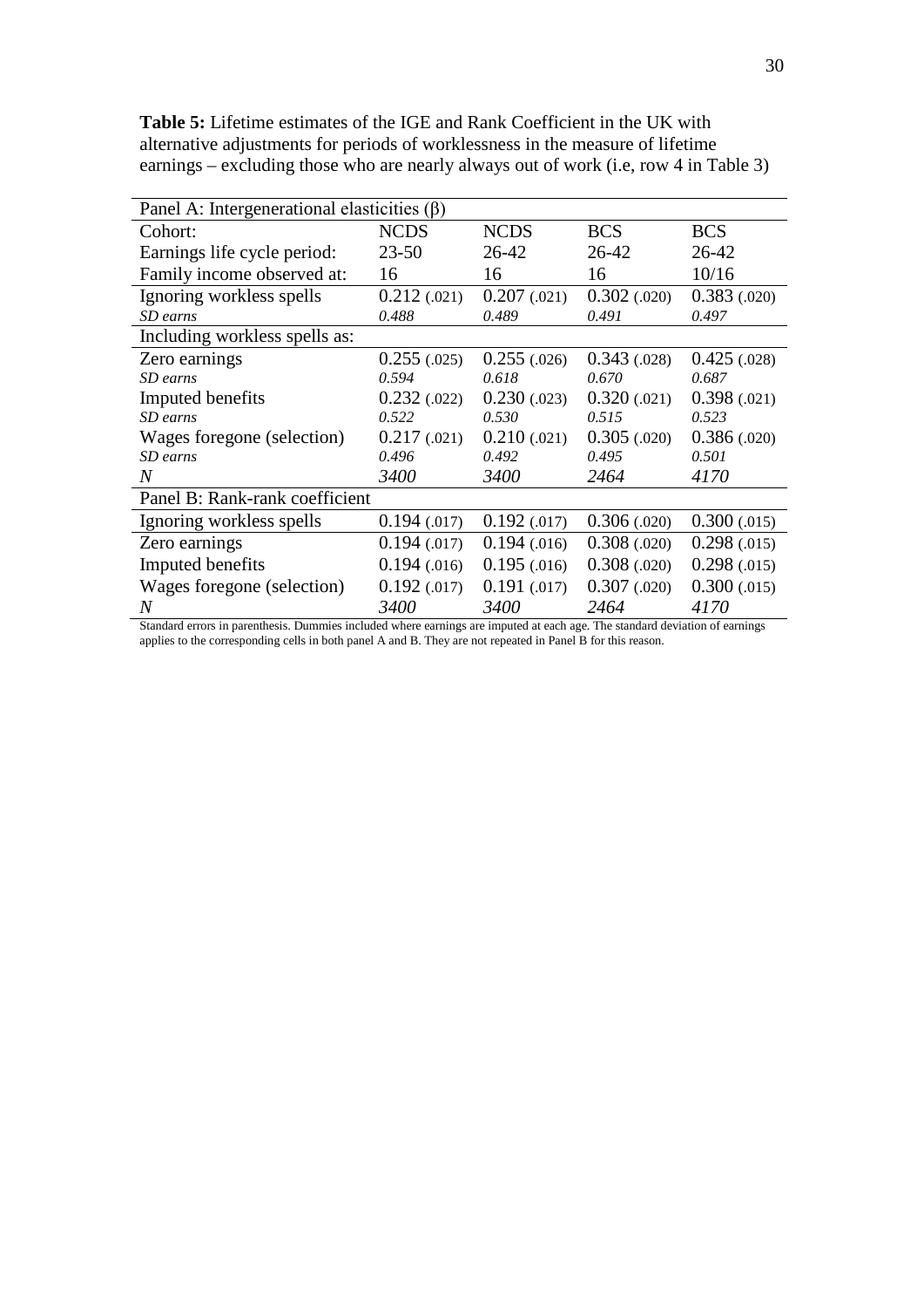**Table 5:** Lifetime estimates of the IGE and Rank Coefficient in the UK with alternative adjustments for periods of worklessness in the measure of lifetime earnings – excluding those who are nearly always out of work (i.e, row 4 in Table 3)

| Panel A: Intergenerational elasticities (β) | | | | |
|---|---|---|---|---|
| Cohort: | NCDS | NCDS | BCS | BCS |
| Earnings life cycle period: | 23-50 | 26-42 | 26-42 | 26-42 |
| Family income observed at: | 16 | 16 | 16 | 10/16 |
| Ignoring workless spells | 0.212 (.021) | 0.207 (.021) | 0.302 (.020) | 0.383 (.020) |
| *SD earns* | *0.488* | *0.489* | *0.491* | *0.497* |
| Including workless spells as: | | | | |
| Zero earnings | 0.255 (.025) | 0.255 (.026) | 0.343 (.028) | 0.425 (.028) |
| *SD earns* | *0.594* | *0.618* | *0.670* | *0.687* |
| Imputed benefits | 0.232 (.022) | 0.230 (.023) | 0.320 (.021) | 0.398 (.021) |
| *SD earns* | *0.522* | *0.530* | *0.515* | *0.523* |
| Wages foregone (selection) | 0.217 (.021) | 0.210 (.021) | 0.305 (.020) | 0.386 (.020) |
| *SD earns* | *0.496* | *0.492* | *0.495* | *0.501* |
| *N* | *3400* | *3400* | *2464* | *4170* |
| **Panel B: Rank-rank coefficient** | | | | |
| Ignoring workless spells | 0.194 (.017) | 0.192 (.017) | 0.306 (.020) | 0.300 (.015) |
| Zero earnings | 0.194 (.017) | 0.194 (.016) | 0.308 (.020) | 0.298 (.015) |
| Imputed benefits | 0.194 (.016) | 0.195 (.016) | 0.308 (.020) | 0.298 (.015) |
| Wages foregone (selection) | 0.192 (.017) | 0.191 (.017) | 0.307 (.020) | 0.300 (.015) |
| *N* | *3400* | *3400* | *2464* | *4170* |

Standard errors in parenthesis. Dummies included where earnings are imputed at each age. The standard deviation of earnings applies to the corresponding cells in both panel A and B. They are not repeated in Panel B for this reason.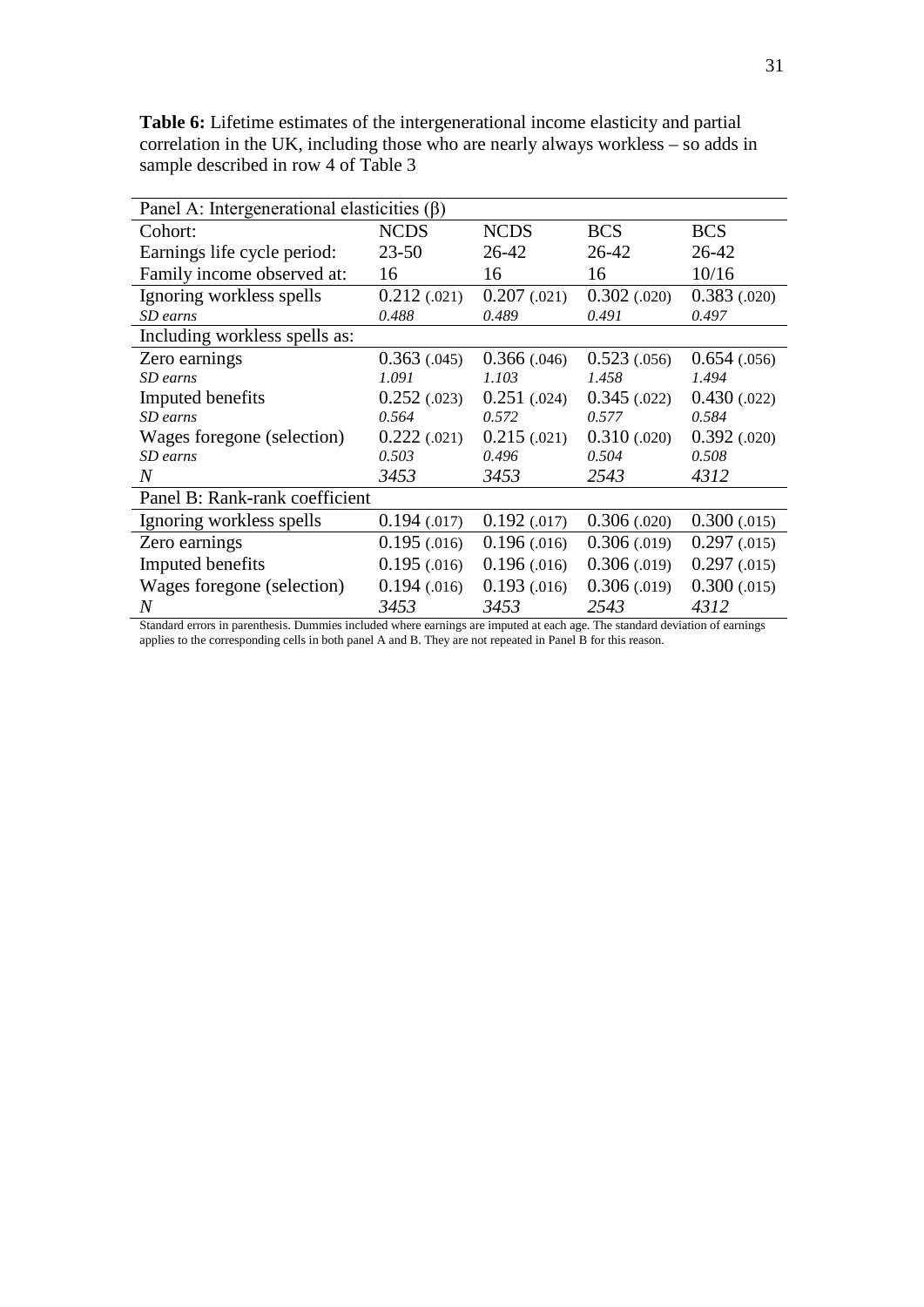**Table 6:** Lifetime estimates of the intergenerational income elasticity and partial correlation in the UK, including those who are nearly always workless – so adds in sample described in row 4 of Table 3

| Panel A: Intergenerational elasticities (β) | | | | |
|---|---|---|---|---|
| Cohort: | NCDS | NCDS | BCS | BCS |
| Earnings life cycle period: | 23-50 | 26-42 | 26-42 | 26-42 |
| Family income observed at: | 16 | 16 | 16 | 10/16 |
| Ignoring workless spells | 0.212 (.021) | 0.207 (.021) | 0.302 (.020) | 0.383 (.020) |
| *SD earns* | *0.488* | *0.489* | *0.491* | *0.497* |
| Including workless spells as: | | | | |
| Zero earnings | 0.363 (.045) | 0.366 (.046) | 0.523 (.056) | 0.654 (.056) |
| *SD earns* | *1.091* | *1.103* | *1.458* | *1.494* |
| Imputed benefits | 0.252 (.023) | 0.251 (.024) | 0.345 (.022) | 0.430 (.022) |
| *SD earns* | *0.564* | *0.572* | *0.577* | *0.584* |
| Wages foregone (selection) | 0.222 (.021) | 0.215 (.021) | 0.310 (.020) | 0.392 (.020) |
| *SD earns* | *0.503* | *0.496* | *0.504* | *0.508* |
| *N* | *3453* | *3453* | *2543* | *4312* |
| Panel B: Rank-rank coefficient | | | | |
| Ignoring workless spells | 0.194 (.017) | 0.192 (.017) | 0.306 (.020) | 0.300 (.015) |
| Zero earnings | 0.195 (.016) | 0.196 (.016) | 0.306 (.019) | 0.297 (.015) |
| Imputed benefits | 0.195 (.016) | 0.196 (.016) | 0.306 (.019) | 0.297 (.015) |
| Wages foregone (selection) | 0.194 (.016) | 0.193 (.016) | 0.306 (.019) | 0.300 (.015) |
| *N* | *3453* | *3453* | *2543* | *4312* |

Standard errors in parenthesis. Dummies included where earnings are imputed at each age. The standard deviation of earnings applies to the corresponding cells in both panel A and B. They are not repeated in Panel B for this reason.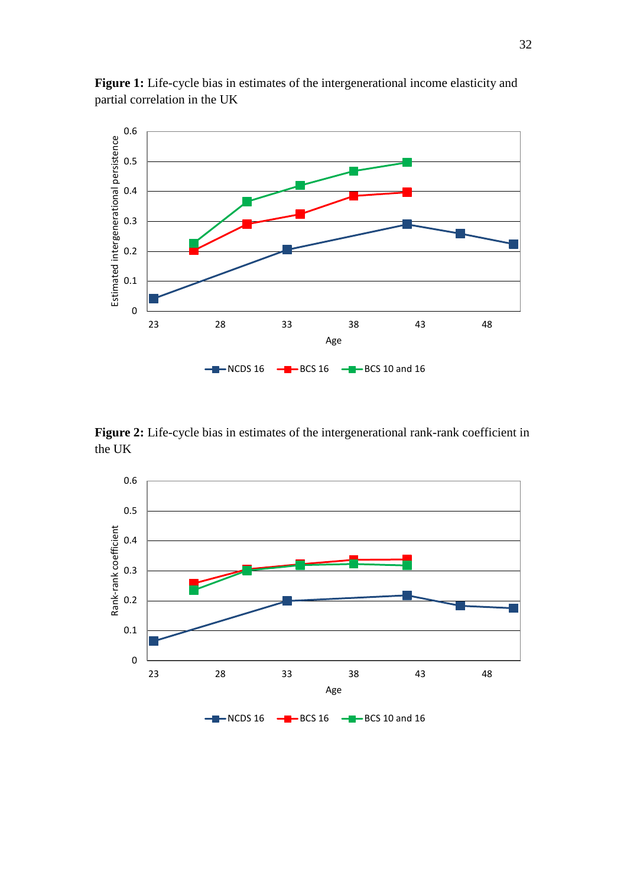**Figure 1:** Life-cycle bias in estimates of the intergenerational income elasticity and partial correlation in the UK

**Figure 2:** Life-cycle bias in estimates of the intergenerational rank-rank coefficient in the UK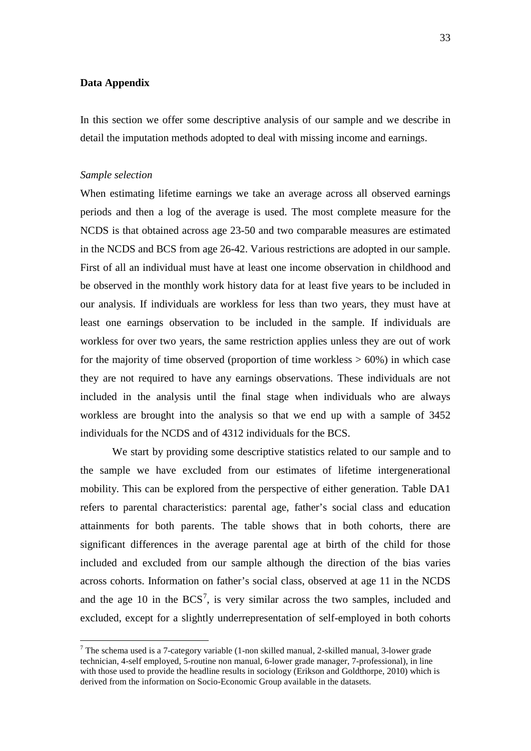**Data Appendix**

In this section we offer some descriptive analysis of our sample and we describe in detail the imputation methods adopted to deal with missing income and earnings.

*Sample selection*

When estimating lifetime earnings we take an average across all observed earnings periods and then a log of the average is used. The most complete measure for the NCDS is that obtained across age 23-50 and two comparable measures are estimated in the NCDS and BCS from age 26-42. Various restrictions are adopted in our sample. First of all an individual must have at least one income observation in childhood and be observed in the monthly work history data for at least five years to be included in our analysis. If individuals are workless for less than two years, they must have at least one earnings observation to be included in the sample. If individuals are workless for over two years, the same restriction applies unless they are out of work for the majority of time observed (proportion of time workless > 60%) in which case they are not required to have any earnings observations. These individuals are not included in the analysis until the final stage when individuals who are always workless are brought into the analysis so that we end up with a sample of 3452 individuals for the NCDS and of 4312 individuals for the BCS.

We start by providing some descriptive statistics related to our sample and to the sample we have excluded from our estimates of lifetime intergenerational mobility. This can be explored from the perspective of either generation. Table DA1 refers to parental characteristics: parental age, father's social class and education attainments for both parents. The table shows that in both cohorts, there are significant differences in the average parental age at birth of the child for those included and excluded from our sample although the direction of the bias varies across cohorts. Information on father's social class, observed at age 11 in the NCDS and the age 10 in the BCS[7], is very similar across the two samples, included and excluded, except for a slightly underrepresentation of self-employed in both cohorts

[7] The schema used is a 7-category variable (1-non skilled manual, 2-skilled manual, 3-lower grade technician, 4-self employed, 5-routine non manual, 6-lower grade manager, 7-professional), in line with those used to provide the headline results in sociology (Erikson and Goldthorpe, 2010) which is derived from the information on Socio-Economic Group available in the datasets.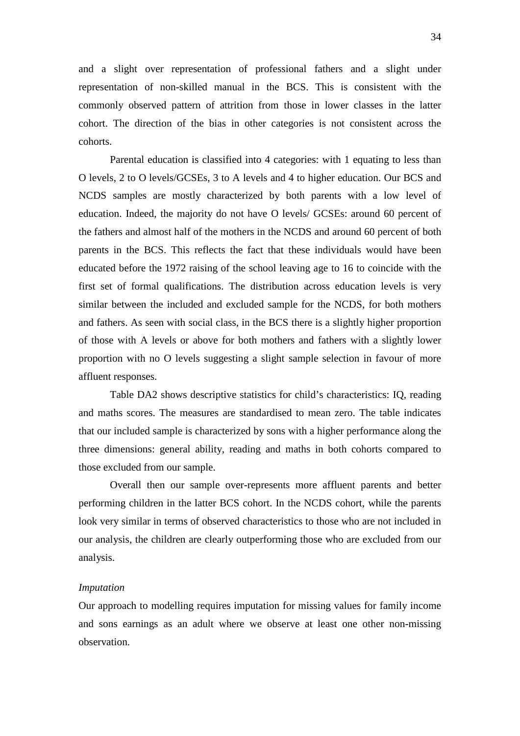and a slight over representation of professional fathers and a slight under representation of non-skilled manual in the BCS. This is consistent with the commonly observed pattern of attrition from those in lower classes in the latter cohort. The direction of the bias in other categories is not consistent across the cohorts.

Parental education is classified into 4 categories: with 1 equating to less than O levels, 2 to O levels/GCSEs, 3 to A levels and 4 to higher education. Our BCS and NCDS samples are mostly characterized by both parents with a low level of education. Indeed, the majority do not have O levels/ GCSEs: around 60 percent of the fathers and almost half of the mothers in the NCDS and around 60 percent of both parents in the BCS. This reflects the fact that these individuals would have been educated before the 1972 raising of the school leaving age to 16 to coincide with the first set of formal qualifications. The distribution across education levels is very similar between the included and excluded sample for the NCDS, for both mothers and fathers. As seen with social class, in the BCS there is a slightly higher proportion of those with A levels or above for both mothers and fathers with a slightly lower proportion with no O levels suggesting a slight sample selection in favour of more affluent responses.

Table DA2 shows descriptive statistics for child's characteristics: IQ, reading and maths scores. The measures are standardised to mean zero. The table indicates that our included sample is characterized by sons with a higher performance along the three dimensions: general ability, reading and maths in both cohorts compared to those excluded from our sample.

Overall then our sample over-represents more affluent parents and better performing children in the latter BCS cohort. In the NCDS cohort, while the parents look very similar in terms of observed characteristics to those who are not included in our analysis, the children are clearly outperforming those who are excluded from our analysis.

*Imputation*

Our approach to modelling requires imputation for missing values for family income and sons earnings as an adult where we observe at least one other non-missing observation.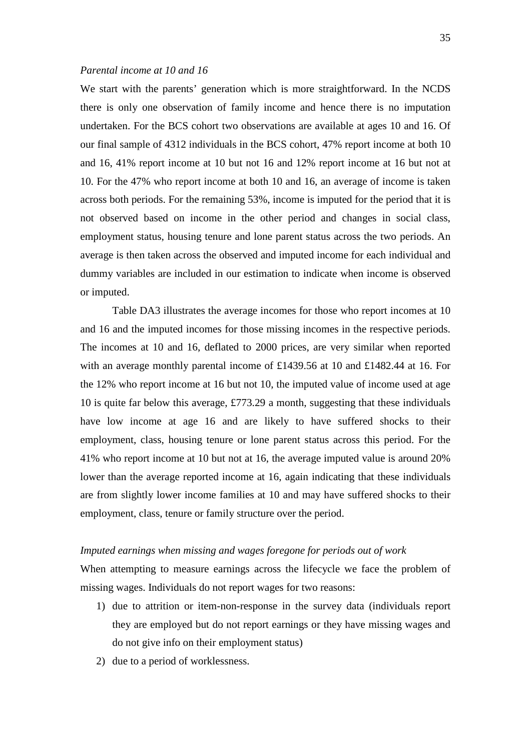*Parental income at 10 and 16*

We start with the parents' generation which is more straightforward. In the NCDS there is only one observation of family income and hence there is no imputation undertaken. For the BCS cohort two observations are available at ages 10 and 16. Of our final sample of 4312 individuals in the BCS cohort, 47% report income at both 10 and 16, 41% report income at 10 but not 16 and 12% report income at 16 but not at 10. For the 47% who report income at both 10 and 16, an average of income is taken across both periods. For the remaining 53%, income is imputed for the period that it is not observed based on income in the other period and changes in social class, employment status, housing tenure and lone parent status across the two periods. An average is then taken across the observed and imputed income for each individual and dummy variables are included in our estimation to indicate when income is observed or imputed.

Table DA3 illustrates the average incomes for those who report incomes at 10 and 16 and the imputed incomes for those missing incomes in the respective periods. The incomes at 10 and 16, deflated to 2000 prices, are very similar when reported with an average monthly parental income of £1439.56 at 10 and £1482.44 at 16. For the 12% who report income at 16 but not 10, the imputed value of income used at age 10 is quite far below this average, £773.29 a month, suggesting that these individuals have low income at age 16 and are likely to have suffered shocks to their employment, class, housing tenure or lone parent status across this period. For the 41% who report income at 10 but not at 16, the average imputed value is around 20% lower than the average reported income at 16, again indicating that these individuals are from slightly lower income families at 10 and may have suffered shocks to their employment, class, tenure or family structure over the period.

*Imputed earnings when missing and wages foregone for periods out of work*

When attempting to measure earnings across the lifecycle we face the problem of missing wages. Individuals do not report wages for two reasons:

1) due to attrition or item-non-response in the survey data (individuals report they are employed but do not report earnings or they have missing wages and do not give info on their employment status)
2) due to a period of worklessness.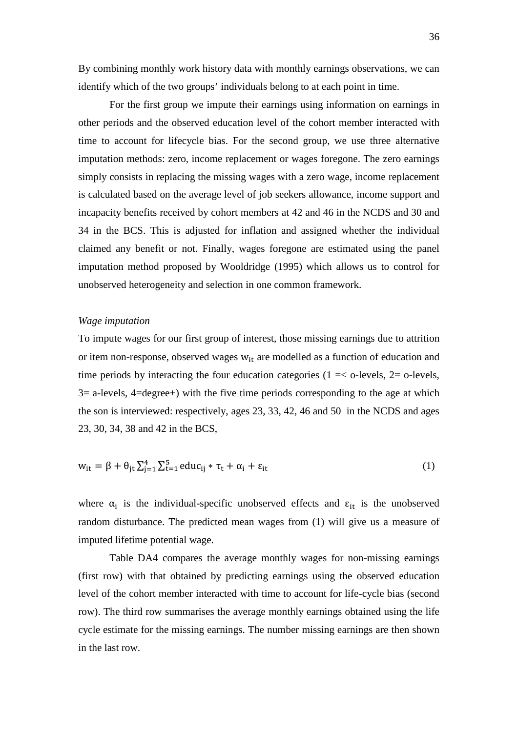By combining monthly work history data with monthly earnings observations, we can identify which of the two groups' individuals belong to at each point in time.

For the first group we impute their earnings using information on earnings in other periods and the observed education level of the cohort member interacted with time to account for lifecycle bias. For the second group, we use three alternative imputation methods: zero, income replacement or wages foregone. The zero earnings simply consists in replacing the missing wages with a zero wage, income replacement is calculated based on the average level of job seekers allowance, income support and incapacity benefits received by cohort members at 42 and 46 in the NCDS and 30 and 34 in the BCS. This is adjusted for inflation and assigned whether the individual claimed any benefit or not. Finally, wages foregone are estimated using the panel imputation method proposed by Wooldridge (1995) which allows us to control for unobserved heterogeneity and selection in one common framework.

*Wage imputation*

To impute wages for our first group of interest, those missing earnings due to attrition or item non-response, observed wages $w_{it}$ are modelled as a function of education and time periods by interacting the four education categories (1 =< o-levels, 2= o-levels, 3= a-levels, 4=degree+) with the five time periods corresponding to the age at which the son is interviewed: respectively, ages 23, 33, 42, 46 and 50 in the NCDS and ages 23, 30, 34, 38 and 42 in the BCS,

$$w_{it} = \beta + \theta_{jt} \sum_{j=1}^{4} \sum_{t=1}^{5} educ_{ij} * \tau_t + \alpha_i + \varepsilon_{it} \tag{1}$$

where $\alpha_i$ is the individual-specific unobserved effects and $\varepsilon_{it}$ is the unobserved random disturbance. The predicted mean wages from (1) will give us a measure of imputed lifetime potential wage.

Table DA4 compares the average monthly wages for non-missing earnings (first row) with that obtained by predicting earnings using the observed education level of the cohort member interacted with time to account for life-cycle bias (second row). The third row summarises the average monthly earnings obtained using the life cycle estimate for the missing earnings. The number missing earnings are then shown in the last row.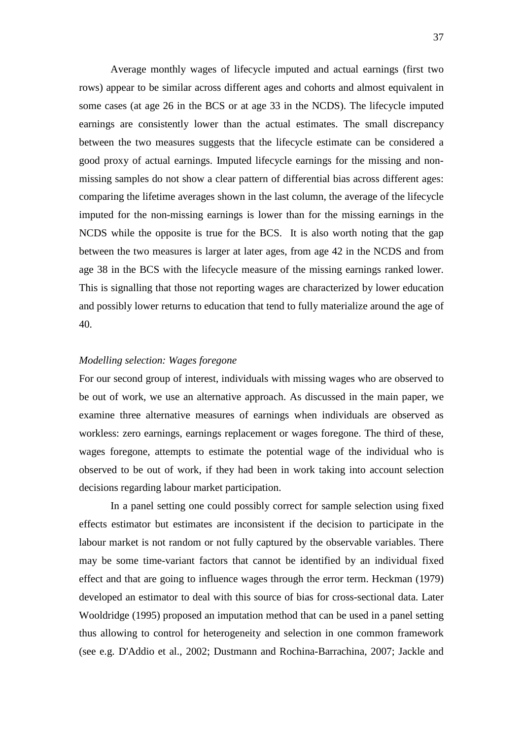Average monthly wages of lifecycle imputed and actual earnings (first two rows) appear to be similar across different ages and cohorts and almost equivalent in some cases (at age 26 in the BCS or at age 33 in the NCDS). The lifecycle imputed earnings are consistently lower than the actual estimates. The small discrepancy between the two measures suggests that the lifecycle estimate can be considered a good proxy of actual earnings. Imputed lifecycle earnings for the missing and non-missing samples do not show a clear pattern of differential bias across different ages: comparing the lifetime averages shown in the last column, the average of the lifecycle imputed for the non-missing earnings is lower than for the missing earnings in the NCDS while the opposite is true for the BCS. It is also worth noting that the gap between the two measures is larger at later ages, from age 42 in the NCDS and from age 38 in the BCS with the lifecycle measure of the missing earnings ranked lower. This is signalling that those not reporting wages are characterized by lower education and possibly lower returns to education that tend to fully materialize around the age of 40.

*Modelling selection: Wages foregone*

For our second group of interest, individuals with missing wages who are observed to be out of work, we use an alternative approach. As discussed in the main paper, we examine three alternative measures of earnings when individuals are observed as workless: zero earnings, earnings replacement or wages foregone. The third of these, wages foregone, attempts to estimate the potential wage of the individual who is observed to be out of work, if they had been in work taking into account selection decisions regarding labour market participation.

In a panel setting one could possibly correct for sample selection using fixed effects estimator but estimates are inconsistent if the decision to participate in the labour market is not random or not fully captured by the observable variables. There may be some time-variant factors that cannot be identified by an individual fixed effect and that are going to influence wages through the error term. Heckman (1979) developed an estimator to deal with this source of bias for cross-sectional data. Later Wooldridge (1995) proposed an imputation method that can be used in a panel setting thus allowing to control for heterogeneity and selection in one common framework (see e.g. D'Addio et al., 2002; Dustmann and Rochina-Barrachina, 2007; Jackle and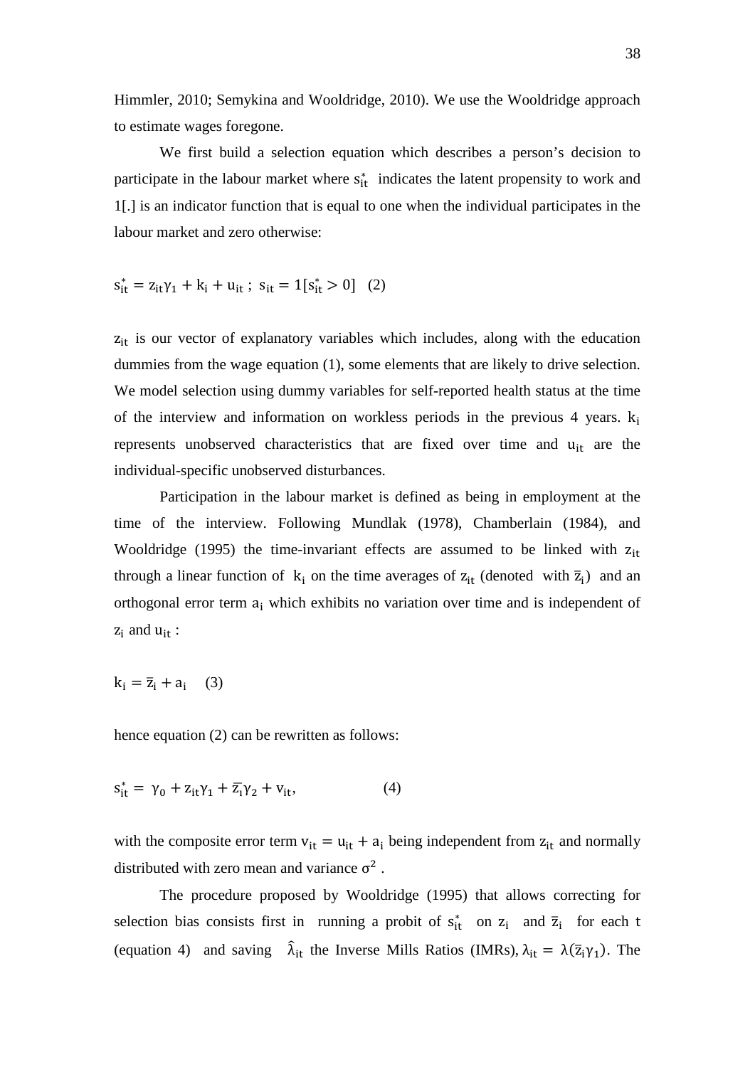Himmler, 2010; Semykina and Wooldridge, 2010). We use the Wooldridge approach to estimate wages foregone.

We first build a selection equation which describes a person's decision to participate in the labour market where $s^*_{it}$ indicates the latent propensity to work and 1[.] is an indicator function that is equal to one when the individual participates in the labour market and zero otherwise:

$$s^*_{it} = z_{it}\gamma_1 + k_i + u_{it} \; ; \; s_{it} = 1[s^*_{it} > 0] \quad (2)$$

$z_{it}$ is our vector of explanatory variables which includes, along with the education dummies from the wage equation (1), some elements that are likely to drive selection. We model selection using dummy variables for self-reported health status at the time of the interview and information on workless periods in the previous 4 years. $k_i$ represents unobserved characteristics that are fixed over time and $u_{it}$ are the individual-specific unobserved disturbances.

Participation in the labour market is defined as being in employment at the time of the interview. Following Mundlak (1978), Chamberlain (1984), and Wooldridge (1995) the time-invariant effects are assumed to be linked with $z_{it}$ through a linear function of $k_i$ on the time averages of $z_{it}$ (denoted with $\bar{z}_i$) and an orthogonal error term $a_i$ which exhibits no variation over time and is independent of $z_i$ and $u_{it}$ :

$$k_i = \bar{z}_i + a_i \quad (3)$$

hence equation (2) can be rewritten as follows:

$$s^*_{it} = \gamma_0 + z_{it}\gamma_1 + \bar{z}_i\gamma_2 + v_{it}, \quad (4)$$

with the composite error term $v_{it} = u_{it} + a_i$ being independent from $z_{it}$ and normally distributed with zero mean and variance $\sigma^2$ .

The procedure proposed by Wooldridge (1995) that allows correcting for selection bias consists first in running a probit of $s^*_{it}$ on $z_i$ and $\bar{z}_i$ for each t (equation 4) and saving $\hat{\lambda}_{it}$ the Inverse Mills Ratios (IMRs), $\lambda_{it} = \lambda(\bar{z}_i\gamma_1)$. The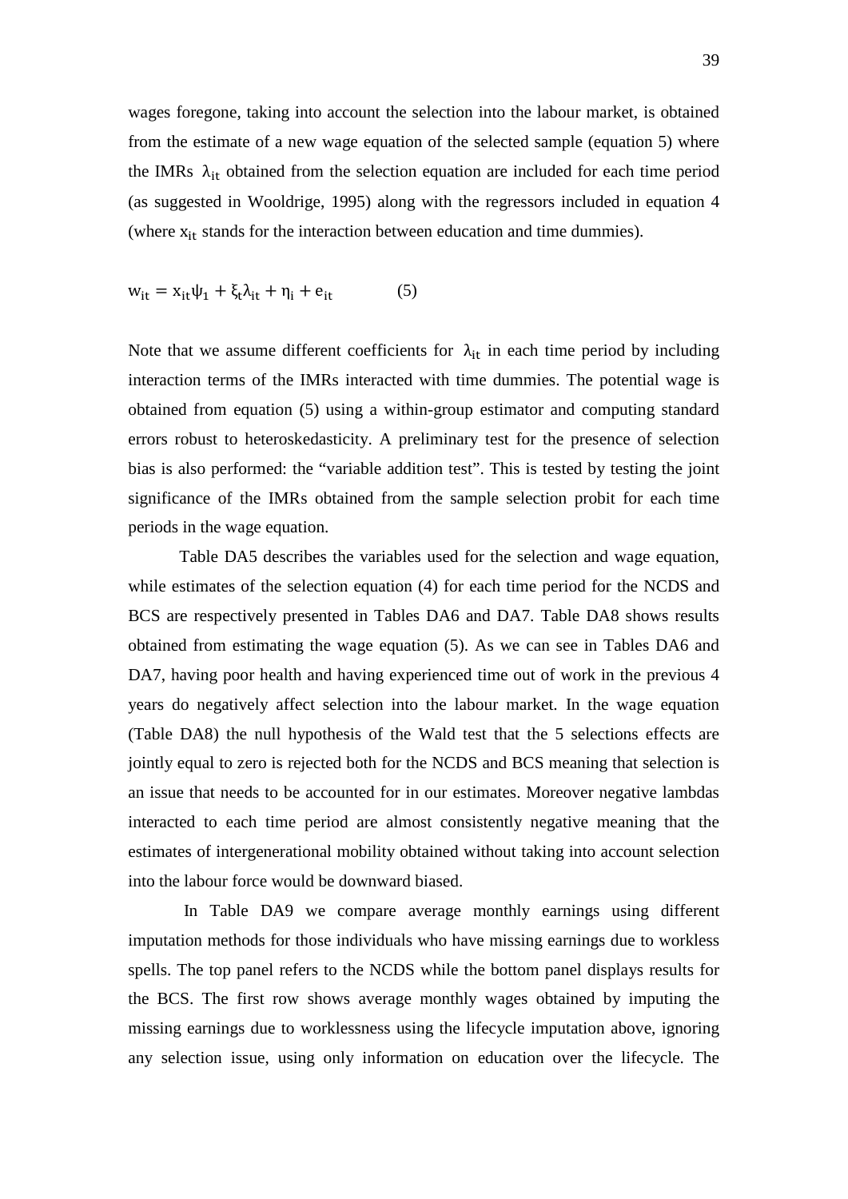wages foregone, taking into account the selection into the labour market, is obtained from the estimate of a new wage equation of the selected sample (equation 5) where the IMRs $\lambda_{it}$ obtained from the selection equation are included for each time period (as suggested in Wooldrige, 1995) along with the regressors included in equation 4 (where $x_{it}$ stands for the interaction between education and time dummies).

$$w_{it} = x_{it}\psi_1 + \xi_t\lambda_{it} + \eta_i + e_{it} \qquad (5)$$

Note that we assume different coefficients for $\lambda_{it}$ in each time period by including interaction terms of the IMRs interacted with time dummies. The potential wage is obtained from equation (5) using a within-group estimator and computing standard errors robust to heteroskedasticity. A preliminary test for the presence of selection bias is also performed: the "variable addition test". This is tested by testing the joint significance of the IMRs obtained from the sample selection probit for each time periods in the wage equation.

Table DA5 describes the variables used for the selection and wage equation, while estimates of the selection equation (4) for each time period for the NCDS and BCS are respectively presented in Tables DA6 and DA7. Table DA8 shows results obtained from estimating the wage equation (5). As we can see in Tables DA6 and DA7, having poor health and having experienced time out of work in the previous 4 years do negatively affect selection into the labour market. In the wage equation (Table DA8) the null hypothesis of the Wald test that the 5 selections effects are jointly equal to zero is rejected both for the NCDS and BCS meaning that selection is an issue that needs to be accounted for in our estimates. Moreover negative lambdas interacted to each time period are almost consistently negative meaning that the estimates of intergenerational mobility obtained without taking into account selection into the labour force would be downward biased.

In Table DA9 we compare average monthly earnings using different imputation methods for those individuals who have missing earnings due to workless spells. The top panel refers to the NCDS while the bottom panel displays results for the BCS. The first row shows average monthly wages obtained by imputing the missing earnings due to worklessness using the lifecycle imputation above, ignoring any selection issue, using only information on education over the lifecycle. The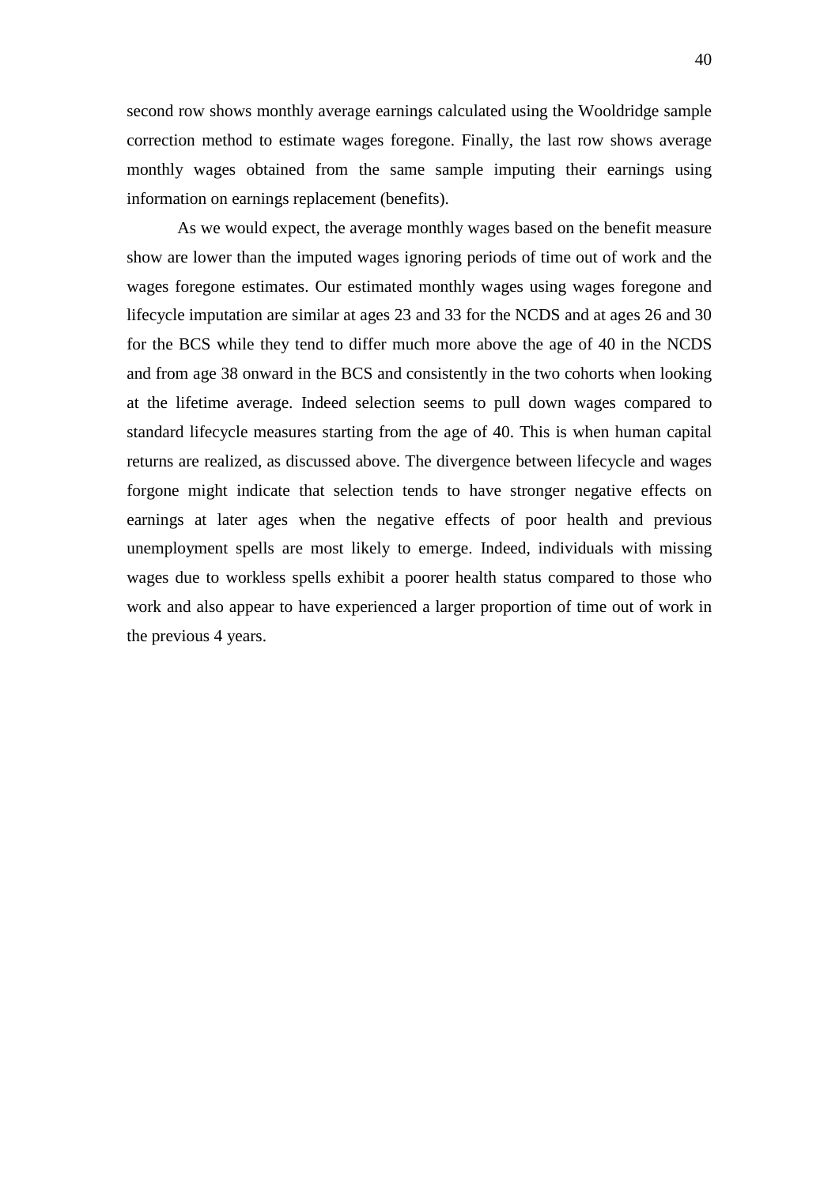second row shows monthly average earnings calculated using the Wooldridge sample correction method to estimate wages foregone. Finally, the last row shows average monthly wages obtained from the same sample imputing their earnings using information on earnings replacement (benefits).

As we would expect, the average monthly wages based on the benefit measure show are lower than the imputed wages ignoring periods of time out of work and the wages foregone estimates. Our estimated monthly wages using wages foregone and lifecycle imputation are similar at ages 23 and 33 for the NCDS and at ages 26 and 30 for the BCS while they tend to differ much more above the age of 40 in the NCDS and from age 38 onward in the BCS and consistently in the two cohorts when looking at the lifetime average. Indeed selection seems to pull down wages compared to standard lifecycle measures starting from the age of 40. This is when human capital returns are realized, as discussed above. The divergence between lifecycle and wages forgone might indicate that selection tends to have stronger negative effects on earnings at later ages when the negative effects of poor health and previous unemployment spells are most likely to emerge. Indeed, individuals with missing wages due to workless spells exhibit a poorer health status compared to those who work and also appear to have experienced a larger proportion of time out of work in the previous 4 years.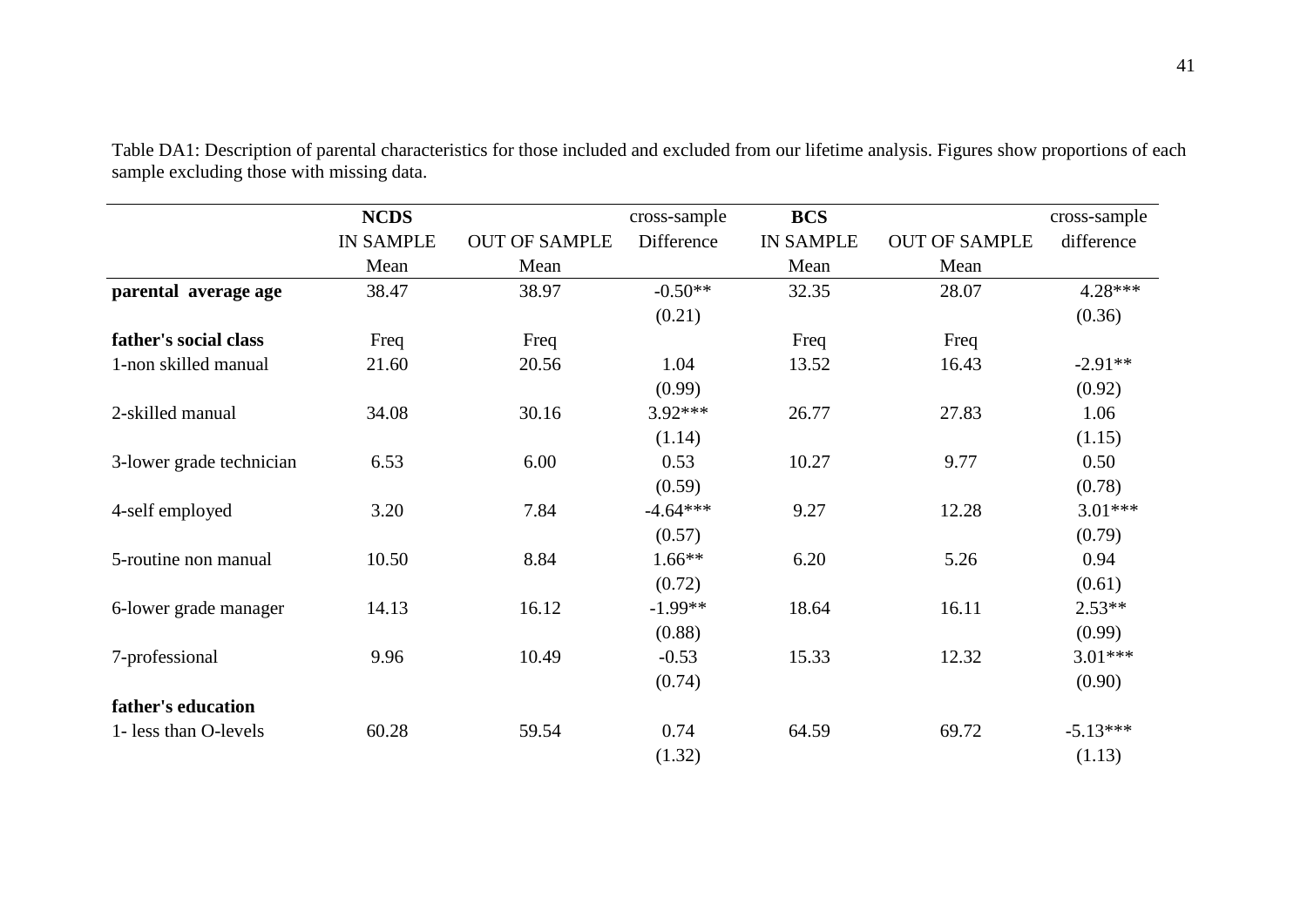Table DA1: Description of parental characteristics for those included and excluded from our lifetime analysis. Figures show proportions of each sample excluding those with missing data.

| | **NCDS** | | cross-sample | **BCS** | | cross-sample |
|---|---|---|---|---|---|---|
| | IN SAMPLE | OUT OF SAMPLE | Difference | IN SAMPLE | OUT OF SAMPLE | difference |
| | Mean | Mean | | Mean | Mean | |
| **parental average age** | 38.47 | 38.97 | -0.50** | 32.35 | 28.07 | 4.28*** |
| | | | (0.21) | | | (0.36) |
| **father's social class** | Freq | Freq | | Freq | Freq | |
| 1-non skilled manual | 21.60 | 20.56 | 1.04 | 13.52 | 16.43 | -2.91** |
| | | | (0.99) | | | (0.92) |
| 2-skilled manual | 34.08 | 30.16 | 3.92*** | 26.77 | 27.83 | 1.06 |
| | | | (1.14) | | | (1.15) |
| 3-lower grade technician | 6.53 | 6.00 | 0.53 | 10.27 | 9.77 | 0.50 |
| | | | (0.59) | | | (0.78) |
| 4-self employed | 3.20 | 7.84 | -4.64*** | 9.27 | 12.28 | 3.01*** |
| | | | (0.57) | | | (0.79) |
| 5-routine non manual | 10.50 | 8.84 | 1.66** | 6.20 | 5.26 | 0.94 |
| | | | (0.72) | | | (0.61) |
| 6-lower grade manager | 14.13 | 16.12 | -1.99** | 18.64 | 16.11 | 2.53** |
| | | | (0.88) | | | (0.99) |
| 7-professional | 9.96 | 10.49 | -0.53 | 15.33 | 12.32 | 3.01*** |
| | | | (0.74) | | | (0.90) |
| **father's education** | | | | | | |
| 1- less than O-levels | 60.28 | 59.54 | 0.74 | 64.59 | 69.72 | -5.13*** |
| | | | (1.32) | | | (1.13) |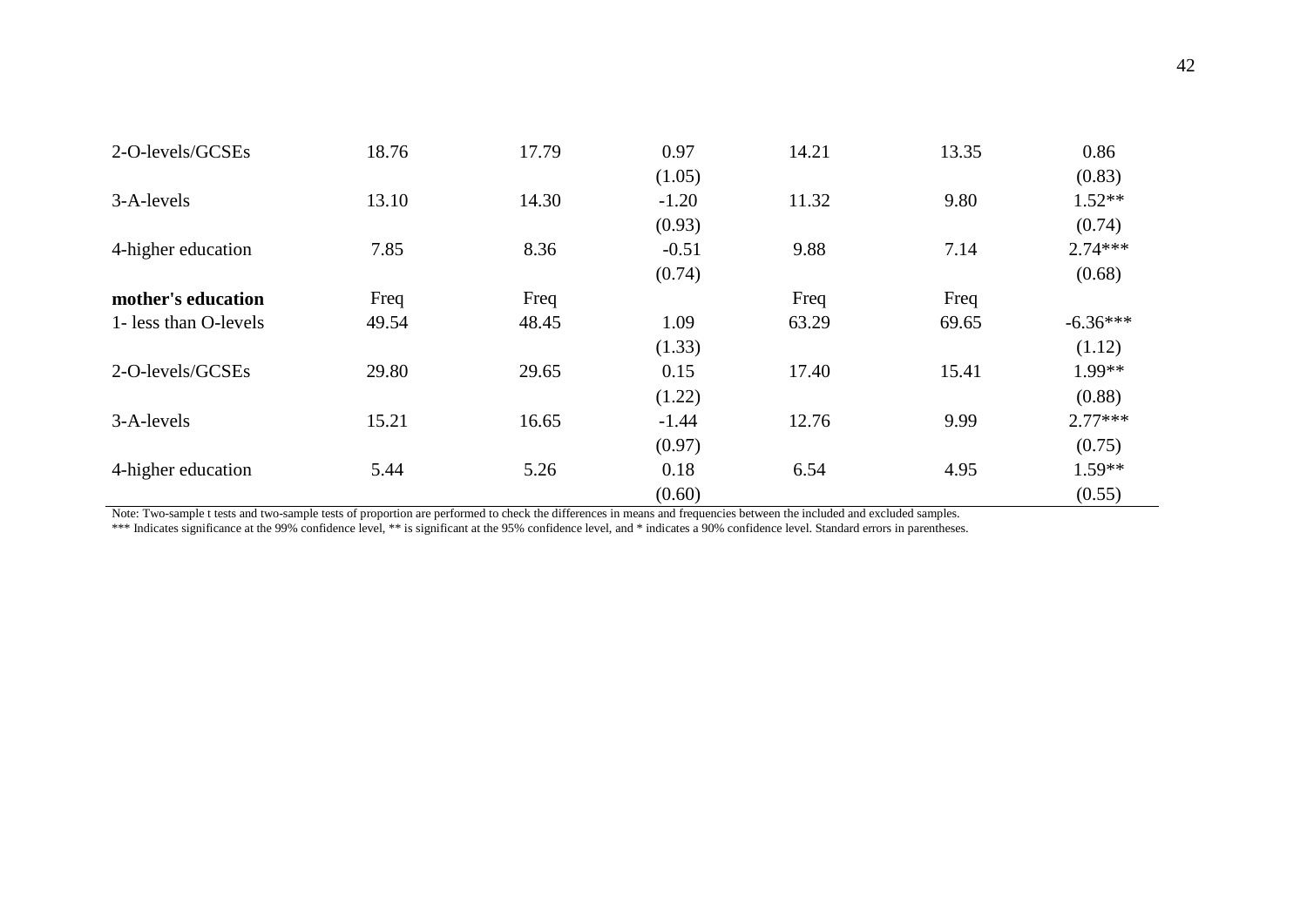| | | | | | | |
|---|---|---|---|---|---|---|
| 2-O-levels/GCSEs | 18.76 | 17.79 | 0.97 | 14.21 | 13.35 | 0.86 |
| | | | (1.05) | | | (0.83) |
| 3-A-levels | 13.10 | 14.30 | -1.20 | 11.32 | 9.80 | 1.52** |
| | | | (0.93) | | | (0.74) |
| 4-higher education | 7.85 | 8.36 | -0.51 | 9.88 | 7.14 | 2.74*** |
| | | | (0.74) | | | (0.68) |
| **mother's education** | Freq | Freq | | Freq | Freq | |
| 1- less than O-levels | 49.54 | 48.45 | 1.09 | 63.29 | 69.65 | -6.36*** |
| | | | (1.33) | | | (1.12) |
| 2-O-levels/GCSEs | 29.80 | 29.65 | 0.15 | 17.40 | 15.41 | 1.99** |
| | | | (1.22) | | | (0.88) |
| 3-A-levels | 15.21 | 16.65 | -1.44 | 12.76 | 9.99 | 2.77*** |
| | | | (0.97) | | | (0.75) |
| 4-higher education | 5.44 | 5.26 | 0.18 | 6.54 | 4.95 | 1.59** |
| | | | (0.60) | | | (0.55) |

Note: Two-sample t tests and two-sample tests of proportion are performed to check the differences in means and frequencies between the included and excluded samples.
*** Indicates significance at the 99% confidence level, ** is significant at the 95% confidence level, and * indicates a 90% confidence level. Standard errors in parentheses.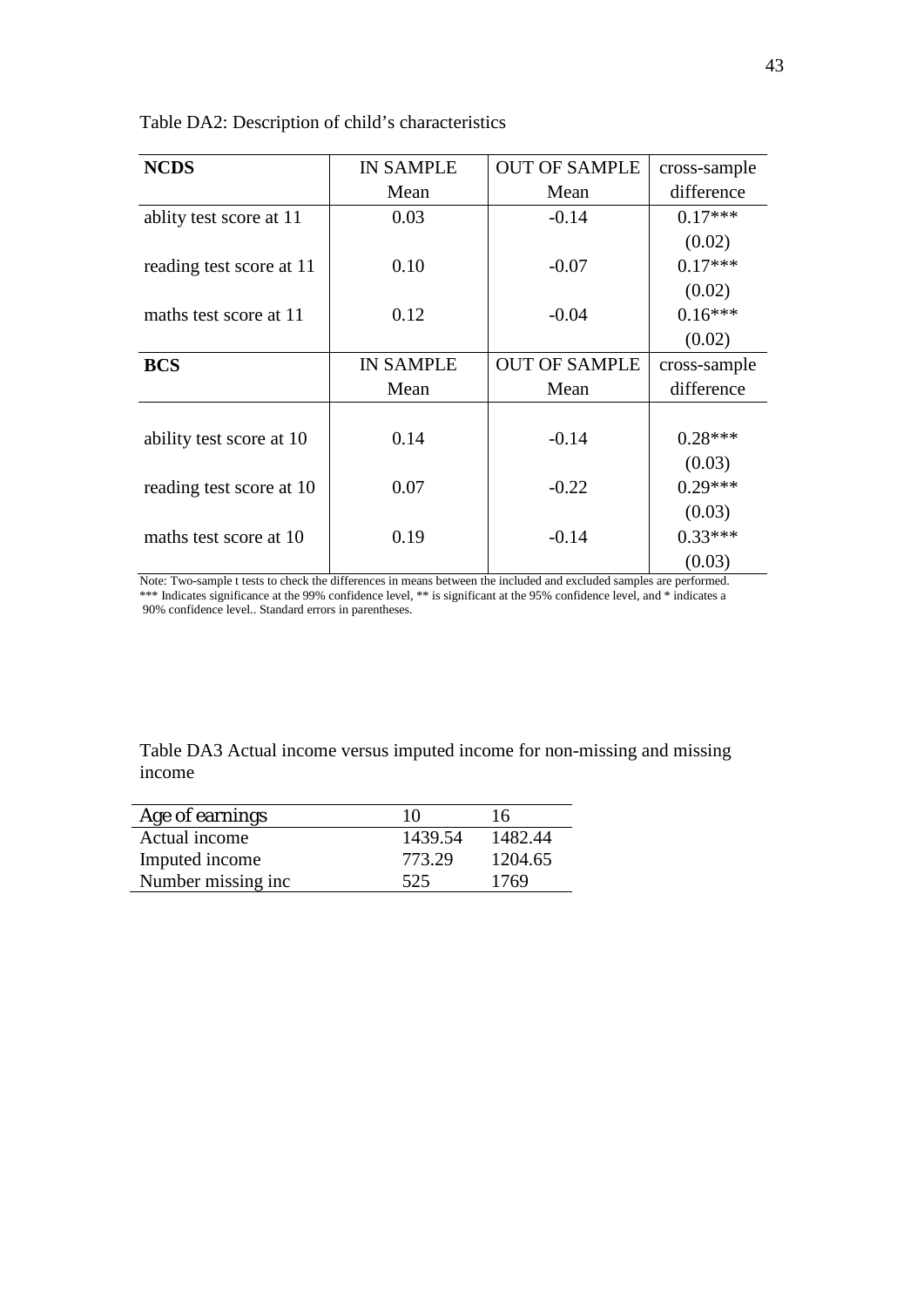Table DA2: Description of child's characteristics

| NCDS | IN SAMPLE Mean | OUT OF SAMPLE Mean | cross-sample difference |
|---|---|---|---|
| ablity test score at 11 | 0.03 | -0.14 | 0.17*** |
| | | | (0.02) |
| reading test score at 11 | 0.10 | -0.07 | 0.17*** |
| | | | (0.02) |
| maths test score at 11 | 0.12 | -0.04 | 0.16*** |
| | | | (0.02) |
| **BCS** | **IN SAMPLE Mean** | **OUT OF SAMPLE Mean** | **cross-sample difference** |
| ability test score at 10 | 0.14 | -0.14 | 0.28*** |
| | | | (0.03) |
| reading test score at 10 | 0.07 | -0.22 | 0.29*** |
| | | | (0.03) |
| maths test score at 10 | 0.19 | -0.14 | 0.33*** |
| | | | (0.03) |

Note: Two-sample t tests to check the differences in means between the included and excluded samples are performed. *** Indicates significance at the 99% confidence level, ** is significant at the 95% confidence level, and * indicates a 90% confidence level.. Standard errors in parentheses.

Table DA3 Actual income versus imputed income for non-missing and missing income

| Age of earnings | 10 | 16 |
|---|---|---|
| Actual income | 1439.54 | 1482.44 |
| Imputed income | 773.29 | 1204.65 |
| Number missing inc | 525 | 1769 |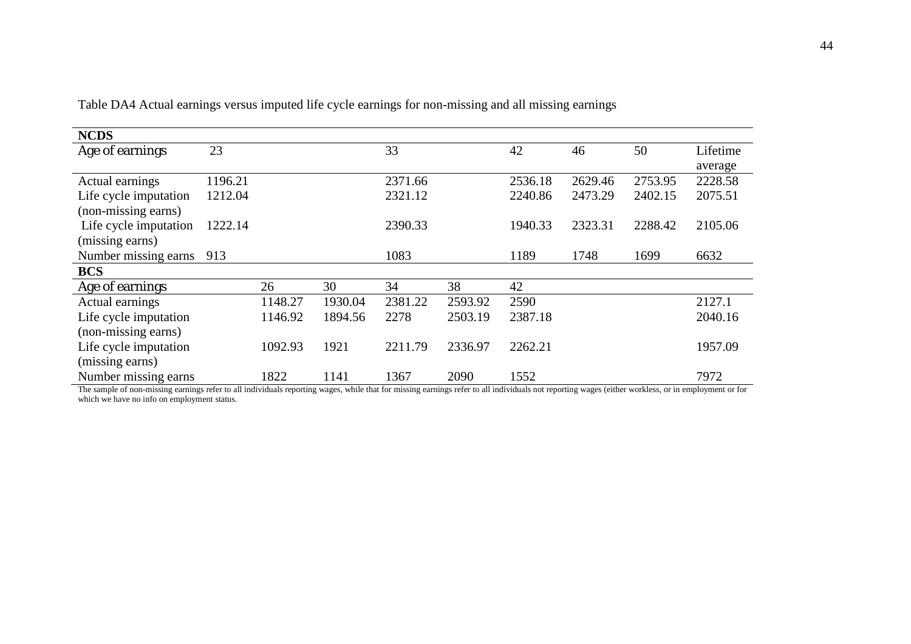Table DA4 Actual earnings versus imputed life cycle earnings for non-missing and all missing earnings

| **NCDS** | | | | | | | | | |
|---|---|---|---|---|---|---|---|---|---|
| Age of earnings | 23 | | | 33 | | 42 | 46 | 50 | Lifetime average |
| Actual earnings | 1196.21 | | | 2371.66 | | 2536.18 | 2629.46 | 2753.95 | 2228.58 |
| Life cycle imputation (non-missing earns) | 1212.04 | | | 2321.12 | | 2240.86 | 2473.29 | 2402.15 | 2075.51 |
| Life cycle imputation (missing earns) | 1222.14 | | | 2390.33 | | 1940.33 | 2323.31 | 2288.42 | 2105.06 |
| Number missing earns | 913 | | | 1083 | | 1189 | 1748 | 1699 | 6632 |
| **BCS** | | | | | | | | | |
| Age of earnings | | 26 | 30 | 34 | 38 | 42 | | | |
| Actual earnings | | 1148.27 | 1930.04 | 2381.22 | 2593.92 | 2590 | | | 2127.1 |
| Life cycle imputation (non-missing earns) | | 1146.92 | 1894.56 | 2278 | 2503.19 | 2387.18 | | | 2040.16 |
| Life cycle imputation (missing earns) | | 1092.93 | 1921 | 2211.79 | 2336.97 | 2262.21 | | | 1957.09 |
| Number missing earns | | 1822 | 1141 | 1367 | 2090 | 1552 | | | 7972 |

The sample of non-missing earnings refer to all individuals reporting wages, while that for missing earnings refer to all individuals not reporting wages (either workless, or in employment or for which we have no info on employment status.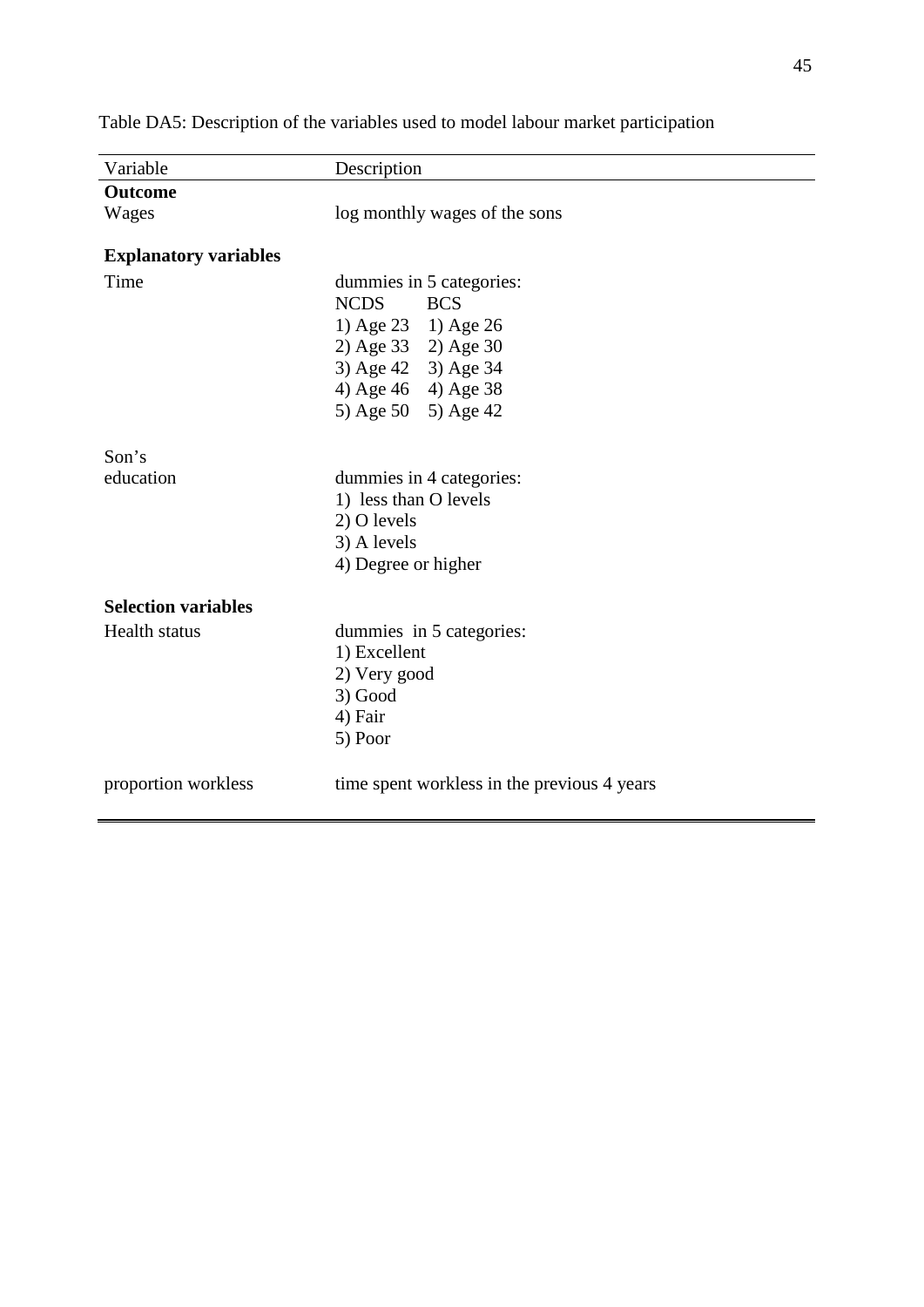Table DA5: Description of the variables used to model labour market participation

| Variable | Description | |
|---|---|---|
| **Outcome** | | |
| Wages | log monthly wages of the sons | |
| **Explanatory variables** | | |
| Time | dummies in 5 categories: | |
| | NCDS | BCS |
| | 1) Age 23 | 1) Age 26 |
| | 2) Age 33 | 2) Age 30 |
| | 3) Age 42 | 3) Age 34 |
| | 4) Age 46 | 4) Age 38 |
| | 5) Age 50 | 5) Age 42 |
| Son's education | dummies in 4 categories: | |
| | 1) less than O levels | |
| | 2) O levels | |
| | 3) A levels | |
| | 4) Degree or higher | |
| **Selection variables** | | |
| Health status | dummies in 5 categories: | |
| | 1) Excellent | |
| | 2) Very good | |
| | 3) Good | |
| | 4) Fair | |
| | 5) Poor | |
| proportion workless | time spent workless in the previous 4 years | |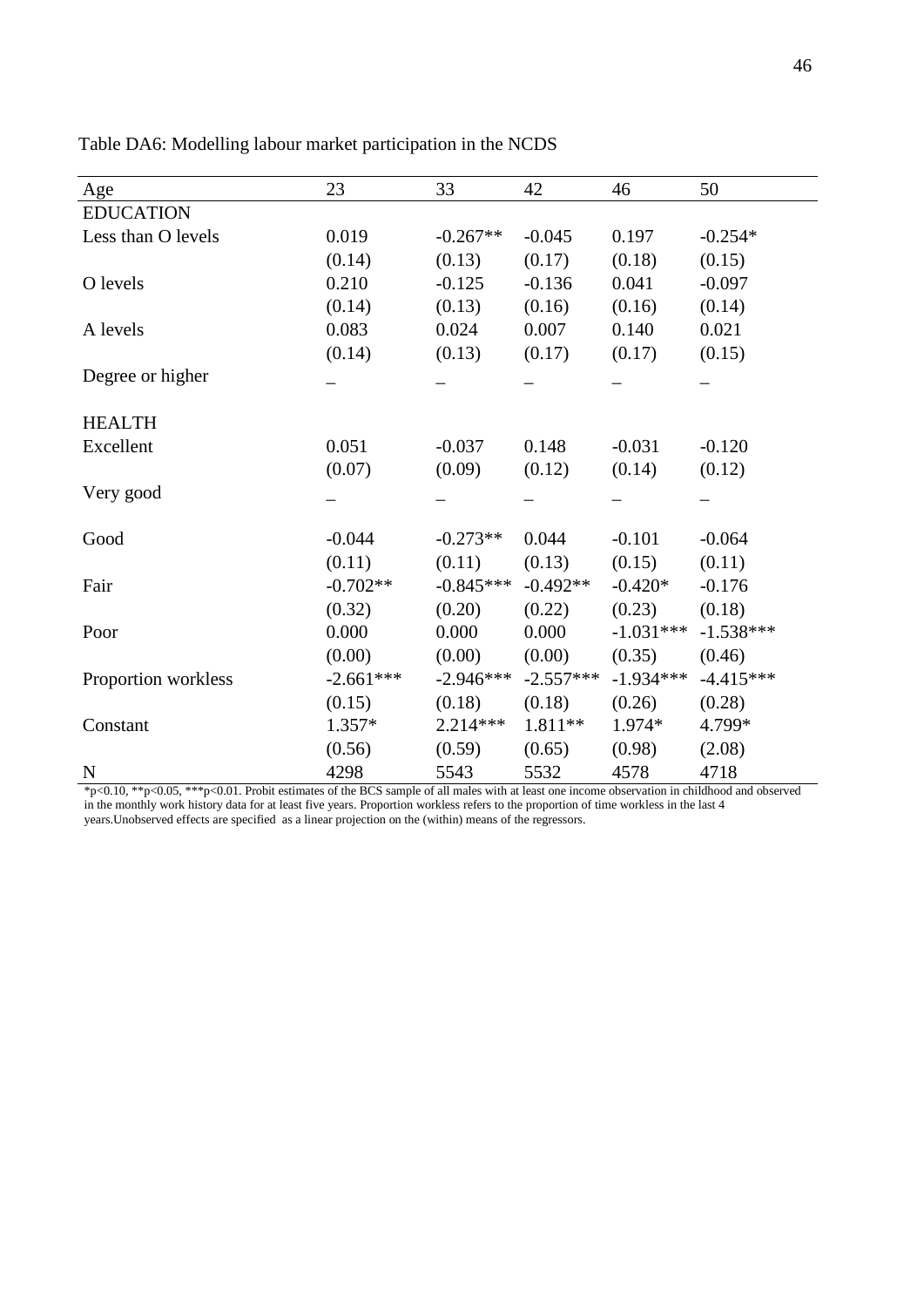Table DA6: Modelling labour market participation in the NCDS

| Age | 23 | 33 | 42 | 46 | 50 |
|---|---|---|---|---|---|
| EDUCATION | | | | | |
| Less than O levels | 0.019 | -0.267** | -0.045 | 0.197 | -0.254* |
| | (0.14) | (0.13) | (0.17) | (0.18) | (0.15) |
| O levels | 0.210 | -0.125 | -0.136 | 0.041 | -0.097 |
| | (0.14) | (0.13) | (0.16) | (0.16) | (0.14) |
| A levels | 0.083 | 0.024 | 0.007 | 0.140 | 0.021 |
| | (0.14) | (0.13) | (0.17) | (0.17) | (0.15) |
| Degree or higher | – | – | – | – | – |
| HEALTH | | | | | |
| Excellent | 0.051 | -0.037 | 0.148 | -0.031 | -0.120 |
| | (0.07) | (0.09) | (0.12) | (0.14) | (0.12) |
| Very good | – | – | – | – | – |
| Good | -0.044 | -0.273** | 0.044 | -0.101 | -0.064 |
| | (0.11) | (0.11) | (0.13) | (0.15) | (0.11) |
| Fair | -0.702** | -0.845*** | -0.492** | -0.420* | -0.176 |
| | (0.32) | (0.20) | (0.22) | (0.23) | (0.18) |
| Poor | 0.000 | 0.000 | 0.000 | -1.031*** | -1.538*** |
| | (0.00) | (0.00) | (0.00) | (0.35) | (0.46) |
| Proportion workless | -2.661*** | -2.946*** | -2.557*** | -1.934*** | -4.415*** |
| | (0.15) | (0.18) | (0.18) | (0.26) | (0.28) |
| Constant | 1.357* | 2.214*** | 1.811** | 1.974* | 4.799* |
| | (0.56) | (0.59) | (0.65) | (0.98) | (2.08) |
| N | 4298 | 5543 | 5532 | 4578 | 4718 |

*p<0.10, **p<0.05, ***p<0.01. Probit estimates of the BCS sample of all males with at least one income observation in childhood and observed in the monthly work history data for at least five years. Proportion workless refers to the proportion of time workless in the last 4 years.Unobserved effects are specified as a linear projection on the (within) means of the regressors.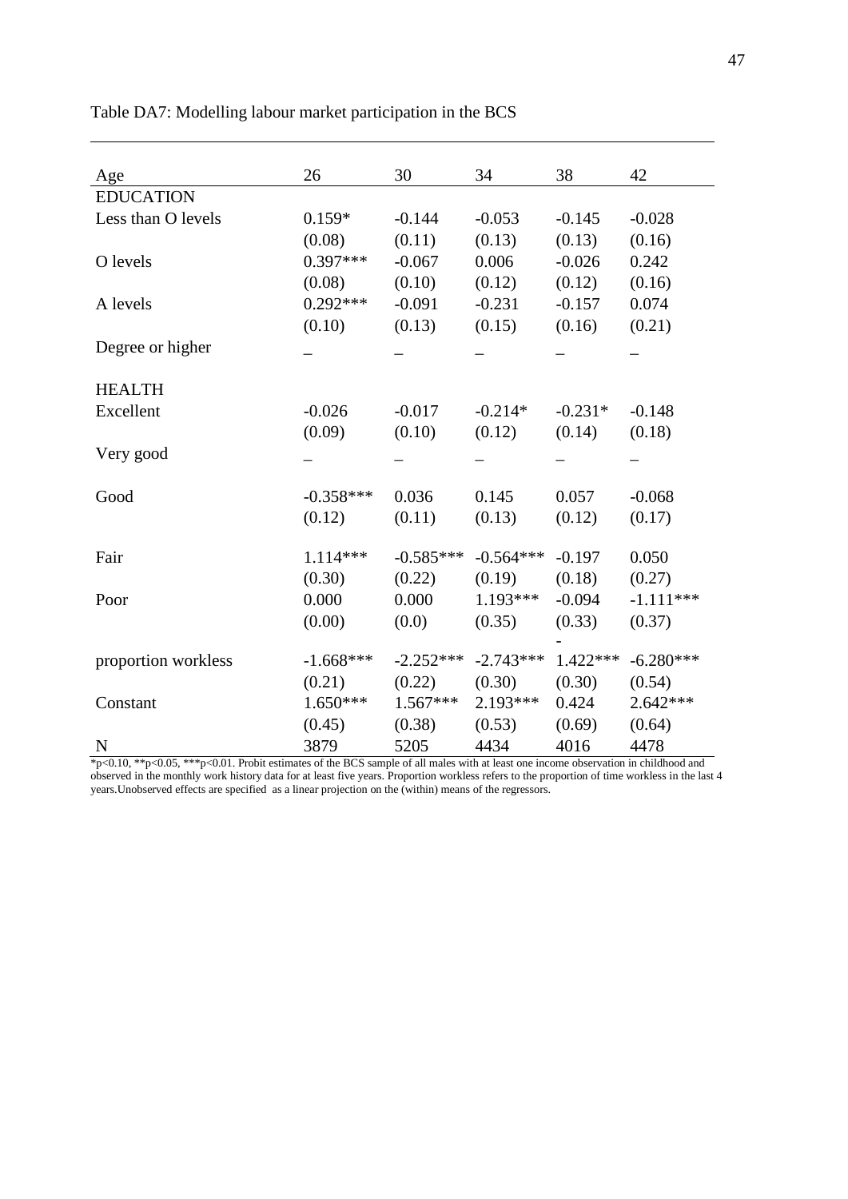Table DA7: Modelling labour market participation in the BCS

| Age | 26 | 30 | 34 | 38 | 42 |
|---|---|---|---|---|---|
| EDUCATION | | | | | |
| Less than O levels | 0.159* | -0.144 | -0.053 | -0.145 | -0.028 |
| | (0.08) | (0.11) | (0.13) | (0.13) | (0.16) |
| O levels | 0.397*** | -0.067 | 0.006 | -0.026 | 0.242 |
| | (0.08) | (0.10) | (0.12) | (0.12) | (0.16) |
| A levels | 0.292*** | -0.091 | -0.231 | -0.157 | 0.074 |
| | (0.10) | (0.13) | (0.15) | (0.16) | (0.21) |
| Degree or higher | – | – | – | – | – |
| HEALTH | | | | | |
| Excellent | -0.026 | -0.017 | -0.214* | -0.231* | -0.148 |
| | (0.09) | (0.10) | (0.12) | (0.14) | (0.18) |
| Very good | – | – | – | – | – |
| Good | -0.358*** | 0.036 | 0.145 | 0.057 | -0.068 |
| | (0.12) | (0.11) | (0.13) | (0.12) | (0.17) |
| Fair | 1.114*** | -0.585*** | -0.564*** | -0.197 | 0.050 |
| | (0.30) | (0.22) | (0.19) | (0.18) | (0.27) |
| Poor | 0.000 | 0.000 | 1.193*** | -0.094 | -1.111*** |
| | (0.00) | (0.0) | (0.35) | (0.33) | (0.37) |
| proportion workless | -1.668*** | -2.252*** | -2.743*** | -1.422*** | -6.280*** |
| | (0.21) | (0.22) | (0.30) | (0.30) | (0.54) |
| Constant | 1.650*** | 1.567*** | 2.193*** | 0.424 | 2.642*** |
| | (0.45) | (0.38) | (0.53) | (0.69) | (0.64) |
| N | 3879 | 5205 | 4434 | 4016 | 4478 |

*p<0.10, **p<0.05, ***p<0.01. Probit estimates of the BCS sample of all males with at least one income observation in childhood and observed in the monthly work history data for at least five years. Proportion workless refers to the proportion of time workless in the last 4 years.Unobserved effects are specified as a linear projection on the (within) means of the regressors.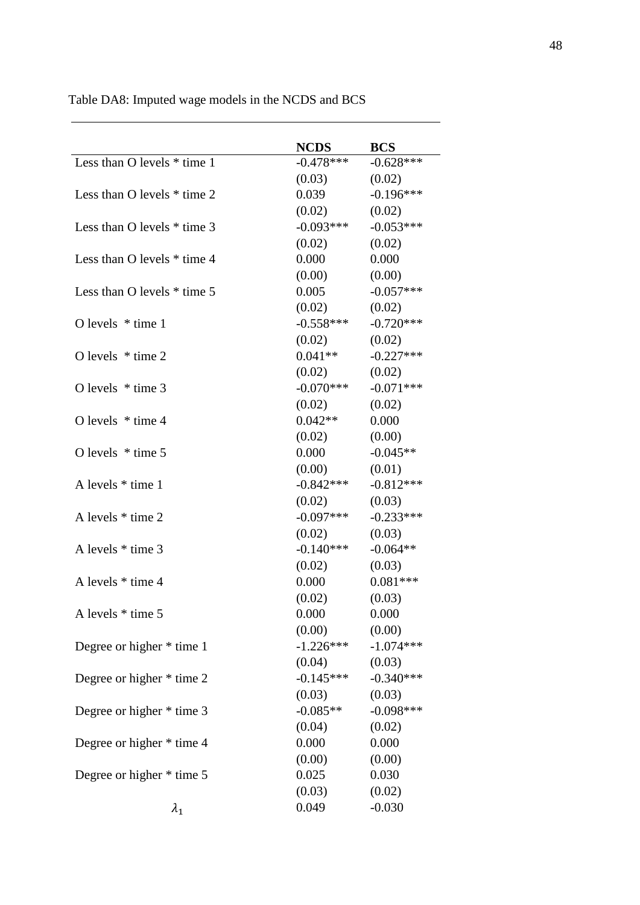Table DA8: Imputed wage models in the NCDS and BCS

| | NCDS | BCS |
|---|---|---|
| Less than O levels * time 1 | -0.478*** | -0.628*** |
| | (0.03) | (0.02) |
| Less than O levels * time 2 | 0.039 | -0.196*** |
| | (0.02) | (0.02) |
| Less than O levels * time 3 | -0.093*** | -0.053*** |
| | (0.02) | (0.02) |
| Less than O levels * time 4 | 0.000 | 0.000 |
| | (0.00) | (0.00) |
| Less than O levels * time 5 | 0.005 | -0.057*** |
| | (0.02) | (0.02) |
| O levels * time 1 | -0.558*** | -0.720*** |
| | (0.02) | (0.02) |
| O levels * time 2 | 0.041** | -0.227*** |
| | (0.02) | (0.02) |
| O levels * time 3 | -0.070*** | -0.071*** |
| | (0.02) | (0.02) |
| O levels * time 4 | 0.042** | 0.000 |
| | (0.02) | (0.00) |
| O levels * time 5 | 0.000 | -0.045** |
| | (0.00) | (0.01) |
| A levels * time 1 | -0.842*** | -0.812*** |
| | (0.02) | (0.03) |
| A levels * time 2 | -0.097*** | -0.233*** |
| | (0.02) | (0.03) |
| A levels * time 3 | -0.140*** | -0.064** |
| | (0.02) | (0.03) |
| A levels * time 4 | 0.000 | 0.081*** |
| | (0.02) | (0.03) |
| A levels * time 5 | 0.000 | 0.000 |
| | (0.00) | (0.00) |
| Degree or higher * time 1 | -1.226*** | -1.074*** |
| | (0.04) | (0.03) |
| Degree or higher * time 2 | -0.145*** | -0.340*** |
| | (0.03) | (0.03) |
| Degree or higher * time 3 | -0.085** | -0.098*** |
| | (0.04) | (0.02) |
| Degree or higher * time 4 | 0.000 | 0.000 |
| | (0.00) | (0.00) |
| Degree or higher * time 5 | 0.025 | 0.030 |
| | (0.03) | (0.02) |
| $\lambda_1$ | 0.049 | -0.030 |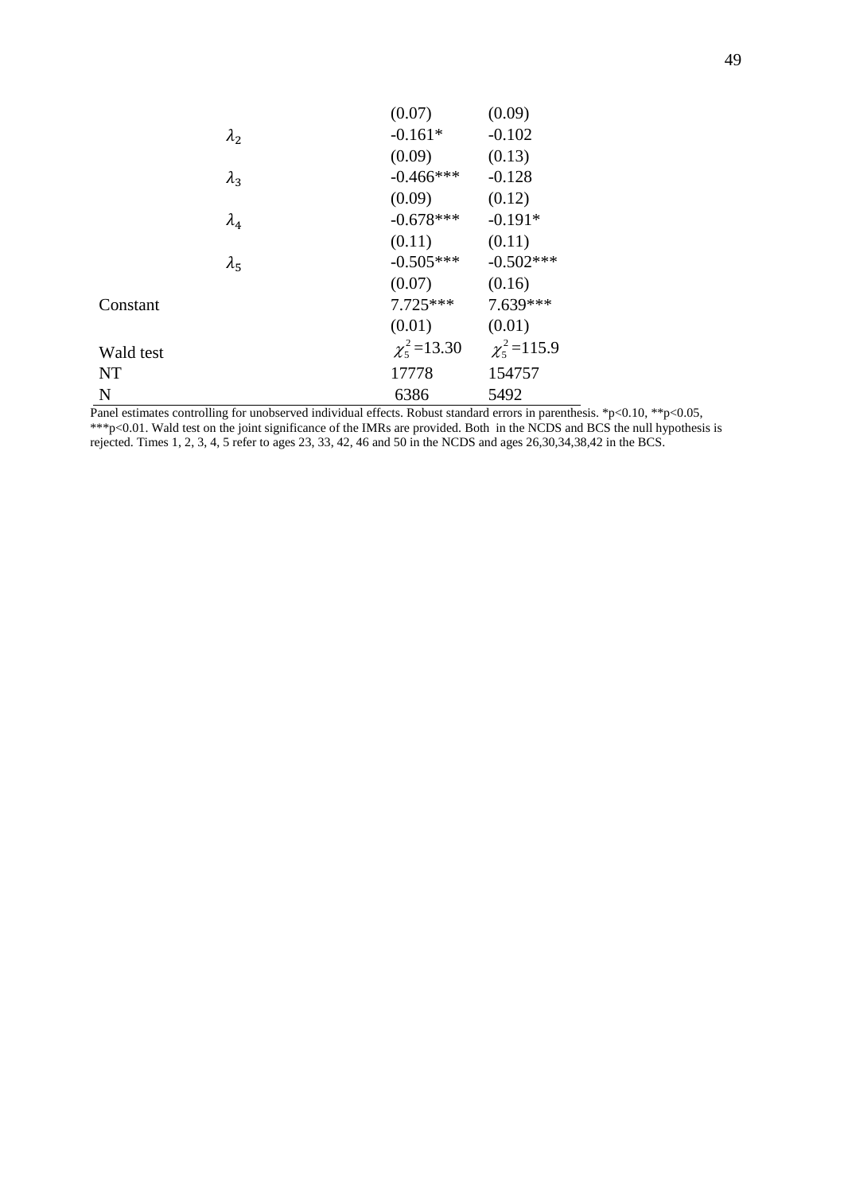| | | |
|---|---|---|
| | (0.07) | (0.09) |
| $\lambda_2$ | -0.161* | -0.102 |
| | (0.09) | (0.13) |
| $\lambda_3$ | -0.466*** | -0.128 |
| | (0.09) | (0.12) |
| $\lambda_4$ | -0.678*** | -0.191* |
| | (0.11) | (0.11) |
| $\lambda_5$ | -0.505*** | -0.502*** |
| | (0.07) | (0.16) |
| Constant | 7.725*** | 7.639*** |
| | (0.01) | (0.01) |
| Wald test | $\chi^2_5$ =13.30 | $\chi^2_5$ =115.9 |
| NT | 17778 | 154757 |
| N | 6386 | 5492 |

Panel estimates controlling for unobserved individual effects. Robust standard errors in parenthesis. *p<0.10, **p<0.05, ***p<0.01. Wald test on the joint significance of the IMRs are provided. Both in the NCDS and BCS the null hypothesis is rejected. Times 1, 2, 3, 4, 5 refer to ages 23, 33, 42, 46 and 50 in the NCDS and ages 26,30,34,38,42 in the BCS.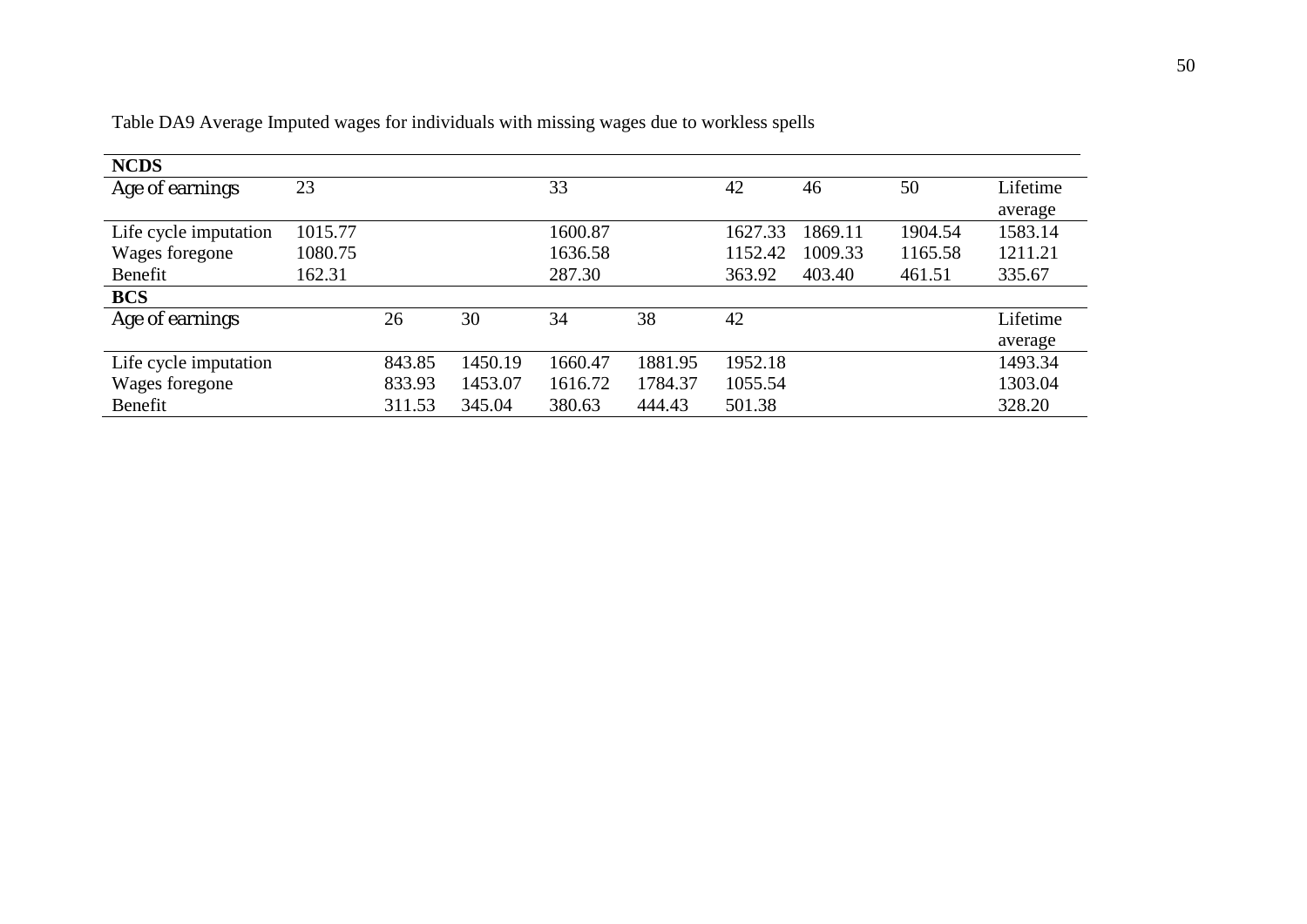Table DA9 Average Imputed wages for individuals with missing wages due to workless spells

| | | | | | | | | | |
|---|---|---|---|---|---|---|---|---|---|
| **NCDS** | | | | | | | | | |
| Age of earnings | 23 | | | 33 | | 42 | 46 | 50 | Lifetime average |
| Life cycle imputation | 1015.77 | | | 1600.87 | | 1627.33 | 1869.11 | 1904.54 | 1583.14 |
| Wages foregone | 1080.75 | | | 1636.58 | | 1152.42 | 1009.33 | 1165.58 | 1211.21 |
| Benefit | 162.31 | | | 287.30 | | 363.92 | 403.40 | 461.51 | 335.67 |
| **BCS** | | | | | | | | | |
| Age of earnings | | 26 | 30 | 34 | 38 | 42 | | | Lifetime average |
| Life cycle imputation | | 843.85 | 1450.19 | 1660.47 | 1881.95 | 1952.18 | | | 1493.34 |
| Wages foregone | | 833.93 | 1453.07 | 1616.72 | 1784.37 | 1055.54 | | | 1303.04 |
| Benefit | | 311.53 | 345.04 | 380.63 | 444.43 | 501.38 | | | 328.20 |